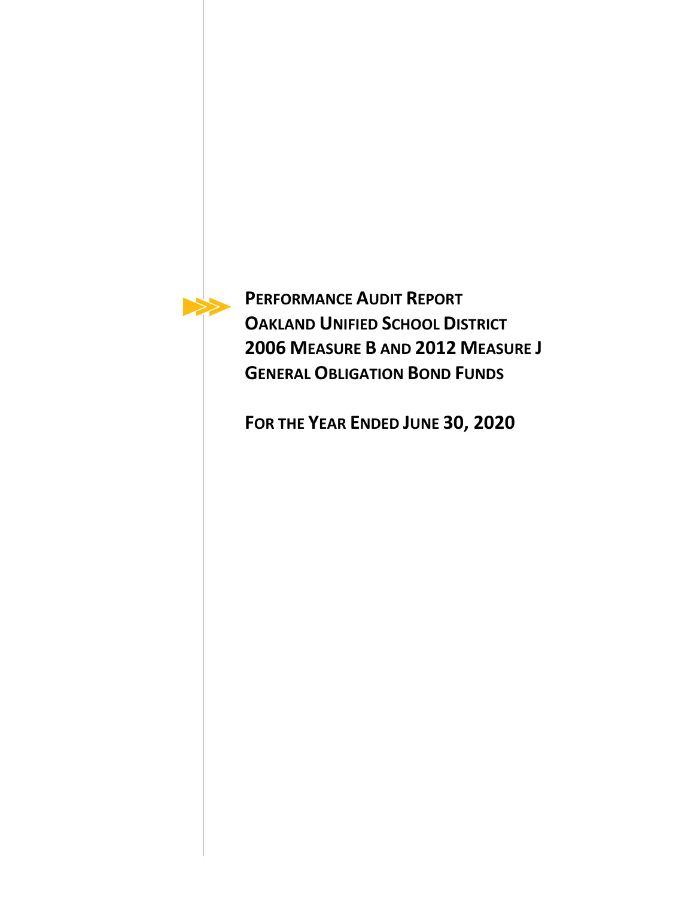# PERFORMANCE AUDIT REPORT
# OAKLAND UNIFIED SCHOOL DISTRICT
# 2006 MEASURE B AND 2012 MEASURE J
# GENERAL OBLIGATION BOND FUNDS

## FOR THE YEAR ENDED JUNE 30, 2020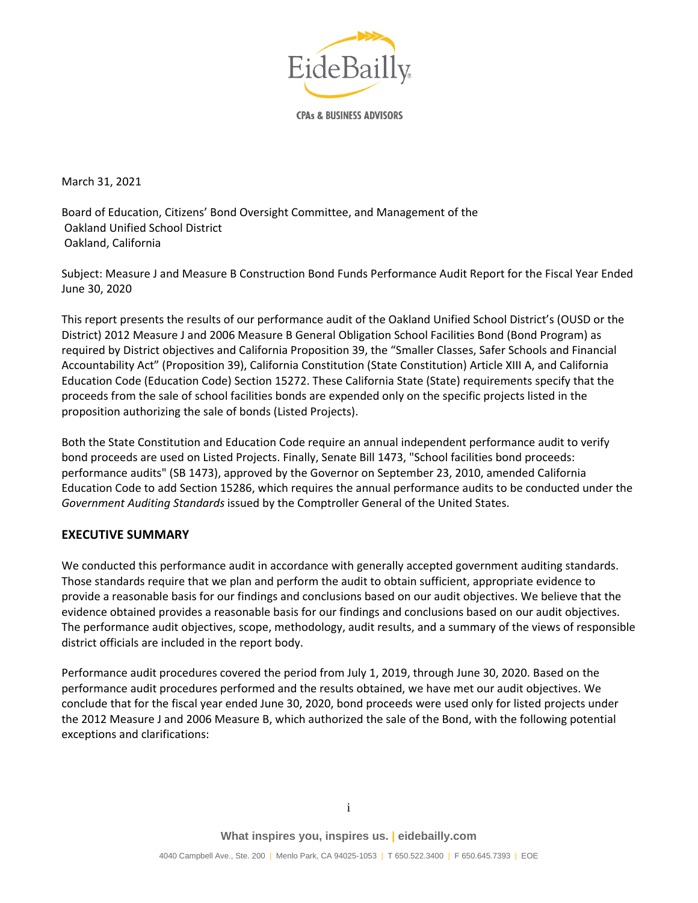March 31, 2021

Board of Education, Citizens' Bond Oversight Committee, and Management of the
Oakland Unified School District
Oakland, California

Subject: Measure J and Measure B Construction Bond Funds Performance Audit Report for the Fiscal Year Ended June 30, 2020

This report presents the results of our performance audit of the Oakland Unified School District's (OUSD or the District) 2012 Measure J and 2006 Measure B General Obligation School Facilities Bond (Bond Program) as required by District objectives and California Proposition 39, the "Smaller Classes, Safer Schools and Financial Accountability Act" (Proposition 39), California Constitution (State Constitution) Article XIII A, and California Education Code (Education Code) Section 15272. These California State (State) requirements specify that the proceeds from the sale of school facilities bonds are expended only on the specific projects listed in the proposition authorizing the sale of bonds (Listed Projects).

Both the State Constitution and Education Code require an annual independent performance audit to verify bond proceeds are used on Listed Projects. Finally, Senate Bill 1473, "School facilities bond proceeds: performance audits" (SB 1473), approved by the Governor on September 23, 2010, amended California Education Code to add Section 15286, which requires the annual performance audits to be conducted under the *Government Auditing Standards* issued by the Comptroller General of the United States.

## EXECUTIVE SUMMARY

We conducted this performance audit in accordance with generally accepted government auditing standards. Those standards require that we plan and perform the audit to obtain sufficient, appropriate evidence to provide a reasonable basis for our findings and conclusions based on our audit objectives. We believe that the evidence obtained provides a reasonable basis for our findings and conclusions based on our audit objectives. The performance audit objectives, scope, methodology, audit results, and a summary of the views of responsible district officials are included in the report body.

Performance audit procedures covered the period from July 1, 2019, through June 30, 2020. Based on the performance audit procedures performed and the results obtained, we have met our audit objectives. We conclude that for the fiscal year ended June 30, 2020, bond proceeds were used only for listed projects under the 2012 Measure J and 2006 Measure B, which authorized the sale of the Bond, with the following potential exceptions and clarifications: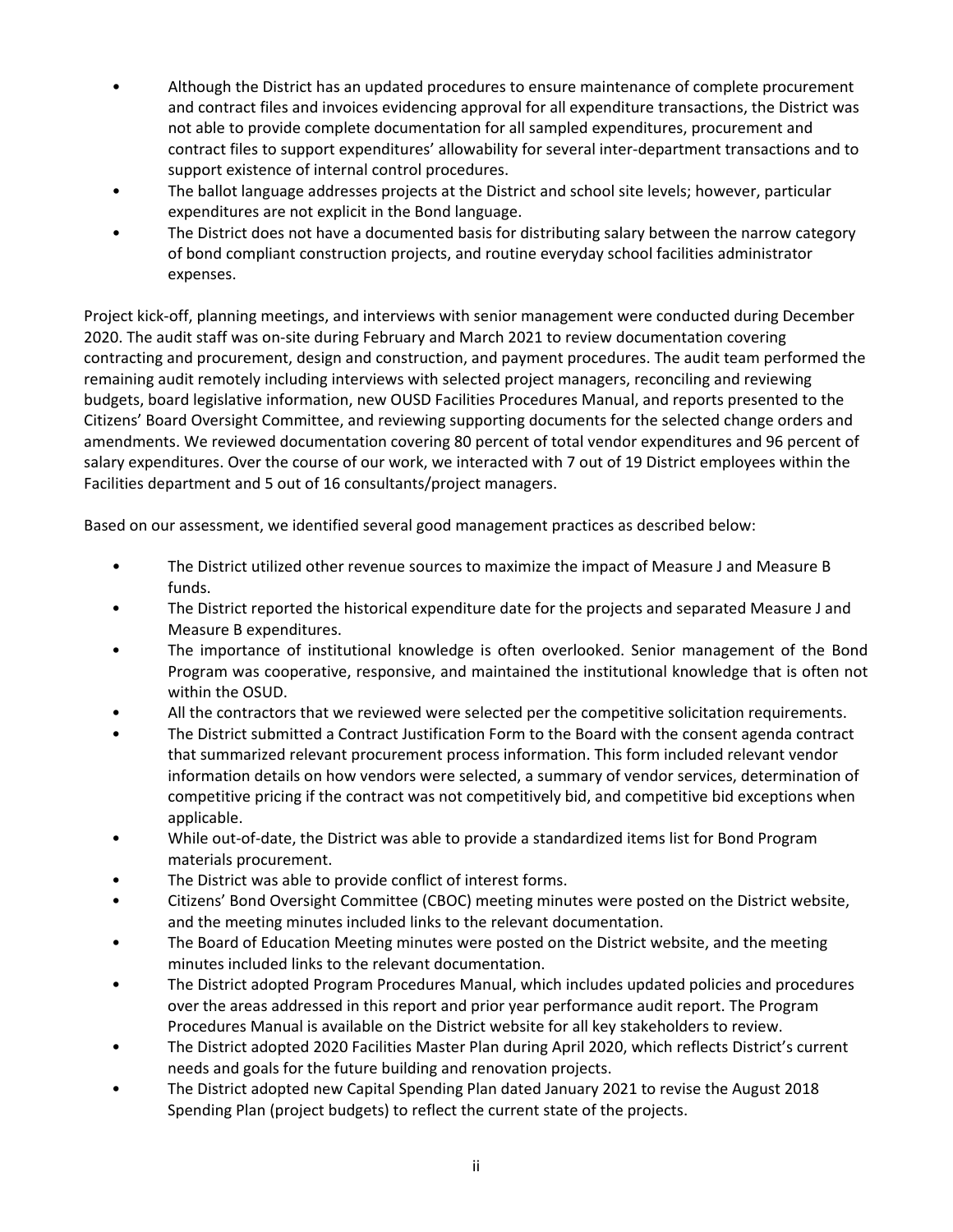- Although the District has an updated procedures to ensure maintenance of complete procurement and contract files and invoices evidencing approval for all expenditure transactions, the District was not able to provide complete documentation for all sampled expenditures, procurement and contract files to support expenditures' allowability for several inter-department transactions and to support existence of internal control procedures.
- The ballot language addresses projects at the District and school site levels; however, particular expenditures are not explicit in the Bond language.
- The District does not have a documented basis for distributing salary between the narrow category of bond compliant construction projects, and routine everyday school facilities administrator expenses.

Project kick-off, planning meetings, and interviews with senior management were conducted during December 2020. The audit staff was on-site during February and March 2021 to review documentation covering contracting and procurement, design and construction, and payment procedures. The audit team performed the remaining audit remotely including interviews with selected project managers, reconciling and reviewing budgets, board legislative information, new OUSD Facilities Procedures Manual, and reports presented to the Citizens' Board Oversight Committee, and reviewing supporting documents for the selected change orders and amendments. We reviewed documentation covering 80 percent of total vendor expenditures and 96 percent of salary expenditures. Over the course of our work, we interacted with 7 out of 19 District employees within the Facilities department and 5 out of 16 consultants/project managers.

Based on our assessment, we identified several good management practices as described below:

- The District utilized other revenue sources to maximize the impact of Measure J and Measure B funds.
- The District reported the historical expenditure date for the projects and separated Measure J and Measure B expenditures.
- The importance of institutional knowledge is often overlooked. Senior management of the Bond Program was cooperative, responsive, and maintained the institutional knowledge that is often not within the OSUD.
- All the contractors that we reviewed were selected per the competitive solicitation requirements.
- The District submitted a Contract Justification Form to the Board with the consent agenda contract that summarized relevant procurement process information. This form included relevant vendor information details on how vendors were selected, a summary of vendor services, determination of competitive pricing if the contract was not competitively bid, and competitive bid exceptions when applicable.
- While out-of-date, the District was able to provide a standardized items list for Bond Program materials procurement.
- The District was able to provide conflict of interest forms.
- Citizens' Bond Oversight Committee (CBOC) meeting minutes were posted on the District website, and the meeting minutes included links to the relevant documentation.
- The Board of Education Meeting minutes were posted on the District website, and the meeting minutes included links to the relevant documentation.
- The District adopted Program Procedures Manual, which includes updated policies and procedures over the areas addressed in this report and prior year performance audit report. The Program Procedures Manual is available on the District website for all key stakeholders to review.
- The District adopted 2020 Facilities Master Plan during April 2020, which reflects District's current needs and goals for the future building and renovation projects.
- The District adopted new Capital Spending Plan dated January 2021 to revise the August 2018 Spending Plan (project budgets) to reflect the current state of the projects.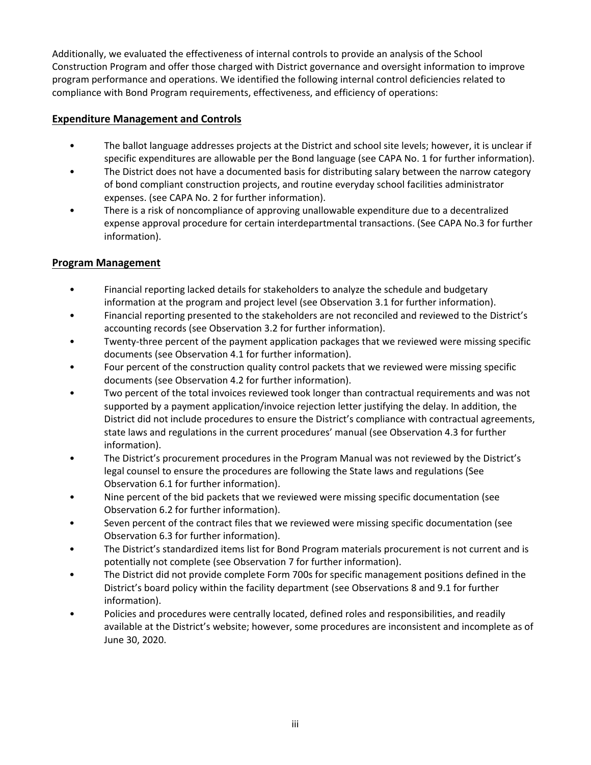Additionally, we evaluated the effectiveness of internal controls to provide an analysis of the School Construction Program and offer those charged with District governance and oversight information to improve program performance and operations. We identified the following internal control deficiencies related to compliance with Bond Program requirements, effectiveness, and efficiency of operations:

## Expenditure Management and Controls

- The ballot language addresses projects at the District and school site levels; however, it is unclear if specific expenditures are allowable per the Bond language (see CAPA No. 1 for further information).
- The District does not have a documented basis for distributing salary between the narrow category of bond compliant construction projects, and routine everyday school facilities administrator expenses. (see CAPA No. 2 for further information).
- There is a risk of noncompliance of approving unallowable expenditure due to a decentralized expense approval procedure for certain interdepartmental transactions. (See CAPA No.3 for further information).

## Program Management

- Financial reporting lacked details for stakeholders to analyze the schedule and budgetary information at the program and project level (see Observation 3.1 for further information).
- Financial reporting presented to the stakeholders are not reconciled and reviewed to the District's accounting records (see Observation 3.2 for further information).
- Twenty-three percent of the payment application packages that we reviewed were missing specific documents (see Observation 4.1 for further information).
- Four percent of the construction quality control packets that we reviewed were missing specific documents (see Observation 4.2 for further information).
- Two percent of the total invoices reviewed took longer than contractual requirements and was not supported by a payment application/invoice rejection letter justifying the delay. In addition, the District did not include procedures to ensure the District's compliance with contractual agreements, state laws and regulations in the current procedures' manual (see Observation 4.3 for further information).
- The District's procurement procedures in the Program Manual was not reviewed by the District's legal counsel to ensure the procedures are following the State laws and regulations (See Observation 6.1 for further information).
- Nine percent of the bid packets that we reviewed were missing specific documentation (see Observation 6.2 for further information).
- Seven percent of the contract files that we reviewed were missing specific documentation (see Observation 6.3 for further information).
- The District's standardized items list for Bond Program materials procurement is not current and is potentially not complete (see Observation 7 for further information).
- The District did not provide complete Form 700s for specific management positions defined in the District's board policy within the facility department (see Observations 8 and 9.1 for further information).
- Policies and procedures were centrally located, defined roles and responsibilities, and readily available at the District's website; however, some procedures are inconsistent and incomplete as of June 30, 2020.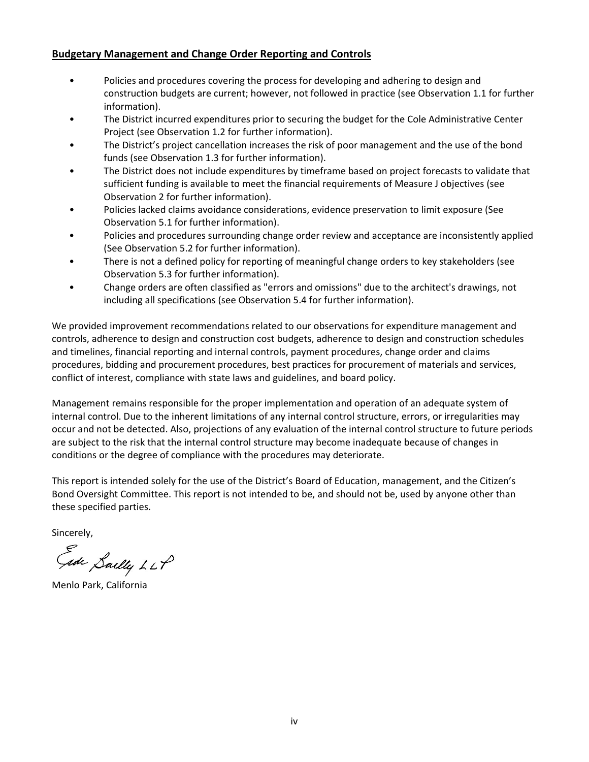**Budgetary Management and Change Order Reporting and Controls**

- Policies and procedures covering the process for developing and adhering to design and construction budgets are current; however, not followed in practice (see Observation 1.1 for further information).
- The District incurred expenditures prior to securing the budget for the Cole Administrative Center Project (see Observation 1.2 for further information).
- The District's project cancellation increases the risk of poor management and the use of the bond funds (see Observation 1.3 for further information).
- The District does not include expenditures by timeframe based on project forecasts to validate that sufficient funding is available to meet the financial requirements of Measure J objectives (see Observation 2 for further information).
- Policies lacked claims avoidance considerations, evidence preservation to limit exposure (See Observation 5.1 for further information).
- Policies and procedures surrounding change order review and acceptance are inconsistently applied (See Observation 5.2 for further information).
- There is not a defined policy for reporting of meaningful change orders to key stakeholders (see Observation 5.3 for further information).
- Change orders are often classified as "errors and omissions" due to the architect's drawings, not including all specifications (see Observation 5.4 for further information).

We provided improvement recommendations related to our observations for expenditure management and controls, adherence to design and construction cost budgets, adherence to design and construction schedules and timelines, financial reporting and internal controls, payment procedures, change order and claims procedures, bidding and procurement procedures, best practices for procurement of materials and services, conflict of interest, compliance with state laws and guidelines, and board policy.

Management remains responsible for the proper implementation and operation of an adequate system of internal control. Due to the inherent limitations of any internal control structure, errors, or irregularities may occur and not be detected. Also, projections of any evaluation of the internal control structure to future periods are subject to the risk that the internal control structure may become inadequate because of changes in conditions or the degree of compliance with the procedures may deteriorate.

This report is intended solely for the use of the District's Board of Education, management, and the Citizen's Bond Oversight Committee. This report is not intended to be, and should not be, used by anyone other than these specified parties.

Sincerely,

Eide Bailly LLP

Menlo Park, California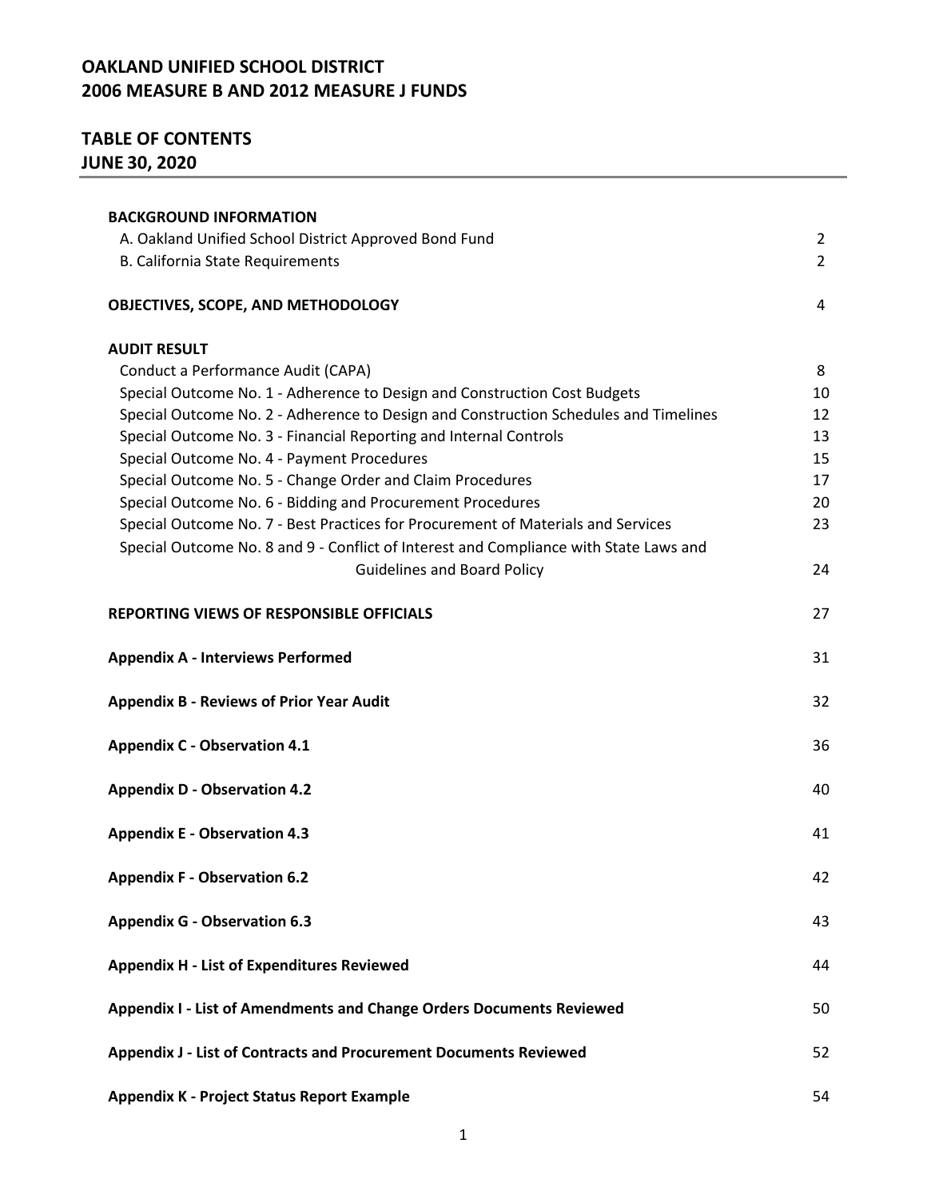# OAKLAND UNIFIED SCHOOL DISTRICT
# 2006 MEASURE B AND 2012 MEASURE J FUNDS

## TABLE OF CONTENTS
## JUNE 30, 2020

| | |
|---|---|
| **BACKGROUND INFORMATION** | |
| A. Oakland Unified School District Approved Bond Fund | 2 |
| B. California State Requirements | 2 |
| **OBJECTIVES, SCOPE, AND METHODOLOGY** | 4 |
| **AUDIT RESULT** | |
| Conduct a Performance Audit (CAPA) | 8 |
| Special Outcome No. 1 - Adherence to Design and Construction Cost Budgets | 10 |
| Special Outcome No. 2 - Adherence to Design and Construction Schedules and Timelines | 12 |
| Special Outcome No. 3 - Financial Reporting and Internal Controls | 13 |
| Special Outcome No. 4 - Payment Procedures | 15 |
| Special Outcome No. 5 - Change Order and Claim Procedures | 17 |
| Special Outcome No. 6 - Bidding and Procurement Procedures | 20 |
| Special Outcome No. 7 - Best Practices for Procurement of Materials and Services | 23 |
| Special Outcome No. 8 and 9 - Conflict of Interest and Compliance with State Laws and Guidelines and Board Policy | 24 |
| **REPORTING VIEWS OF RESPONSIBLE OFFICIALS** | 27 |
| **Appendix A - Interviews Performed** | 31 |
| **Appendix B - Reviews of Prior Year Audit** | 32 |
| **Appendix C - Observation 4.1** | 36 |
| **Appendix D - Observation 4.2** | 40 |
| **Appendix E - Observation 4.3** | 41 |
| **Appendix F - Observation 6.2** | 42 |
| **Appendix G - Observation 6.3** | 43 |
| **Appendix H - List of Expenditures Reviewed** | 44 |
| **Appendix I - List of Amendments and Change Orders Documents Reviewed** | 50 |
| **Appendix J - List of Contracts and Procurement Documents Reviewed** | 52 |
| **Appendix K - Project Status Report Example** | 54 |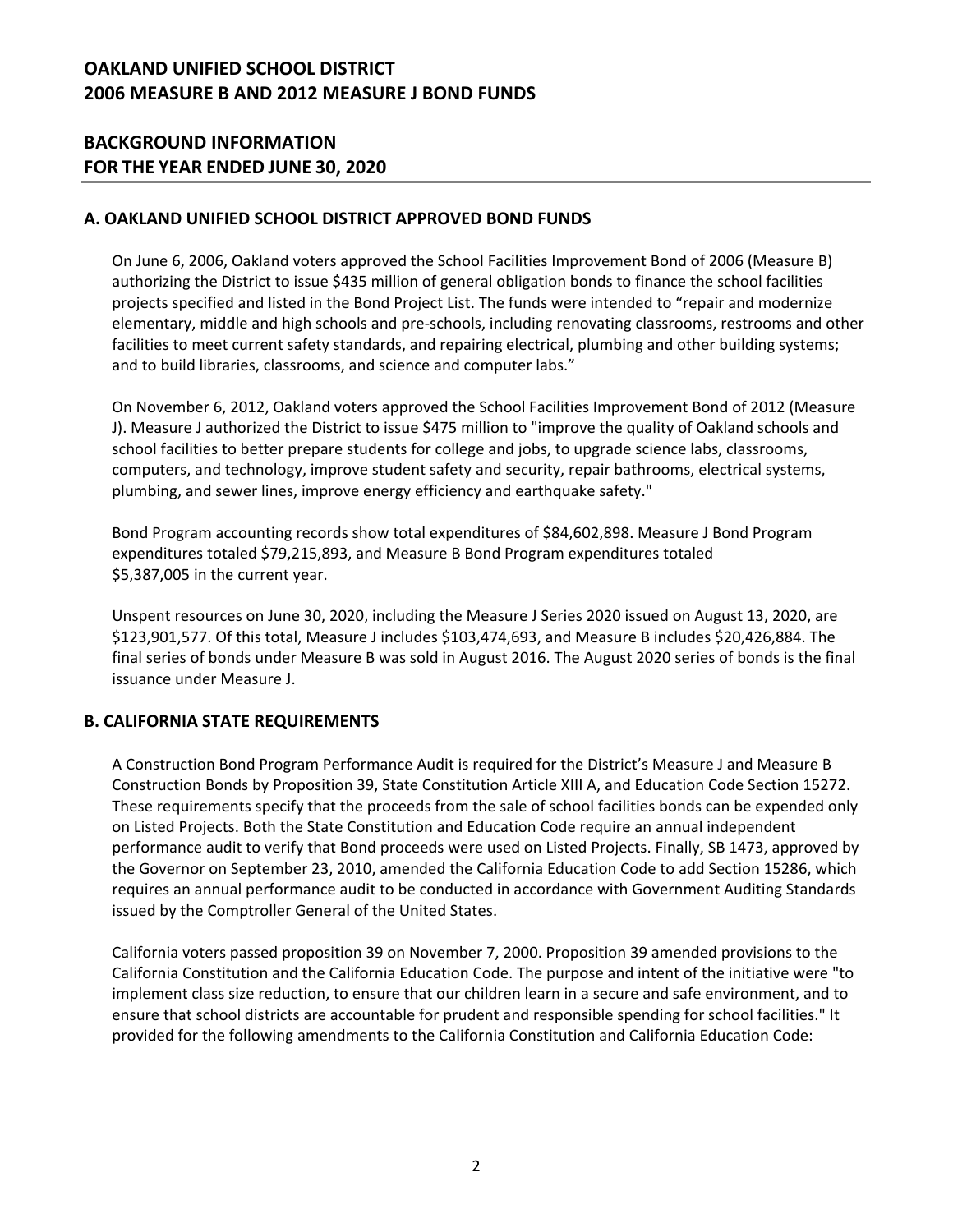# OAKLAND UNIFIED SCHOOL DISTRICT
# 2006 MEASURE B AND 2012 MEASURE J BOND FUNDS

## BACKGROUND INFORMATION
## FOR THE YEAR ENDED JUNE 30, 2020

### A. OAKLAND UNIFIED SCHOOL DISTRICT APPROVED BOND FUNDS

On June 6, 2006, Oakland voters approved the School Facilities Improvement Bond of 2006 (Measure B) authorizing the District to issue $435 million of general obligation bonds to finance the school facilities projects specified and listed in the Bond Project List. The funds were intended to "repair and modernize elementary, middle and high schools and pre-schools, including renovating classrooms, restrooms and other facilities to meet current safety standards, and repairing electrical, plumbing and other building systems; and to build libraries, classrooms, and science and computer labs."

On November 6, 2012, Oakland voters approved the School Facilities Improvement Bond of 2012 (Measure J). Measure J authorized the District to issue $475 million to "improve the quality of Oakland schools and school facilities to better prepare students for college and jobs, to upgrade science labs, classrooms, computers, and technology, improve student safety and security, repair bathrooms, electrical systems, plumbing, and sewer lines, improve energy efficiency and earthquake safety."

Bond Program accounting records show total expenditures of $84,602,898. Measure J Bond Program expenditures totaled $79,215,893, and Measure B Bond Program expenditures totaled $5,387,005 in the current year.

Unspent resources on June 30, 2020, including the Measure J Series 2020 issued on August 13, 2020, are $123,901,577. Of this total, Measure J includes $103,474,693, and Measure B includes $20,426,884. The final series of bonds under Measure B was sold in August 2016. The August 2020 series of bonds is the final issuance under Measure J.

### B. CALIFORNIA STATE REQUIREMENTS

A Construction Bond Program Performance Audit is required for the District's Measure J and Measure B Construction Bonds by Proposition 39, State Constitution Article XIII A, and Education Code Section 15272. These requirements specify that the proceeds from the sale of school facilities bonds can be expended only on Listed Projects. Both the State Constitution and Education Code require an annual independent performance audit to verify that Bond proceeds were used on Listed Projects. Finally, SB 1473, approved by the Governor on September 23, 2010, amended the California Education Code to add Section 15286, which requires an annual performance audit to be conducted in accordance with Government Auditing Standards issued by the Comptroller General of the United States.

California voters passed proposition 39 on November 7, 2000. Proposition 39 amended provisions to the California Constitution and the California Education Code. The purpose and intent of the initiative were "to implement class size reduction, to ensure that our children learn in a secure and safe environment, and to ensure that school districts are accountable for prudent and responsible spending for school facilities." It provided for the following amendments to the California Constitution and California Education Code: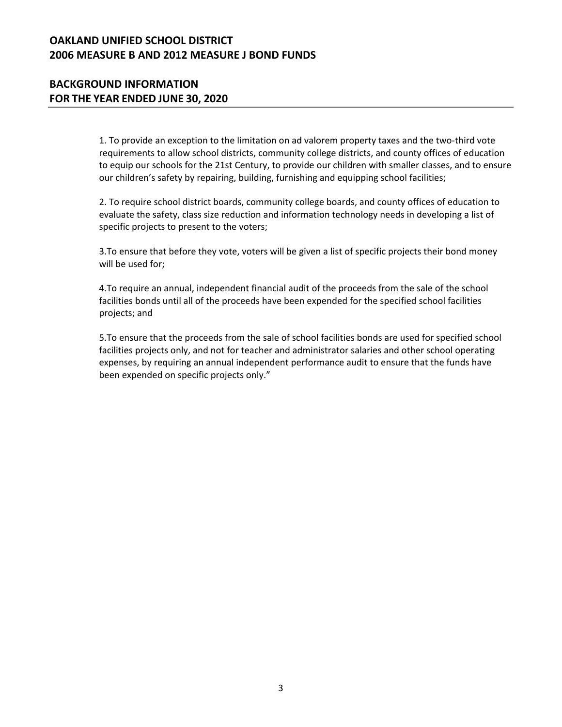# OAKLAND UNIFIED SCHOOL DISTRICT
# 2006 MEASURE B AND 2012 MEASURE J BOND FUNDS

## BACKGROUND INFORMATION
## FOR THE YEAR ENDED JUNE 30, 2020

1. To provide an exception to the limitation on ad valorem property taxes and the two-third vote requirements to allow school districts, community college districts, and county offices of education to equip our schools for the 21st Century, to provide our children with smaller classes, and to ensure our children's safety by repairing, building, furnishing and equipping school facilities;

2. To require school district boards, community college boards, and county offices of education to evaluate the safety, class size reduction and information technology needs in developing a list of specific projects to present to the voters;

3.To ensure that before they vote, voters will be given a list of specific projects their bond money will be used for;

4.To require an annual, independent financial audit of the proceeds from the sale of the school facilities bonds until all of the proceeds have been expended for the specified school facilities projects; and

5.To ensure that the proceeds from the sale of school facilities bonds are used for specified school facilities projects only, and not for teacher and administrator salaries and other school operating expenses, by requiring an annual independent performance audit to ensure that the funds have been expended on specific projects only."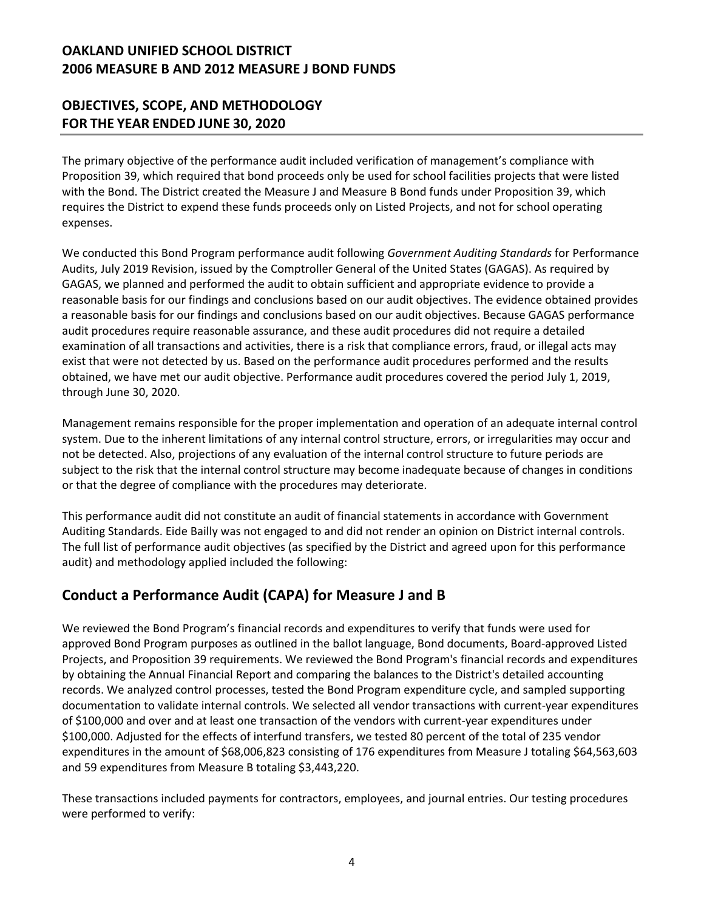# OAKLAND UNIFIED SCHOOL DISTRICT
# 2006 MEASURE B AND 2012 MEASURE J BOND FUNDS

## OBJECTIVES, SCOPE, AND METHODOLOGY
## FOR THE YEAR ENDED JUNE 30, 2020

The primary objective of the performance audit included verification of management's compliance with Proposition 39, which required that bond proceeds only be used for school facilities projects that were listed with the Bond. The District created the Measure J and Measure B Bond funds under Proposition 39, which requires the District to expend these funds proceeds only on Listed Projects, and not for school operating expenses.

We conducted this Bond Program performance audit following *Government Auditing Standards* for Performance Audits, July 2019 Revision, issued by the Comptroller General of the United States (GAGAS). As required by GAGAS, we planned and performed the audit to obtain sufficient and appropriate evidence to provide a reasonable basis for our findings and conclusions based on our audit objectives. The evidence obtained provides a reasonable basis for our findings and conclusions based on our audit objectives. Because GAGAS performance audit procedures require reasonable assurance, and these audit procedures did not require a detailed examination of all transactions and activities, there is a risk that compliance errors, fraud, or illegal acts may exist that were not detected by us. Based on the performance audit procedures performed and the results obtained, we have met our audit objective. Performance audit procedures covered the period July 1, 2019, through June 30, 2020.

Management remains responsible for the proper implementation and operation of an adequate internal control system. Due to the inherent limitations of any internal control structure, errors, or irregularities may occur and not be detected. Also, projections of any evaluation of the internal control structure to future periods are subject to the risk that the internal control structure may become inadequate because of changes in conditions or that the degree of compliance with the procedures may deteriorate.

This performance audit did not constitute an audit of financial statements in accordance with Government Auditing Standards. Eide Bailly was not engaged to and did not render an opinion on District internal controls. The full list of performance audit objectives (as specified by the District and agreed upon for this performance audit) and methodology applied included the following:

## Conduct a Performance Audit (CAPA) for Measure J and B

We reviewed the Bond Program's financial records and expenditures to verify that funds were used for approved Bond Program purposes as outlined in the ballot language, Bond documents, Board-approved Listed Projects, and Proposition 39 requirements. We reviewed the Bond Program's financial records and expenditures by obtaining the Annual Financial Report and comparing the balances to the District's detailed accounting records. We analyzed control processes, tested the Bond Program expenditure cycle, and sampled supporting documentation to validate internal controls. We selected all vendor transactions with current-year expenditures of $100,000 and over and at least one transaction of the vendors with current-year expenditures under $100,000. Adjusted for the effects of interfund transfers, we tested 80 percent of the total of 235 vendor expenditures in the amount of $68,006,823 consisting of 176 expenditures from Measure J totaling $64,563,603 and 59 expenditures from Measure B totaling $3,443,220.

These transactions included payments for contractors, employees, and journal entries. Our testing procedures were performed to verify: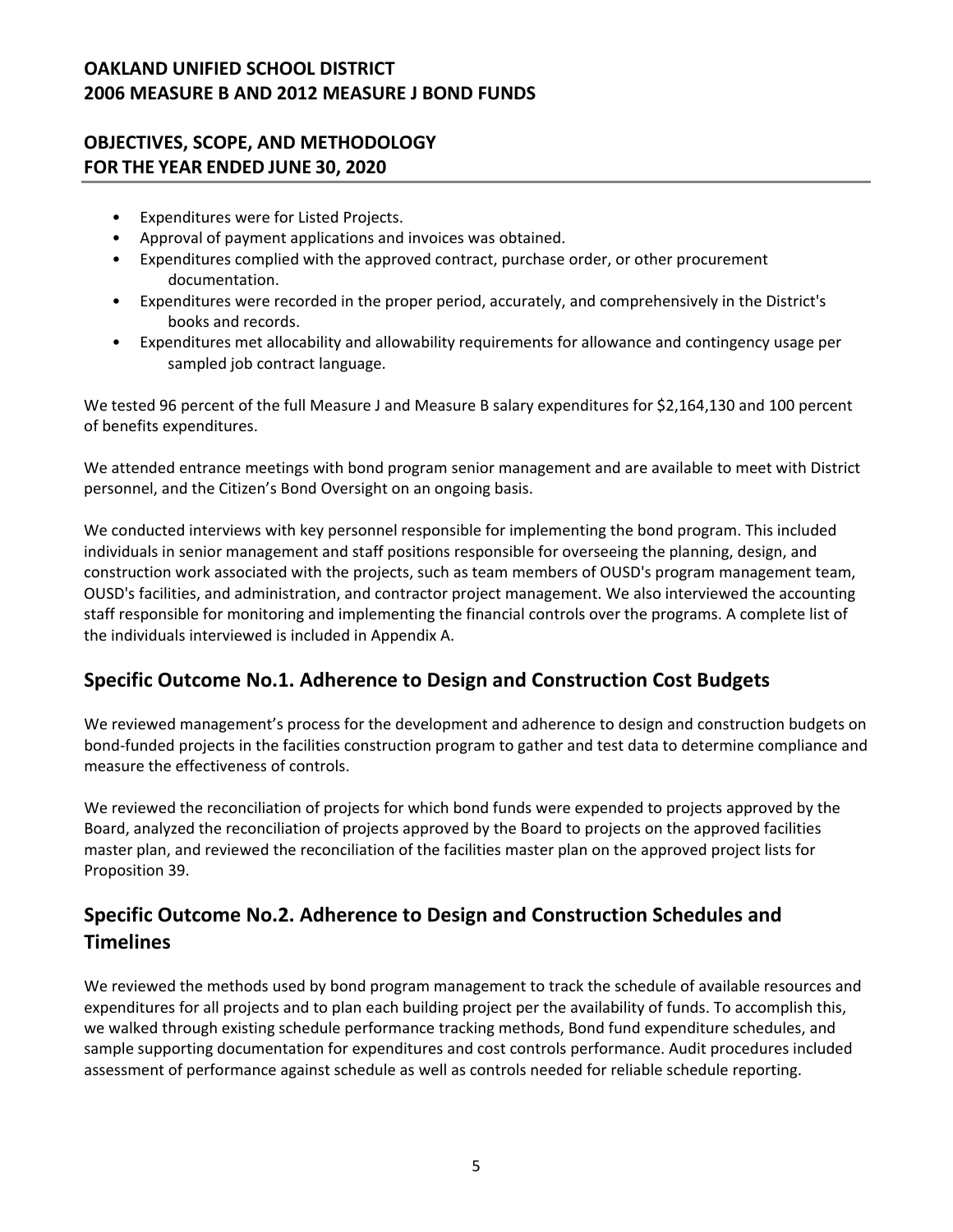- Expenditures were for Listed Projects.
- Approval of payment applications and invoices was obtained.
- Expenditures complied with the approved contract, purchase order, or other procurement documentation.
- Expenditures were recorded in the proper period, accurately, and comprehensively in the District's books and records.
- Expenditures met allocability and allowability requirements for allowance and contingency usage per sampled job contract language.

We tested 96 percent of the full Measure J and Measure B salary expenditures for $2,164,130 and 100 percent of benefits expenditures.

We attended entrance meetings with bond program senior management and are available to meet with District personnel, and the Citizen's Bond Oversight on an ongoing basis.

We conducted interviews with key personnel responsible for implementing the bond program. This included individuals in senior management and staff positions responsible for overseeing the planning, design, and construction work associated with the projects, such as team members of OUSD's program management team, OUSD's facilities, and administration, and contractor project management. We also interviewed the accounting staff responsible for monitoring and implementing the financial controls over the programs. A complete list of the individuals interviewed is included in Appendix A.

## Specific Outcome No.1. Adherence to Design and Construction Cost Budgets

We reviewed management's process for the development and adherence to design and construction budgets on bond-funded projects in the facilities construction program to gather and test data to determine compliance and measure the effectiveness of controls.

We reviewed the reconciliation of projects for which bond funds were expended to projects approved by the Board, analyzed the reconciliation of projects approved by the Board to projects on the approved facilities master plan, and reviewed the reconciliation of the facilities master plan on the approved project lists for Proposition 39.

## Specific Outcome No.2. Adherence to Design and Construction Schedules and Timelines

We reviewed the methods used by bond program management to track the schedule of available resources and expenditures for all projects and to plan each building project per the availability of funds. To accomplish this, we walked through existing schedule performance tracking methods, Bond fund expenditure schedules, and sample supporting documentation for expenditures and cost controls performance. Audit procedures included assessment of performance against schedule as well as controls needed for reliable schedule reporting.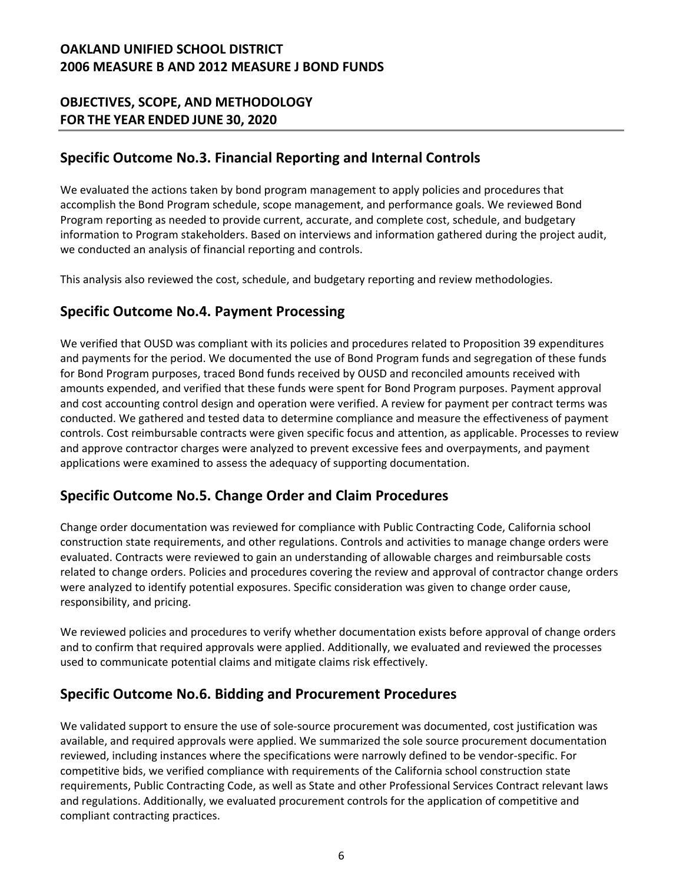## Specific Outcome No.3. Financial Reporting and Internal Controls

We evaluated the actions taken by bond program management to apply policies and procedures that accomplish the Bond Program schedule, scope management, and performance goals. We reviewed Bond Program reporting as needed to provide current, accurate, and complete cost, schedule, and budgetary information to Program stakeholders. Based on interviews and information gathered during the project audit, we conducted an analysis of financial reporting and controls.

This analysis also reviewed the cost, schedule, and budgetary reporting and review methodologies.

## Specific Outcome No.4. Payment Processing

We verified that OUSD was compliant with its policies and procedures related to Proposition 39 expenditures and payments for the period. We documented the use of Bond Program funds and segregation of these funds for Bond Program purposes, traced Bond funds received by OUSD and reconciled amounts received with amounts expended, and verified that these funds were spent for Bond Program purposes. Payment approval and cost accounting control design and operation were verified. A review for payment per contract terms was conducted. We gathered and tested data to determine compliance and measure the effectiveness of payment controls. Cost reimbursable contracts were given specific focus and attention, as applicable. Processes to review and approve contractor charges were analyzed to prevent excessive fees and overpayments, and payment applications were examined to assess the adequacy of supporting documentation.

## Specific Outcome No.5. Change Order and Claim Procedures

Change order documentation was reviewed for compliance with Public Contracting Code, California school construction state requirements, and other regulations. Controls and activities to manage change orders were evaluated. Contracts were reviewed to gain an understanding of allowable charges and reimbursable costs related to change orders. Policies and procedures covering the review and approval of contractor change orders were analyzed to identify potential exposures. Specific consideration was given to change order cause, responsibility, and pricing.

We reviewed policies and procedures to verify whether documentation exists before approval of change orders and to confirm that required approvals were applied. Additionally, we evaluated and reviewed the processes used to communicate potential claims and mitigate claims risk effectively.

## Specific Outcome No.6. Bidding and Procurement Procedures

We validated support to ensure the use of sole-source procurement was documented, cost justification was available, and required approvals were applied. We summarized the sole source procurement documentation reviewed, including instances where the specifications were narrowly defined to be vendor-specific. For competitive bids, we verified compliance with requirements of the California school construction state requirements, Public Contracting Code, as well as State and other Professional Services Contract relevant laws and regulations. Additionally, we evaluated procurement controls for the application of competitive and compliant contracting practices.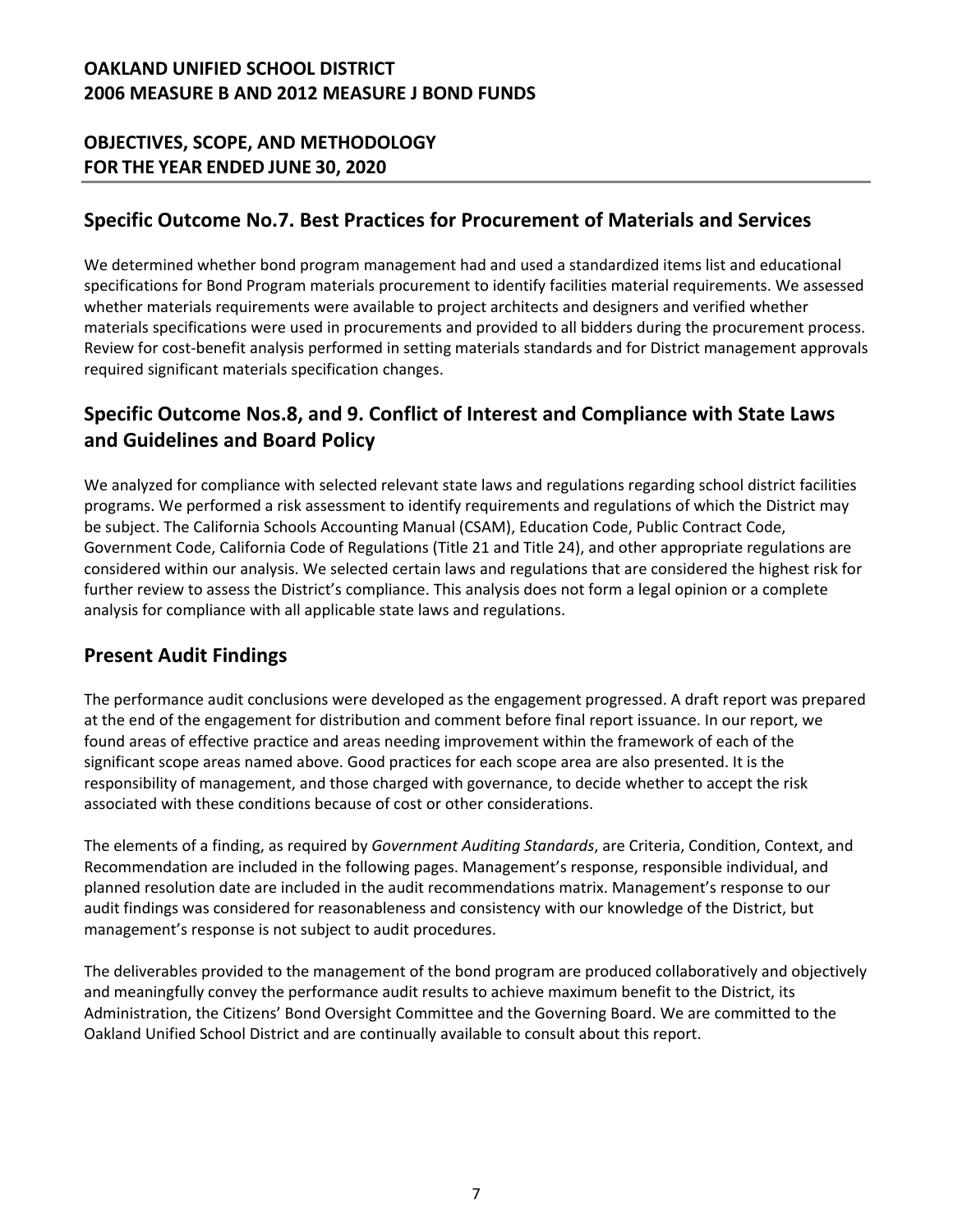## Specific Outcome No.7. Best Practices for Procurement of Materials and Services

We determined whether bond program management had and used a standardized items list and educational specifications for Bond Program materials procurement to identify facilities material requirements. We assessed whether materials requirements were available to project architects and designers and verified whether materials specifications were used in procurements and provided to all bidders during the procurement process. Review for cost-benefit analysis performed in setting materials standards and for District management approvals required significant materials specification changes.

## Specific Outcome Nos.8, and 9. Conflict of Interest and Compliance with State Laws and Guidelines and Board Policy

We analyzed for compliance with selected relevant state laws and regulations regarding school district facilities programs. We performed a risk assessment to identify requirements and regulations of which the District may be subject. The California Schools Accounting Manual (CSAM), Education Code, Public Contract Code, Government Code, California Code of Regulations (Title 21 and Title 24), and other appropriate regulations are considered within our analysis. We selected certain laws and regulations that are considered the highest risk for further review to assess the District's compliance. This analysis does not form a legal opinion or a complete analysis for compliance with all applicable state laws and regulations.

## Present Audit Findings

The performance audit conclusions were developed as the engagement progressed. A draft report was prepared at the end of the engagement for distribution and comment before final report issuance. In our report, we found areas of effective practice and areas needing improvement within the framework of each of the significant scope areas named above. Good practices for each scope area are also presented. It is the responsibility of management, and those charged with governance, to decide whether to accept the risk associated with these conditions because of cost or other considerations.

The elements of a finding, as required by *Government Auditing Standards*, are Criteria, Condition, Context, and Recommendation are included in the following pages. Management's response, responsible individual, and planned resolution date are included in the audit recommendations matrix. Management's response to our audit findings was considered for reasonableness and consistency with our knowledge of the District, but management's response is not subject to audit procedures.

The deliverables provided to the management of the bond program are produced collaboratively and objectively and meaningfully convey the performance audit results to achieve maximum benefit to the District, its Administration, the Citizens' Bond Oversight Committee and the Governing Board. We are committed to the Oakland Unified School District and are continually available to consult about this report.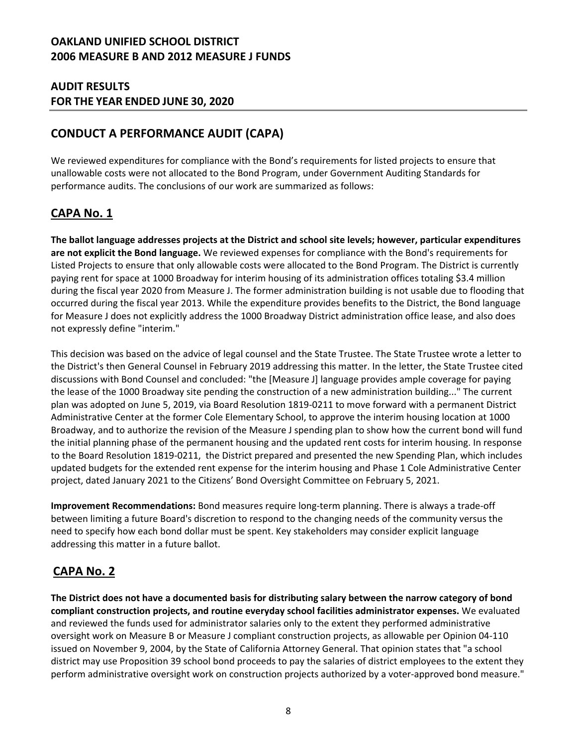# OAKLAND UNIFIED SCHOOL DISTRICT
# 2006 MEASURE B AND 2012 MEASURE J FUNDS

## AUDIT RESULTS
## FOR THE YEAR ENDED JUNE 30, 2020

## CONDUCT A PERFORMANCE AUDIT (CAPA)

We reviewed expenditures for compliance with the Bond's requirements for listed projects to ensure that unallowable costs were not allocated to the Bond Program, under Government Auditing Standards for performance audits. The conclusions of our work are summarized as follows:

## CAPA No. 1

**The ballot language addresses projects at the District and school site levels; however, particular expenditures are not explicit the Bond language.** We reviewed expenses for compliance with the Bond's requirements for Listed Projects to ensure that only allowable costs were allocated to the Bond Program. The District is currently paying rent for space at 1000 Broadway for interim housing of its administration offices totaling $3.4 million during the fiscal year 2020 from Measure J. The former administration building is not usable due to flooding that occurred during the fiscal year 2013. While the expenditure provides benefits to the District, the Bond language for Measure J does not explicitly address the 1000 Broadway District administration office lease, and also does not expressly define "interim."

This decision was based on the advice of legal counsel and the State Trustee. The State Trustee wrote a letter to the District's then General Counsel in February 2019 addressing this matter. In the letter, the State Trustee cited discussions with Bond Counsel and concluded: "the [Measure J] language provides ample coverage for paying the lease of the 1000 Broadway site pending the construction of a new administration building..." The current plan was adopted on June 5, 2019, via Board Resolution 1819-0211 to move forward with a permanent District Administrative Center at the former Cole Elementary School, to approve the interim housing location at 1000 Broadway, and to authorize the revision of the Measure J spending plan to show how the current bond will fund the initial planning phase of the permanent housing and the updated rent costs for interim housing. In response to the Board Resolution 1819-0211, the District prepared and presented the new Spending Plan, which includes updated budgets for the extended rent expense for the interim housing and Phase 1 Cole Administrative Center project, dated January 2021 to the Citizens' Bond Oversight Committee on February 5, 2021.

**Improvement Recommendations:** Bond measures require long-term planning. There is always a trade-off between limiting a future Board's discretion to respond to the changing needs of the community versus the need to specify how each bond dollar must be spent. Key stakeholders may consider explicit language addressing this matter in a future ballot.

## CAPA No. 2

**The District does not have a documented basis for distributing salary between the narrow category of bond compliant construction projects, and routine everyday school facilities administrator expenses.** We evaluated and reviewed the funds used for administrator salaries only to the extent they performed administrative oversight work on Measure B or Measure J compliant construction projects, as allowable per Opinion 04-110 issued on November 9, 2004, by the State of California Attorney General. That opinion states that "a school district may use Proposition 39 school bond proceeds to pay the salaries of district employees to the extent they perform administrative oversight work on construction projects authorized by a voter-approved bond measure."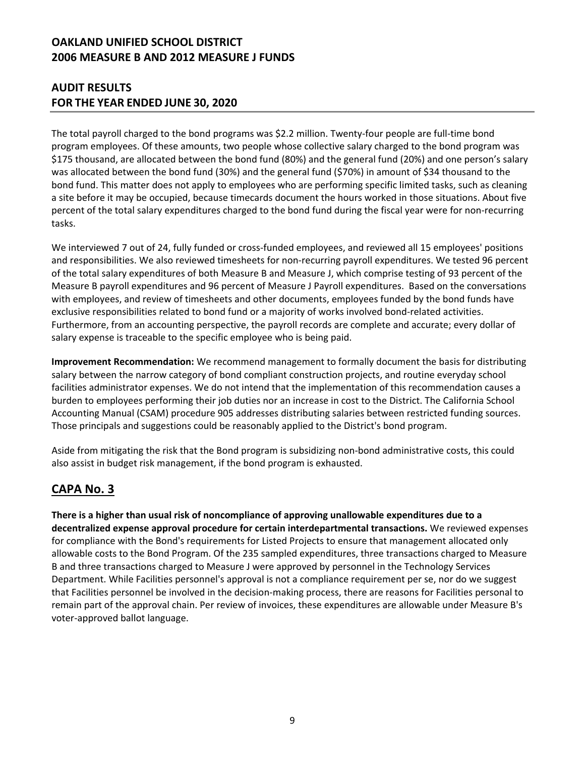The total payroll charged to the bond programs was $2.2 million. Twenty-four people are full-time bond program employees. Of these amounts, two people whose collective salary charged to the bond program was $175 thousand, are allocated between the bond fund (80%) and the general fund (20%) and one person's salary was allocated between the bond fund (30%) and the general fund ($70%) in amount of $34 thousand to the bond fund. This matter does not apply to employees who are performing specific limited tasks, such as cleaning a site before it may be occupied, because timecards document the hours worked in those situations. About five percent of the total salary expenditures charged to the bond fund during the fiscal year were for non-recurring tasks.

We interviewed 7 out of 24, fully funded or cross-funded employees, and reviewed all 15 employees' positions and responsibilities. We also reviewed timesheets for non-recurring payroll expenditures. We tested 96 percent of the total salary expenditures of both Measure B and Measure J, which comprise testing of 93 percent of the Measure B payroll expenditures and 96 percent of Measure J Payroll expenditures. Based on the conversations with employees, and review of timesheets and other documents, employees funded by the bond funds have exclusive responsibilities related to bond fund or a majority of works involved bond-related activities. Furthermore, from an accounting perspective, the payroll records are complete and accurate; every dollar of salary expense is traceable to the specific employee who is being paid.

**Improvement Recommendation:** We recommend management to formally document the basis for distributing salary between the narrow category of bond compliant construction projects, and routine everyday school facilities administrator expenses. We do not intend that the implementation of this recommendation causes a burden to employees performing their job duties nor an increase in cost to the District. The California School Accounting Manual (CSAM) procedure 905 addresses distributing salaries between restricted funding sources. Those principals and suggestions could be reasonably applied to the District's bond program.

Aside from mitigating the risk that the Bond program is subsidizing non-bond administrative costs, this could also assist in budget risk management, if the bond program is exhausted.

## CAPA No. 3

**There is a higher than usual risk of noncompliance of approving unallowable expenditures due to a decentralized expense approval procedure for certain interdepartmental transactions.** We reviewed expenses for compliance with the Bond's requirements for Listed Projects to ensure that management allocated only allowable costs to the Bond Program. Of the 235 sampled expenditures, three transactions charged to Measure B and three transactions charged to Measure J were approved by personnel in the Technology Services Department. While Facilities personnel's approval is not a compliance requirement per se, nor do we suggest that Facilities personnel be involved in the decision-making process, there are reasons for Facilities personal to remain part of the approval chain. Per review of invoices, these expenditures are allowable under Measure B's voter-approved ballot language.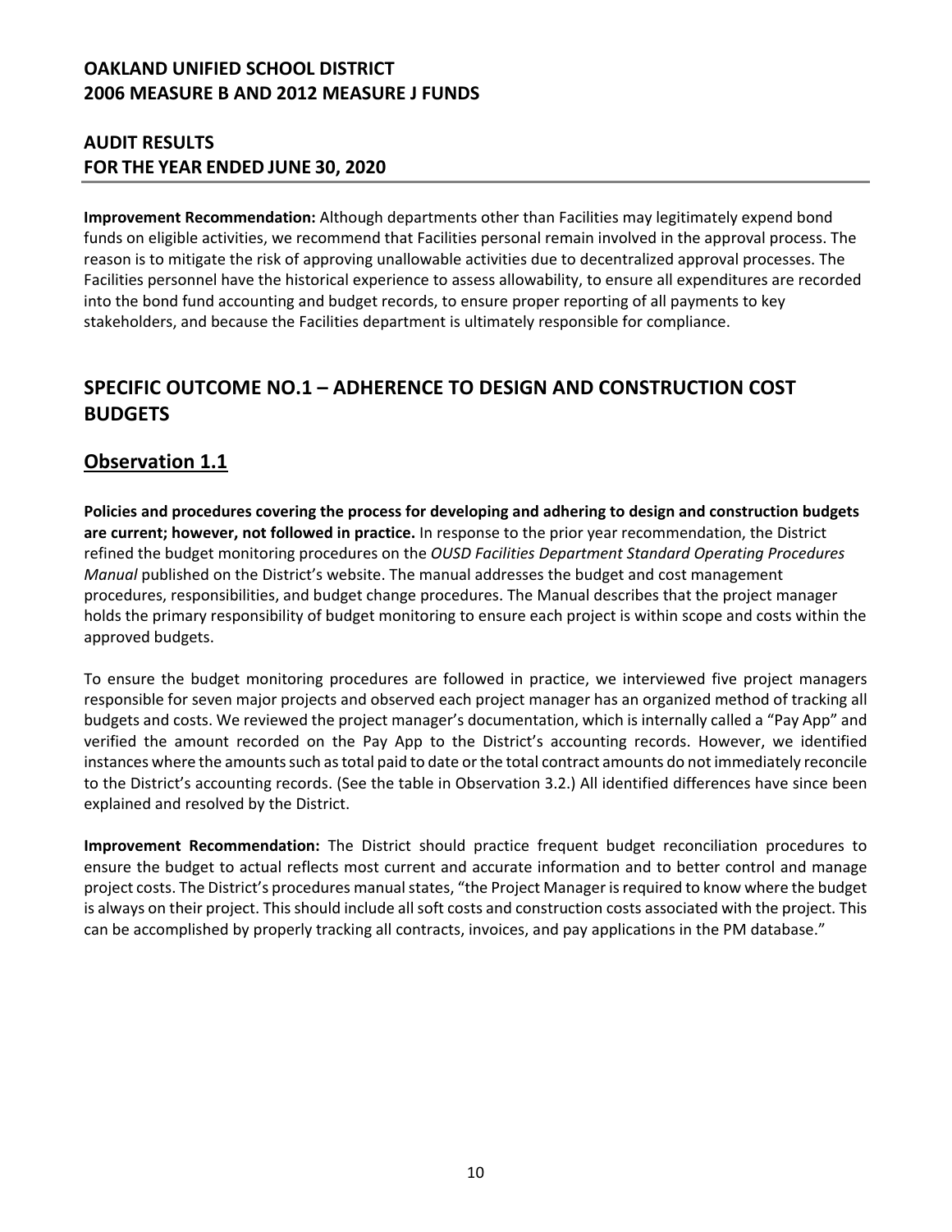**Improvement Recommendation:** Although departments other than Facilities may legitimately expend bond funds on eligible activities, we recommend that Facilities personal remain involved in the approval process. The reason is to mitigate the risk of approving unallowable activities due to decentralized approval processes. The Facilities personnel have the historical experience to assess allowability, to ensure all expenditures are recorded into the bond fund accounting and budget records, to ensure proper reporting of all payments to key stakeholders, and because the Facilities department is ultimately responsible for compliance.

## SPECIFIC OUTCOME NO.1 – ADHERENCE TO DESIGN AND CONSTRUCTION COST BUDGETS

### Observation 1.1

**Policies and procedures covering the process for developing and adhering to design and construction budgets are current; however, not followed in practice.** In response to the prior year recommendation, the District refined the budget monitoring procedures on the *OUSD Facilities Department Standard Operating Procedures Manual* published on the District's website. The manual addresses the budget and cost management procedures, responsibilities, and budget change procedures. The Manual describes that the project manager holds the primary responsibility of budget monitoring to ensure each project is within scope and costs within the approved budgets.

To ensure the budget monitoring procedures are followed in practice, we interviewed five project managers responsible for seven major projects and observed each project manager has an organized method of tracking all budgets and costs. We reviewed the project manager's documentation, which is internally called a "Pay App" and verified the amount recorded on the Pay App to the District's accounting records. However, we identified instances where the amounts such as total paid to date or the total contract amounts do not immediately reconcile to the District's accounting records. (See the table in Observation 3.2.) All identified differences have since been explained and resolved by the District.

**Improvement Recommendation:** The District should practice frequent budget reconciliation procedures to ensure the budget to actual reflects most current and accurate information and to better control and manage project costs. The District's procedures manual states, "the Project Manager is required to know where the budget is always on their project. This should include all soft costs and construction costs associated with the project. This can be accomplished by properly tracking all contracts, invoices, and pay applications in the PM database."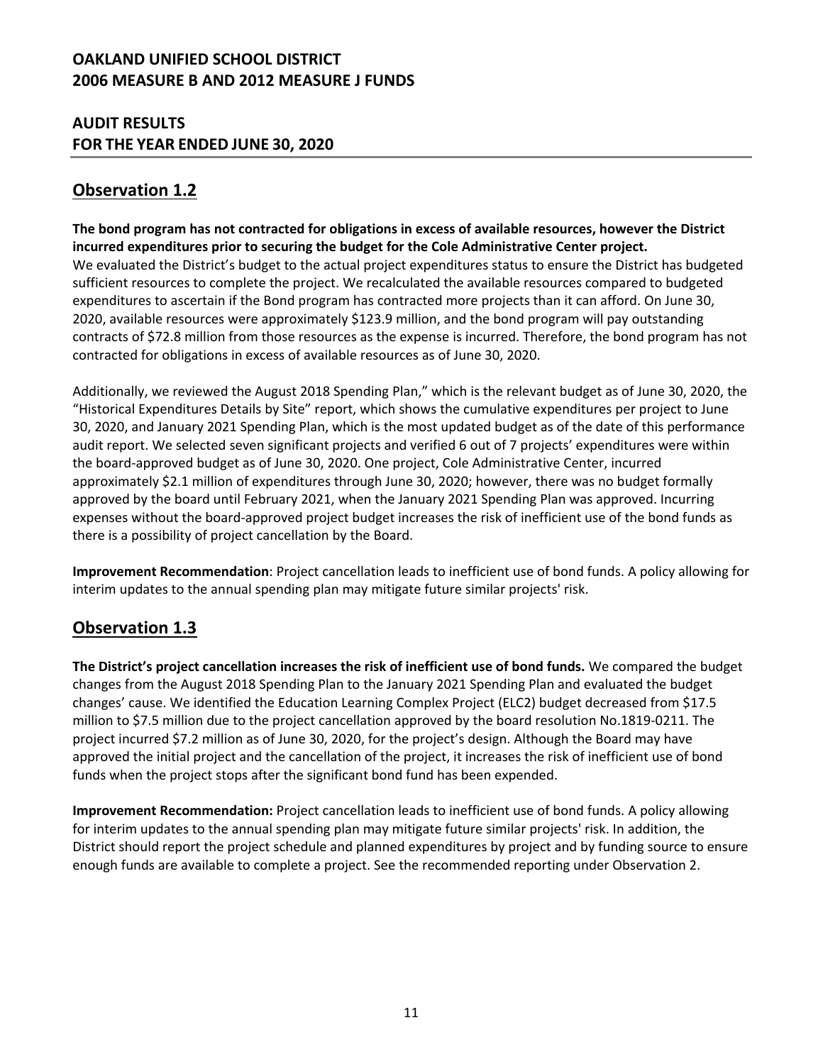## Observation 1.2

**The bond program has not contracted for obligations in excess of available resources, however the District incurred expenditures prior to securing the budget for the Cole Administrative Center project.** We evaluated the District's budget to the actual project expenditures status to ensure the District has budgeted sufficient resources to complete the project. We recalculated the available resources compared to budgeted expenditures to ascertain if the Bond program has contracted more projects than it can afford. On June 30, 2020, available resources were approximately $123.9 million, and the bond program will pay outstanding contracts of $72.8 million from those resources as the expense is incurred. Therefore, the bond program has not contracted for obligations in excess of available resources as of June 30, 2020.

Additionally, we reviewed the August 2018 Spending Plan," which is the relevant budget as of June 30, 2020, the "Historical Expenditures Details by Site" report, which shows the cumulative expenditures per project to June 30, 2020, and January 2021 Spending Plan, which is the most updated budget as of the date of this performance audit report. We selected seven significant projects and verified 6 out of 7 projects' expenditures were within the board-approved budget as of June 30, 2020. One project, Cole Administrative Center, incurred approximately $2.1 million of expenditures through June 30, 2020; however, there was no budget formally approved by the board until February 2021, when the January 2021 Spending Plan was approved. Incurring expenses without the board-approved project budget increases the risk of inefficient use of the bond funds as there is a possibility of project cancellation by the Board.

**Improvement Recommendation**: Project cancellation leads to inefficient use of bond funds. A policy allowing for interim updates to the annual spending plan may mitigate future similar projects' risk.

## Observation 1.3

**The District's project cancellation increases the risk of inefficient use of bond funds.** We compared the budget changes from the August 2018 Spending Plan to the January 2021 Spending Plan and evaluated the budget changes' cause. We identified the Education Learning Complex Project (ELC2) budget decreased from $17.5 million to $7.5 million due to the project cancellation approved by the board resolution No.1819-0211. The project incurred $7.2 million as of June 30, 2020, for the project's design. Although the Board may have approved the initial project and the cancellation of the project, it increases the risk of inefficient use of bond funds when the project stops after the significant bond fund has been expended.

**Improvement Recommendation:** Project cancellation leads to inefficient use of bond funds. A policy allowing for interim updates to the annual spending plan may mitigate future similar projects' risk. In addition, the District should report the project schedule and planned expenditures by project and by funding source to ensure enough funds are available to complete a project. See the recommended reporting under Observation 2.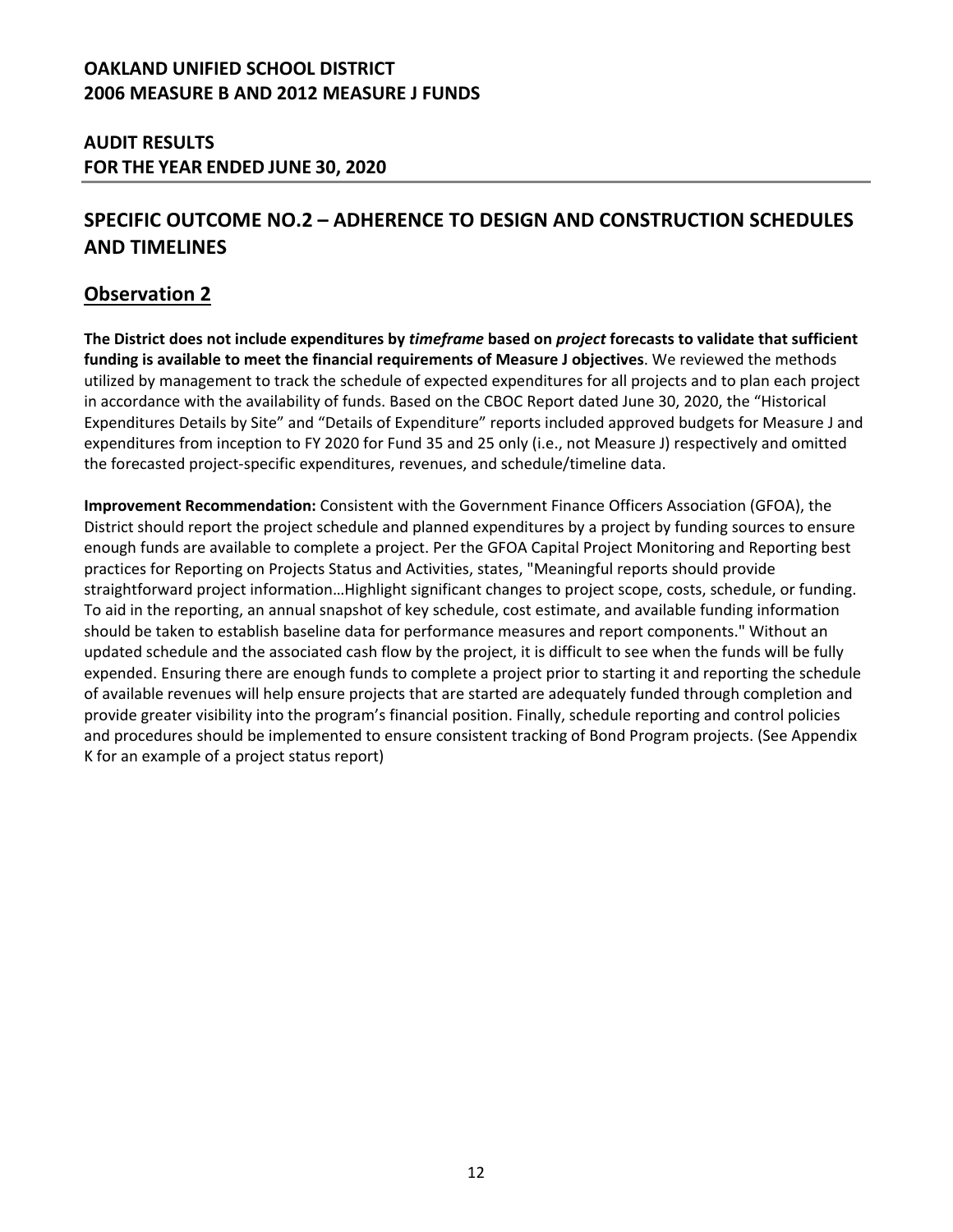## SPECIFIC OUTCOME NO.2 – ADHERENCE TO DESIGN AND CONSTRUCTION SCHEDULES AND TIMELINES

## Observation 2

**The District does not include expenditures by *timeframe* based on *project* forecasts to validate that sufficient funding is available to meet the financial requirements of Measure J objectives**. We reviewed the methods utilized by management to track the schedule of expected expenditures for all projects and to plan each project in accordance with the availability of funds. Based on the CBOC Report dated June 30, 2020, the "Historical Expenditures Details by Site" and "Details of Expenditure" reports included approved budgets for Measure J and expenditures from inception to FY 2020 for Fund 35 and 25 only (i.e., not Measure J) respectively and omitted the forecasted project-specific expenditures, revenues, and schedule/timeline data.

**Improvement Recommendation:** Consistent with the Government Finance Officers Association (GFOA), the District should report the project schedule and planned expenditures by a project by funding sources to ensure enough funds are available to complete a project. Per the GFOA Capital Project Monitoring and Reporting best practices for Reporting on Projects Status and Activities, states, "Meaningful reports should provide straightforward project information…Highlight significant changes to project scope, costs, schedule, or funding. To aid in the reporting, an annual snapshot of key schedule, cost estimate, and available funding information should be taken to establish baseline data for performance measures and report components." Without an updated schedule and the associated cash flow by the project, it is difficult to see when the funds will be fully expended. Ensuring there are enough funds to complete a project prior to starting it and reporting the schedule of available revenues will help ensure projects that are started are adequately funded through completion and provide greater visibility into the program's financial position. Finally, schedule reporting and control policies and procedures should be implemented to ensure consistent tracking of Bond Program projects. (See Appendix K for an example of a project status report)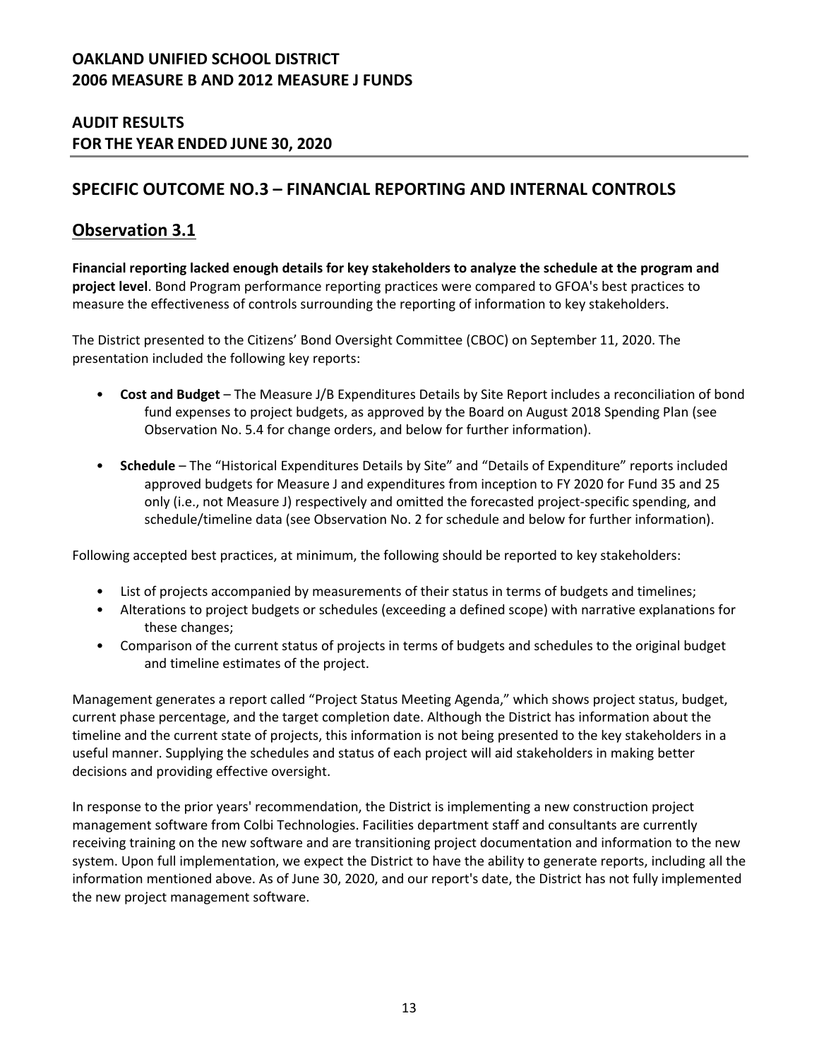## SPECIFIC OUTCOME NO.3 – FINANCIAL REPORTING AND INTERNAL CONTROLS

### Observation 3.1

**Financial reporting lacked enough details for key stakeholders to analyze the schedule at the program and project level**. Bond Program performance reporting practices were compared to GFOA's best practices to measure the effectiveness of controls surrounding the reporting of information to key stakeholders.

The District presented to the Citizens' Bond Oversight Committee (CBOC) on September 11, 2020. The presentation included the following key reports:

- **Cost and Budget** – The Measure J/B Expenditures Details by Site Report includes a reconciliation of bond fund expenses to project budgets, as approved by the Board on August 2018 Spending Plan (see Observation No. 5.4 for change orders, and below for further information).
- **Schedule** – The "Historical Expenditures Details by Site" and "Details of Expenditure" reports included approved budgets for Measure J and expenditures from inception to FY 2020 for Fund 35 and 25 only (i.e., not Measure J) respectively and omitted the forecasted project-specific spending, and schedule/timeline data (see Observation No. 2 for schedule and below for further information).

Following accepted best practices, at minimum, the following should be reported to key stakeholders:

- List of projects accompanied by measurements of their status in terms of budgets and timelines;
- Alterations to project budgets or schedules (exceeding a defined scope) with narrative explanations for these changes;
- Comparison of the current status of projects in terms of budgets and schedules to the original budget and timeline estimates of the project.

Management generates a report called "Project Status Meeting Agenda," which shows project status, budget, current phase percentage, and the target completion date. Although the District has information about the timeline and the current state of projects, this information is not being presented to the key stakeholders in a useful manner. Supplying the schedules and status of each project will aid stakeholders in making better decisions and providing effective oversight.

In response to the prior years' recommendation, the District is implementing a new construction project management software from Colbi Technologies. Facilities department staff and consultants are currently receiving training on the new software and are transitioning project documentation and information to the new system. Upon full implementation, we expect the District to have the ability to generate reports, including all the information mentioned above. As of June 30, 2020, and our report's date, the District has not fully implemented the new project management software.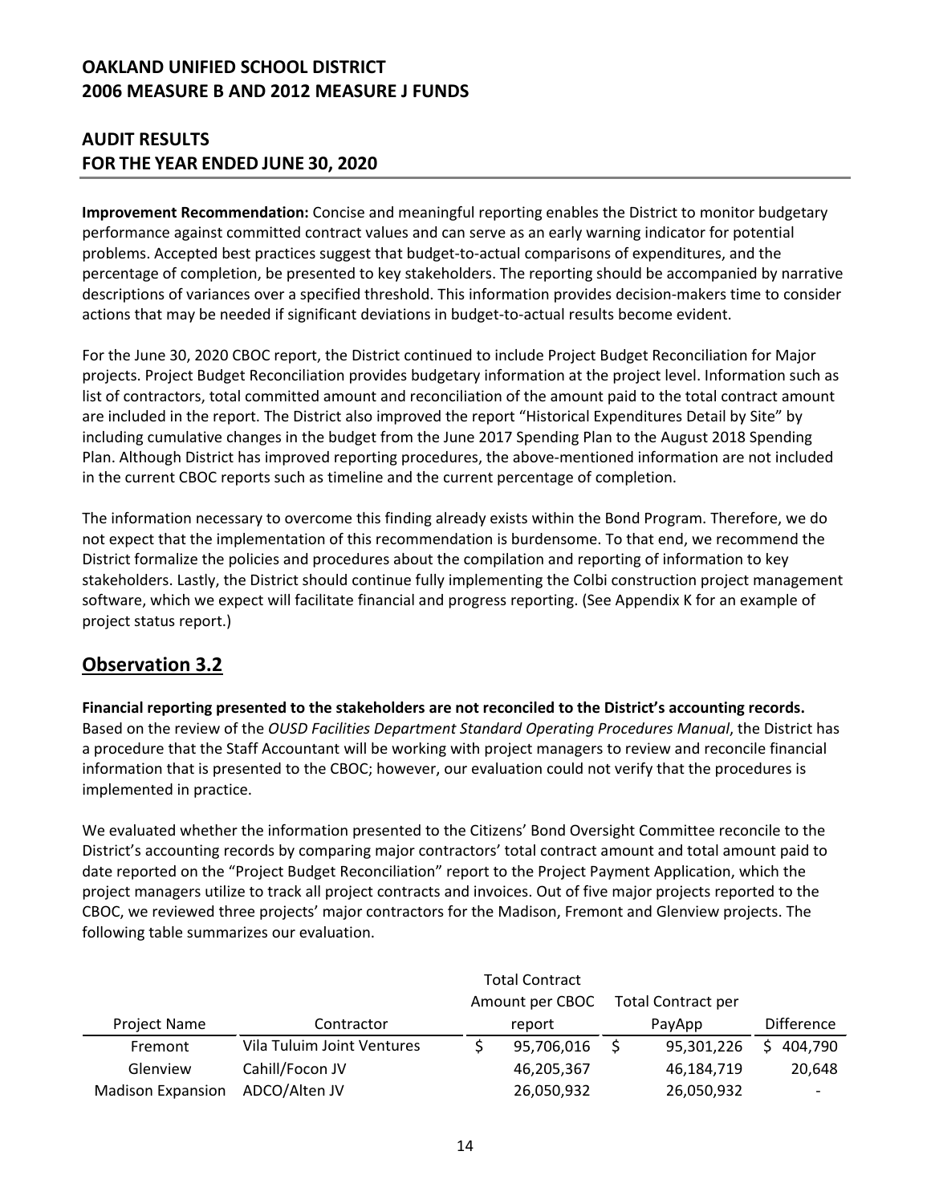**Improvement Recommendation:** Concise and meaningful reporting enables the District to monitor budgetary performance against committed contract values and can serve as an early warning indicator for potential problems. Accepted best practices suggest that budget-to-actual comparisons of expenditures, and the percentage of completion, be presented to key stakeholders. The reporting should be accompanied by narrative descriptions of variances over a specified threshold. This information provides decision-makers time to consider actions that may be needed if significant deviations in budget-to-actual results become evident.

For the June 30, 2020 CBOC report, the District continued to include Project Budget Reconciliation for Major projects. Project Budget Reconciliation provides budgetary information at the project level. Information such as list of contractors, total committed amount and reconciliation of the amount paid to the total contract amount are included in the report. The District also improved the report "Historical Expenditures Detail by Site" by including cumulative changes in the budget from the June 2017 Spending Plan to the August 2018 Spending Plan. Although District has improved reporting procedures, the above-mentioned information are not included in the current CBOC reports such as timeline and the current percentage of completion.

The information necessary to overcome this finding already exists within the Bond Program. Therefore, we do not expect that the implementation of this recommendation is burdensome. To that end, we recommend the District formalize the policies and procedures about the compilation and reporting of information to key stakeholders. Lastly, the District should continue fully implementing the Colbi construction project management software, which we expect will facilitate financial and progress reporting. (See Appendix K for an example of project status report.)

## Observation 3.2

**Financial reporting presented to the stakeholders are not reconciled to the District's accounting records.** Based on the review of the *OUSD Facilities Department Standard Operating Procedures Manual*, the District has a procedure that the Staff Accountant will be working with project managers to review and reconcile financial information that is presented to the CBOC; however, our evaluation could not verify that the procedures is implemented in practice.

We evaluated whether the information presented to the Citizens' Bond Oversight Committee reconcile to the District's accounting records by comparing major contractors' total contract amount and total amount paid to date reported on the "Project Budget Reconciliation" report to the Project Payment Application, which the project managers utilize to track all project contracts and invoices. Out of five major projects reported to the CBOC, we reviewed three projects' major contractors for the Madison, Fremont and Glenview projects. The following table summarizes our evaluation.

| Project Name | Contractor | Total Contract Amount per CBOC report | Total Contract per PayApp | Difference |
|---|---|---|---|---|
| Fremont | Vila Tuluim Joint Ventures | $ 95,706,016 | $ 95,301,226 | $ 404,790 |
| Glenview | Cahill/Focon JV | 46,205,367 | 46,184,719 | 20,648 |
| Madison Expansion | ADCO/Alten JV | 26,050,932 | 26,050,932 | - |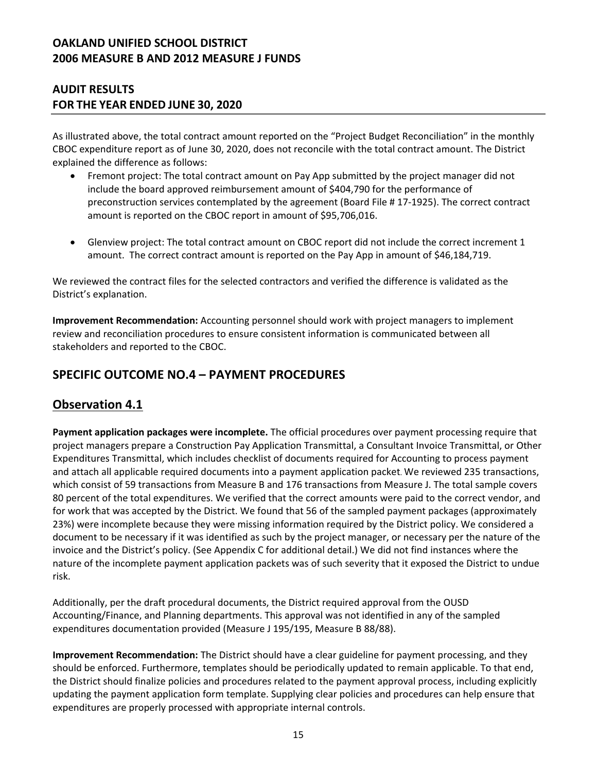As illustrated above, the total contract amount reported on the "Project Budget Reconciliation" in the monthly CBOC expenditure report as of June 30, 2020, does not reconcile with the total contract amount. The District explained the difference as follows:

- Fremont project: The total contract amount on Pay App submitted by the project manager did not include the board approved reimbursement amount of $404,790 for the performance of preconstruction services contemplated by the agreement (Board File # 17-1925). The correct contract amount is reported on the CBOC report in amount of $95,706,016.

- Glenview project: The total contract amount on CBOC report did not include the correct increment 1 amount. The correct contract amount is reported on the Pay App in amount of $46,184,719.

We reviewed the contract files for the selected contractors and verified the difference is validated as the District's explanation.

**Improvement Recommendation:** Accounting personnel should work with project managers to implement review and reconciliation procedures to ensure consistent information is communicated between all stakeholders and reported to the CBOC.

## SPECIFIC OUTCOME NO.4 – PAYMENT PROCEDURES

## Observation 4.1

**Payment application packages were incomplete.** The official procedures over payment processing require that project managers prepare a Construction Pay Application Transmittal, a Consultant Invoice Transmittal, or Other Expenditures Transmittal, which includes checklist of documents required for Accounting to process payment and attach all applicable required documents into a payment application packet. We reviewed 235 transactions, which consist of 59 transactions from Measure B and 176 transactions from Measure J. The total sample covers 80 percent of the total expenditures. We verified that the correct amounts were paid to the correct vendor, and for work that was accepted by the District. We found that 56 of the sampled payment packages (approximately 23%) were incomplete because they were missing information required by the District policy. We considered a document to be necessary if it was identified as such by the project manager, or necessary per the nature of the invoice and the District's policy. (See Appendix C for additional detail.) We did not find instances where the nature of the incomplete payment application packets was of such severity that it exposed the District to undue risk.

Additionally, per the draft procedural documents, the District required approval from the OUSD Accounting/Finance, and Planning departments. This approval was not identified in any of the sampled expenditures documentation provided (Measure J 195/195, Measure B 88/88).

**Improvement Recommendation:** The District should have a clear guideline for payment processing, and they should be enforced. Furthermore, templates should be periodically updated to remain applicable. To that end, the District should finalize policies and procedures related to the payment approval process, including explicitly updating the payment application form template. Supplying clear policies and procedures can help ensure that expenditures are properly processed with appropriate internal controls.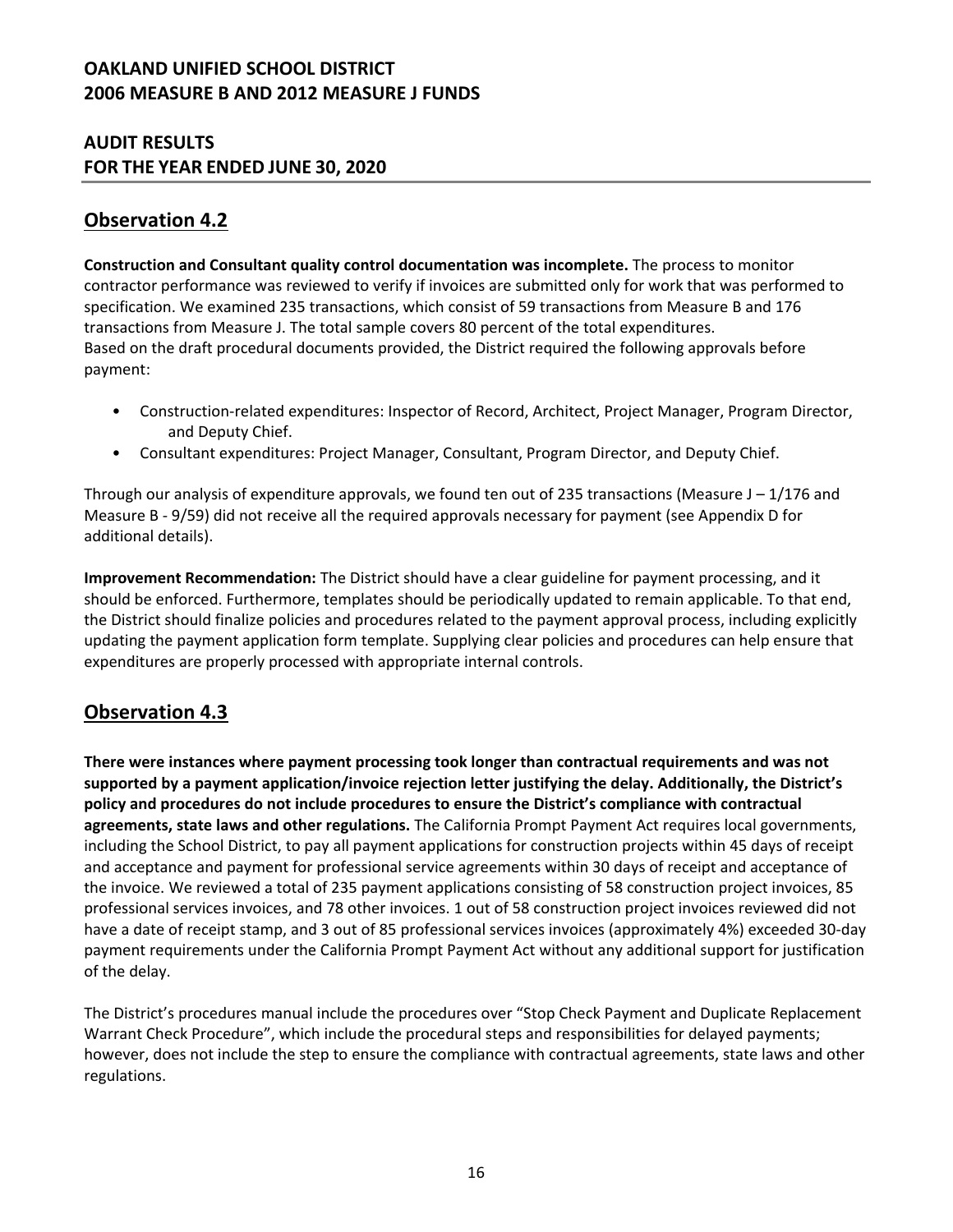## Observation 4.2

**Construction and Consultant quality control documentation was incomplete.** The process to monitor contractor performance was reviewed to verify if invoices are submitted only for work that was performed to specification. We examined 235 transactions, which consist of 59 transactions from Measure B and 176 transactions from Measure J. The total sample covers 80 percent of the total expenditures.
Based on the draft procedural documents provided, the District required the following approvals before payment:

- Construction-related expenditures: Inspector of Record, Architect, Project Manager, Program Director, and Deputy Chief.
- Consultant expenditures: Project Manager, Consultant, Program Director, and Deputy Chief.

Through our analysis of expenditure approvals, we found ten out of 235 transactions (Measure J – 1/176 and Measure B - 9/59) did not receive all the required approvals necessary for payment (see Appendix D for additional details).

**Improvement Recommendation:** The District should have a clear guideline for payment processing, and it should be enforced. Furthermore, templates should be periodically updated to remain applicable. To that end, the District should finalize policies and procedures related to the payment approval process, including explicitly updating the payment application form template. Supplying clear policies and procedures can help ensure that expenditures are properly processed with appropriate internal controls.

## Observation 4.3

**There were instances where payment processing took longer than contractual requirements and was not supported by a payment application/invoice rejection letter justifying the delay. Additionally, the District's policy and procedures do not include procedures to ensure the District's compliance with contractual agreements, state laws and other regulations.** The California Prompt Payment Act requires local governments, including the School District, to pay all payment applications for construction projects within 45 days of receipt and acceptance and payment for professional service agreements within 30 days of receipt and acceptance of the invoice. We reviewed a total of 235 payment applications consisting of 58 construction project invoices, 85 professional services invoices, and 78 other invoices. 1 out of 58 construction project invoices reviewed did not have a date of receipt stamp, and 3 out of 85 professional services invoices (approximately 4%) exceeded 30-day payment requirements under the California Prompt Payment Act without any additional support for justification of the delay.

The District's procedures manual include the procedures over "Stop Check Payment and Duplicate Replacement Warrant Check Procedure", which include the procedural steps and responsibilities for delayed payments; however, does not include the step to ensure the compliance with contractual agreements, state laws and other regulations.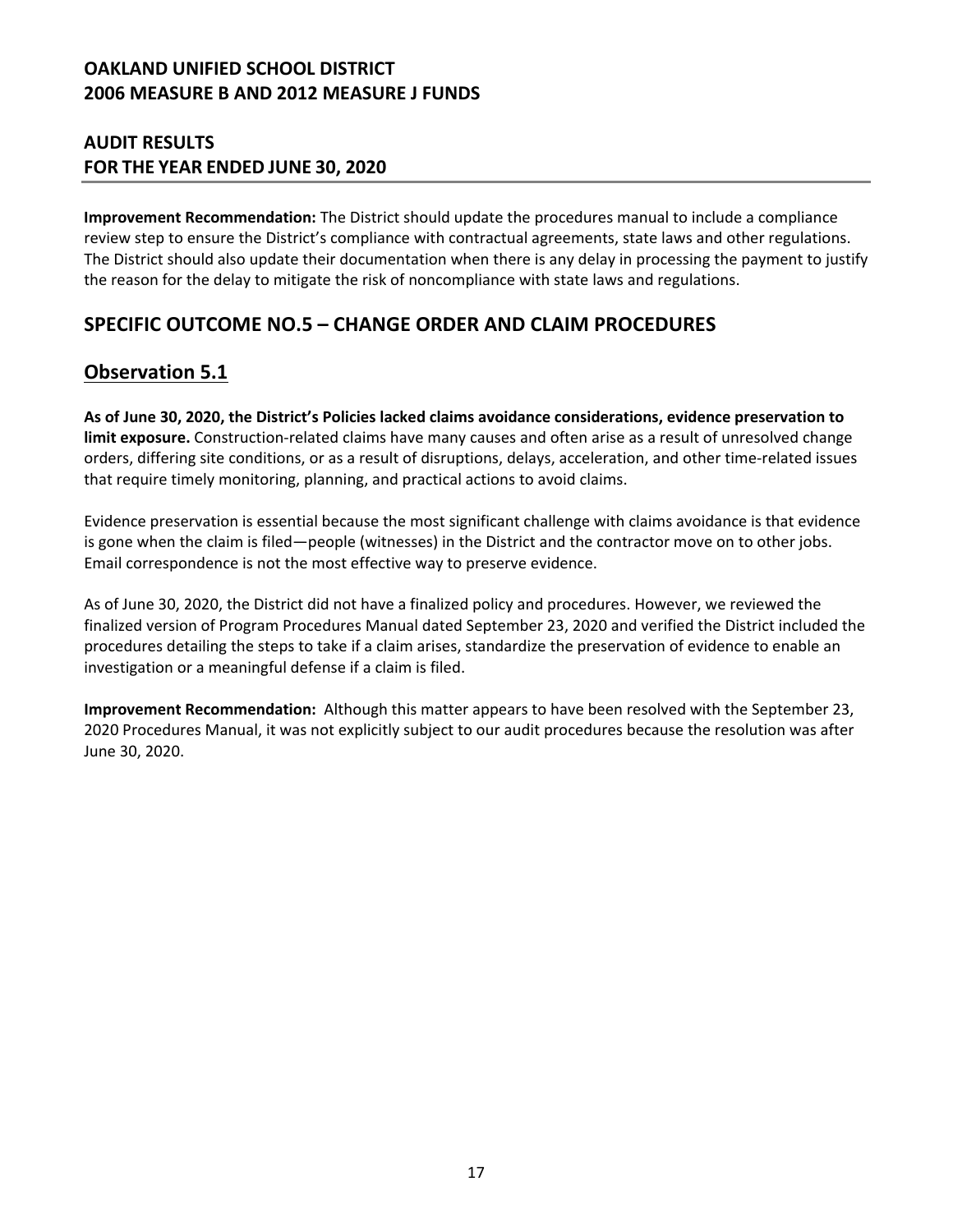**Improvement Recommendation:** The District should update the procedures manual to include a compliance review step to ensure the District's compliance with contractual agreements, state laws and other regulations. The District should also update their documentation when there is any delay in processing the payment to justify the reason for the delay to mitigate the risk of noncompliance with state laws and regulations.

## SPECIFIC OUTCOME NO.5 – CHANGE ORDER AND CLAIM PROCEDURES

### Observation 5.1

**As of June 30, 2020, the District's Policies lacked claims avoidance considerations, evidence preservation to limit exposure.** Construction-related claims have many causes and often arise as a result of unresolved change orders, differing site conditions, or as a result of disruptions, delays, acceleration, and other time-related issues that require timely monitoring, planning, and practical actions to avoid claims.

Evidence preservation is essential because the most significant challenge with claims avoidance is that evidence is gone when the claim is filed—people (witnesses) in the District and the contractor move on to other jobs. Email correspondence is not the most effective way to preserve evidence.

As of June 30, 2020, the District did not have a finalized policy and procedures. However, we reviewed the finalized version of Program Procedures Manual dated September 23, 2020 and verified the District included the procedures detailing the steps to take if a claim arises, standardize the preservation of evidence to enable an investigation or a meaningful defense if a claim is filed.

**Improvement Recommendation:** Although this matter appears to have been resolved with the September 23, 2020 Procedures Manual, it was not explicitly subject to our audit procedures because the resolution was after June 30, 2020.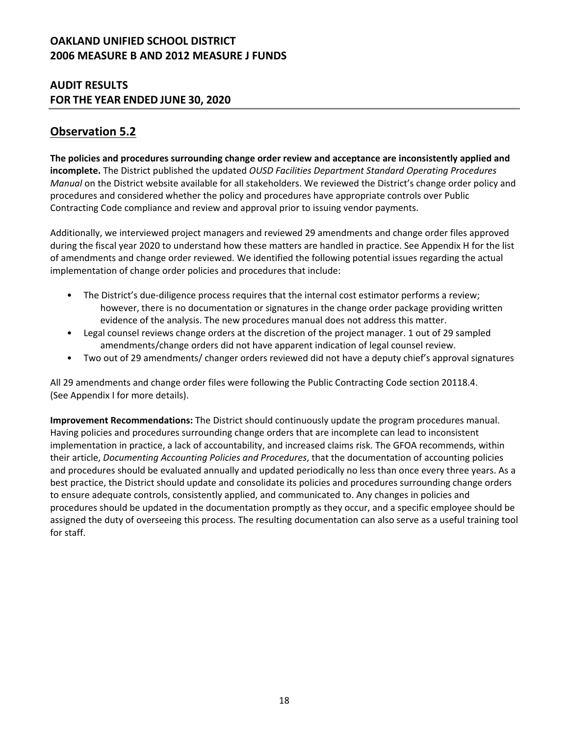# OAKLAND UNIFIED SCHOOL DISTRICT
# 2006 MEASURE B AND 2012 MEASURE J FUNDS

## AUDIT RESULTS
## FOR THE YEAR ENDED JUNE 30, 2020

## Observation 5.2

**The policies and procedures surrounding change order review and acceptance are inconsistently applied and incomplete.** The District published the updated *OUSD Facilities Department Standard Operating Procedures Manual* on the District website available for all stakeholders. We reviewed the District's change order policy and procedures and considered whether the policy and procedures have appropriate controls over Public Contracting Code compliance and review and approval prior to issuing vendor payments.

Additionally, we interviewed project managers and reviewed 29 amendments and change order files approved during the fiscal year 2020 to understand how these matters are handled in practice. See Appendix H for the list of amendments and change order reviewed. We identified the following potential issues regarding the actual implementation of change order policies and procedures that include:

- The District's due-diligence process requires that the internal cost estimator performs a review; however, there is no documentation or signatures in the change order package providing written evidence of the analysis. The new procedures manual does not address this matter.
- Legal counsel reviews change orders at the discretion of the project manager. 1 out of 29 sampled amendments/change orders did not have apparent indication of legal counsel review.
- Two out of 29 amendments/ changer orders reviewed did not have a deputy chief's approval signatures

All 29 amendments and change order files were following the Public Contracting Code section 20118.4. (See Appendix I for more details).

**Improvement Recommendations:** The District should continuously update the program procedures manual. Having policies and procedures surrounding change orders that are incomplete can lead to inconsistent implementation in practice, a lack of accountability, and increased claims risk. The GFOA recommends, within their article, *Documenting Accounting Policies and Procedures*, that the documentation of accounting policies and procedures should be evaluated annually and updated periodically no less than once every three years. As a best practice, the District should update and consolidate its policies and procedures surrounding change orders to ensure adequate controls, consistently applied, and communicated to. Any changes in policies and procedures should be updated in the documentation promptly as they occur, and a specific employee should be assigned the duty of overseeing this process. The resulting documentation can also serve as a useful training tool for staff.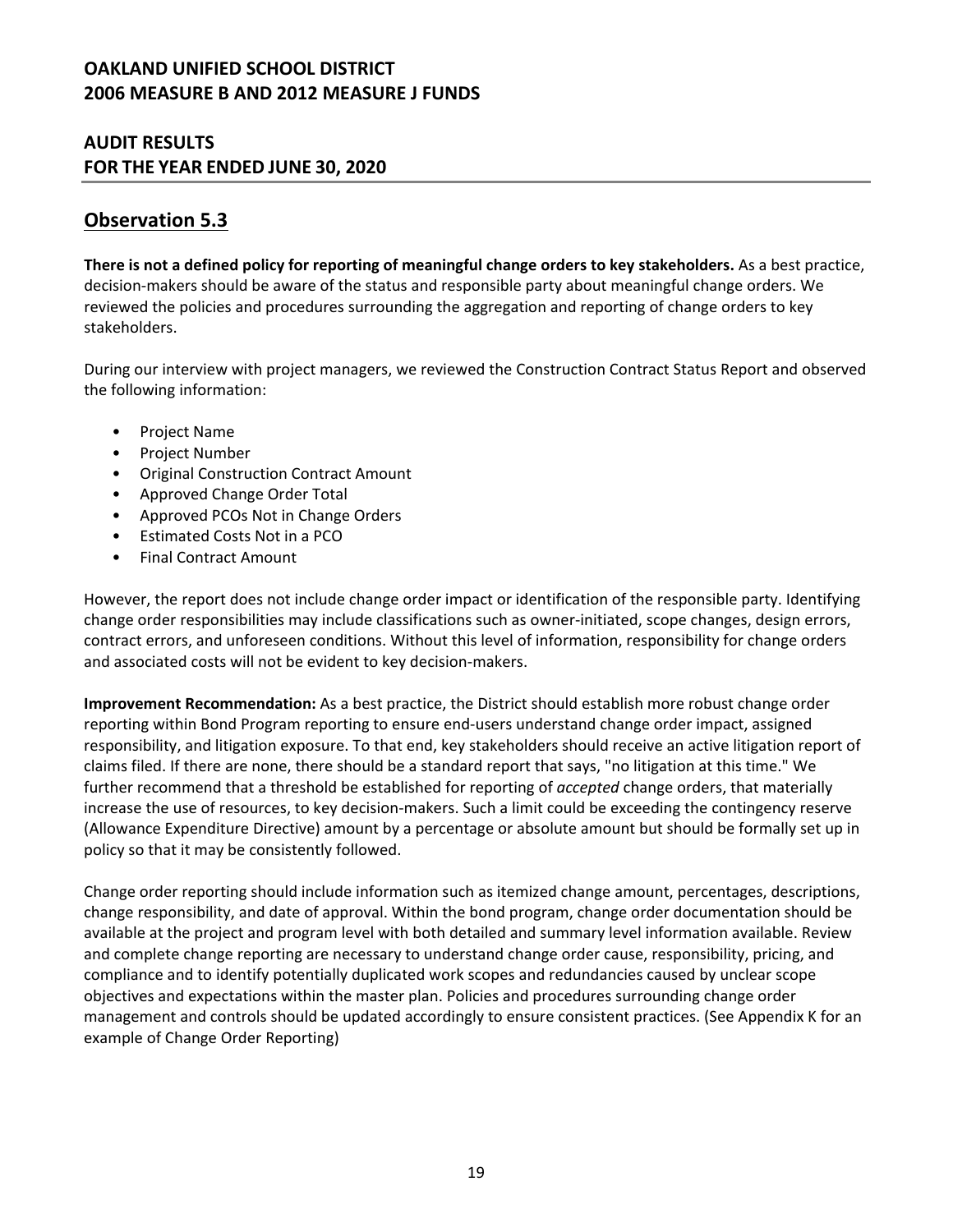## Observation 5.3

**There is not a defined policy for reporting of meaningful change orders to key stakeholders.** As a best practice, decision-makers should be aware of the status and responsible party about meaningful change orders. We reviewed the policies and procedures surrounding the aggregation and reporting of change orders to key stakeholders.

During our interview with project managers, we reviewed the Construction Contract Status Report and observed the following information:

- Project Name
- Project Number
- Original Construction Contract Amount
- Approved Change Order Total
- Approved PCOs Not in Change Orders
- Estimated Costs Not in a PCO
- Final Contract Amount

However, the report does not include change order impact or identification of the responsible party. Identifying change order responsibilities may include classifications such as owner-initiated, scope changes, design errors, contract errors, and unforeseen conditions. Without this level of information, responsibility for change orders and associated costs will not be evident to key decision-makers.

**Improvement Recommendation:** As a best practice, the District should establish more robust change order reporting within Bond Program reporting to ensure end-users understand change order impact, assigned responsibility, and litigation exposure. To that end, key stakeholders should receive an active litigation report of claims filed. If there are none, there should be a standard report that says, "no litigation at this time." We further recommend that a threshold be established for reporting of *accepted* change orders, that materially increase the use of resources, to key decision-makers. Such a limit could be exceeding the contingency reserve (Allowance Expenditure Directive) amount by a percentage or absolute amount but should be formally set up in policy so that it may be consistently followed.

Change order reporting should include information such as itemized change amount, percentages, descriptions, change responsibility, and date of approval. Within the bond program, change order documentation should be available at the project and program level with both detailed and summary level information available. Review and complete change reporting are necessary to understand change order cause, responsibility, pricing, and compliance and to identify potentially duplicated work scopes and redundancies caused by unclear scope objectives and expectations within the master plan. Policies and procedures surrounding change order management and controls should be updated accordingly to ensure consistent practices. (See Appendix K for an example of Change Order Reporting)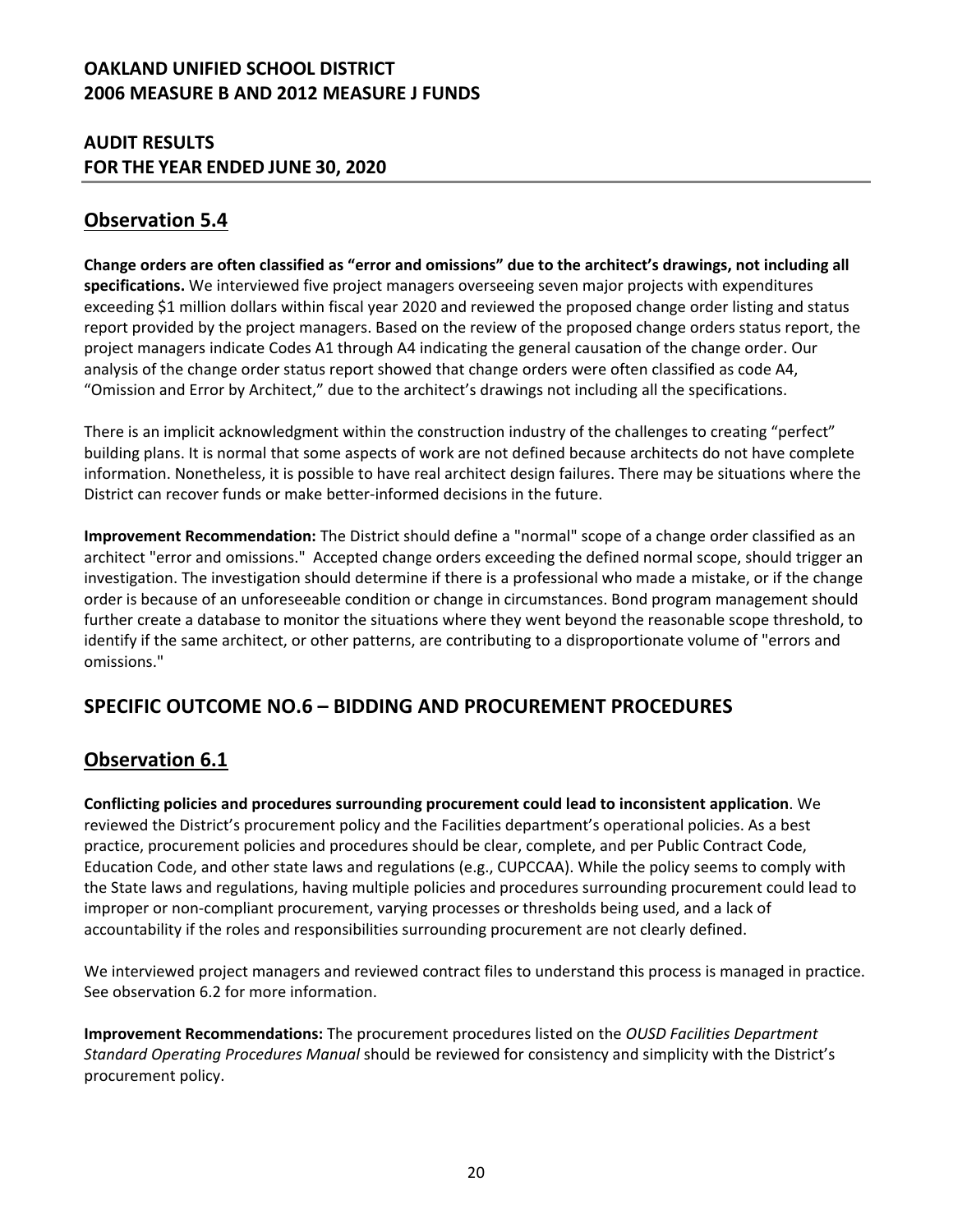## Observation 5.4

**Change orders are often classified as "error and omissions" due to the architect's drawings, not including all specifications.** We interviewed five project managers overseeing seven major projects with expenditures exceeding $1 million dollars within fiscal year 2020 and reviewed the proposed change order listing and status report provided by the project managers. Based on the review of the proposed change orders status report, the project managers indicate Codes A1 through A4 indicating the general causation of the change order. Our analysis of the change order status report showed that change orders were often classified as code A4, "Omission and Error by Architect," due to the architect's drawings not including all the specifications.

There is an implicit acknowledgment within the construction industry of the challenges to creating "perfect" building plans. It is normal that some aspects of work are not defined because architects do not have complete information. Nonetheless, it is possible to have real architect design failures. There may be situations where the District can recover funds or make better-informed decisions in the future.

**Improvement Recommendation:** The District should define a "normal" scope of a change order classified as an architect "error and omissions." Accepted change orders exceeding the defined normal scope, should trigger an investigation. The investigation should determine if there is a professional who made a mistake, or if the change order is because of an unforeseeable condition or change in circumstances. Bond program management should further create a database to monitor the situations where they went beyond the reasonable scope threshold, to identify if the same architect, or other patterns, are contributing to a disproportionate volume of "errors and omissions."

## SPECIFIC OUTCOME NO.6 – BIDDING AND PROCUREMENT PROCEDURES

## Observation 6.1

**Conflicting policies and procedures surrounding procurement could lead to inconsistent application**. We reviewed the District's procurement policy and the Facilities department's operational policies. As a best practice, procurement policies and procedures should be clear, complete, and per Public Contract Code, Education Code, and other state laws and regulations (e.g., CUPCCAA). While the policy seems to comply with the State laws and regulations, having multiple policies and procedures surrounding procurement could lead to improper or non-compliant procurement, varying processes or thresholds being used, and a lack of accountability if the roles and responsibilities surrounding procurement are not clearly defined.

We interviewed project managers and reviewed contract files to understand this process is managed in practice. See observation 6.2 for more information.

**Improvement Recommendations:** The procurement procedures listed on the *OUSD Facilities Department Standard Operating Procedures Manual* should be reviewed for consistency and simplicity with the District's procurement policy.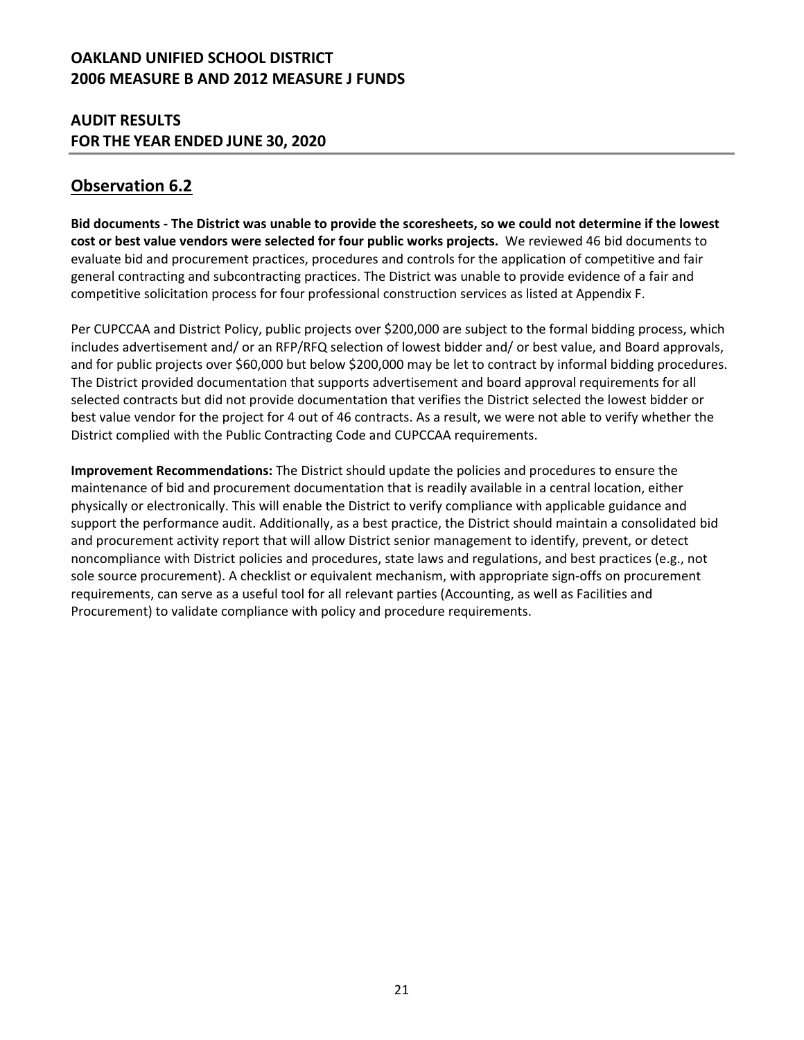## Observation 6.2

**Bid documents - The District was unable to provide the scoresheets, so we could not determine if the lowest cost or best value vendors were selected for four public works projects.** We reviewed 46 bid documents to evaluate bid and procurement practices, procedures and controls for the application of competitive and fair general contracting and subcontracting practices. The District was unable to provide evidence of a fair and competitive solicitation process for four professional construction services as listed at Appendix F.

Per CUPCCAA and District Policy, public projects over $200,000 are subject to the formal bidding process, which includes advertisement and/ or an RFP/RFQ selection of lowest bidder and/ or best value, and Board approvals, and for public projects over $60,000 but below $200,000 may be let to contract by informal bidding procedures. The District provided documentation that supports advertisement and board approval requirements for all selected contracts but did not provide documentation that verifies the District selected the lowest bidder or best value vendor for the project for 4 out of 46 contracts. As a result, we were not able to verify whether the District complied with the Public Contracting Code and CUPCCAA requirements.

**Improvement Recommendations:** The District should update the policies and procedures to ensure the maintenance of bid and procurement documentation that is readily available in a central location, either physically or electronically. This will enable the District to verify compliance with applicable guidance and support the performance audit. Additionally, as a best practice, the District should maintain a consolidated bid and procurement activity report that will allow District senior management to identify, prevent, or detect noncompliance with District policies and procedures, state laws and regulations, and best practices (e.g., not sole source procurement). A checklist or equivalent mechanism, with appropriate sign-offs on procurement requirements, can serve as a useful tool for all relevant parties (Accounting, as well as Facilities and Procurement) to validate compliance with policy and procedure requirements.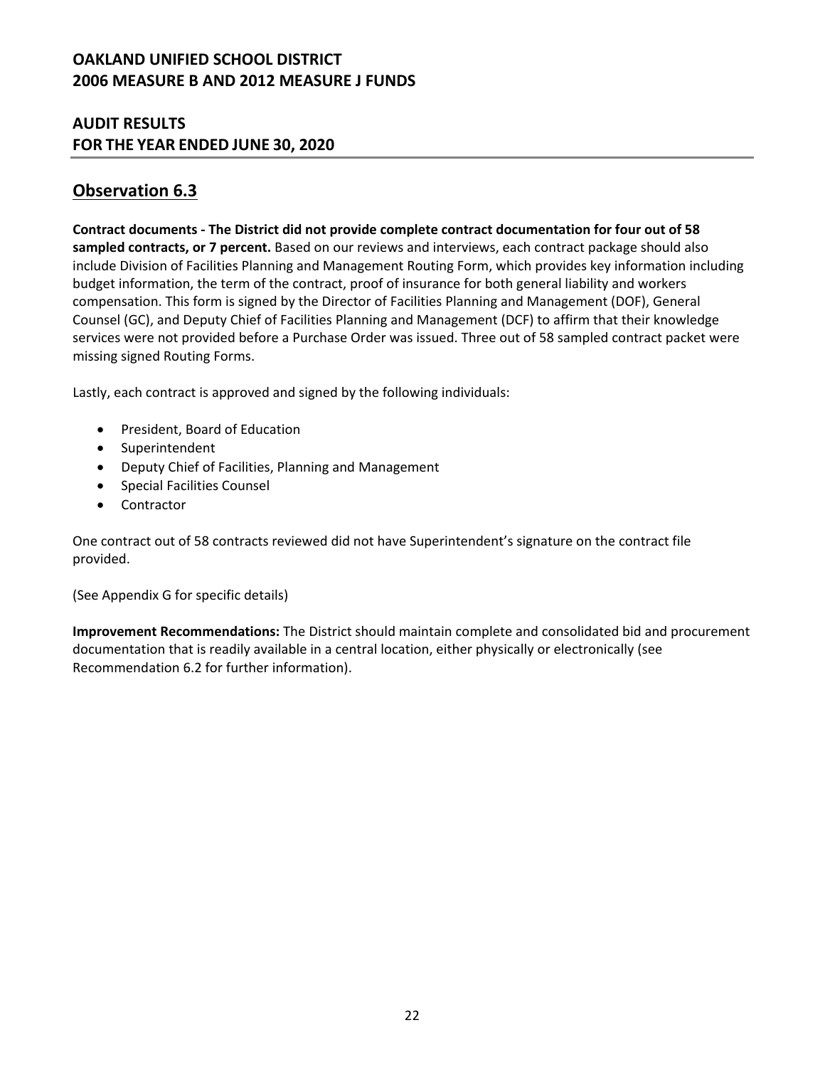## Observation 6.3

**Contract documents - The District did not provide complete contract documentation for four out of 58 sampled contracts, or 7 percent.** Based on our reviews and interviews, each contract package should also include Division of Facilities Planning and Management Routing Form, which provides key information including budget information, the term of the contract, proof of insurance for both general liability and workers compensation. This form is signed by the Director of Facilities Planning and Management (DOF), General Counsel (GC), and Deputy Chief of Facilities Planning and Management (DCF) to affirm that their knowledge services were not provided before a Purchase Order was issued. Three out of 58 sampled contract packet were missing signed Routing Forms.

Lastly, each contract is approved and signed by the following individuals:

- President, Board of Education
- Superintendent
- Deputy Chief of Facilities, Planning and Management
- Special Facilities Counsel
- Contractor

One contract out of 58 contracts reviewed did not have Superintendent's signature on the contract file provided.

(See Appendix G for specific details)

**Improvement Recommendations:** The District should maintain complete and consolidated bid and procurement documentation that is readily available in a central location, either physically or electronically (see Recommendation 6.2 for further information).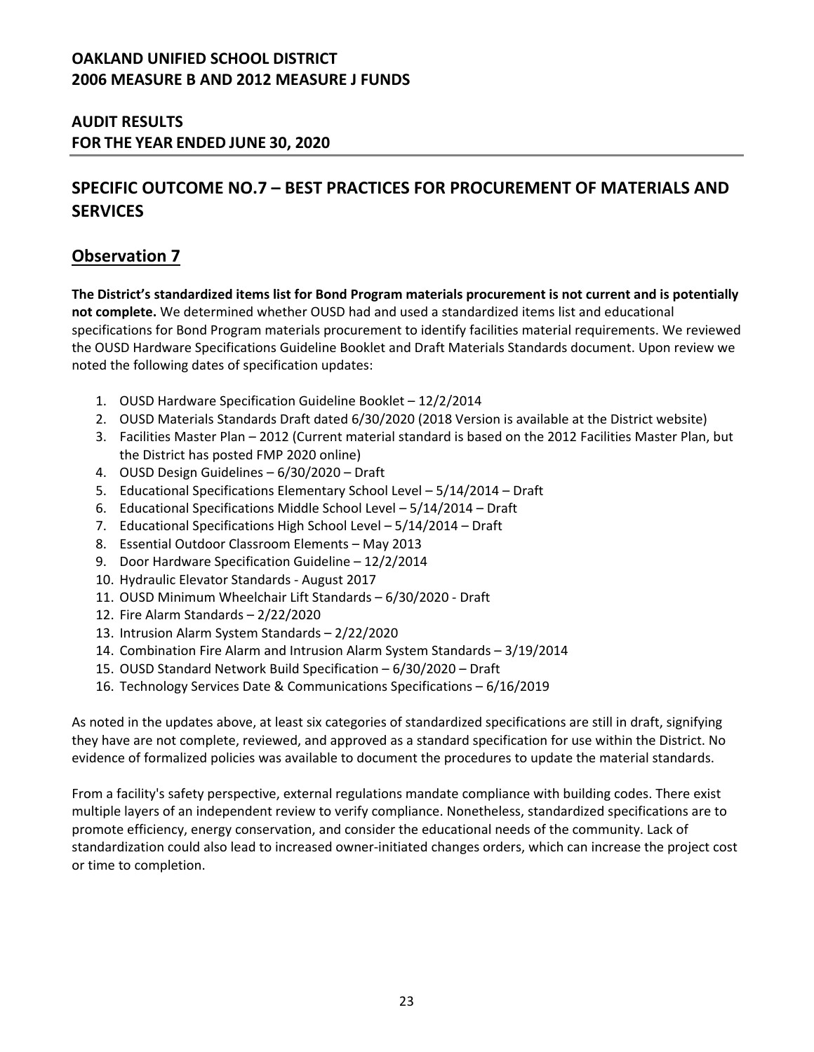# OAKLAND UNIFIED SCHOOL DISTRICT
# 2006 MEASURE B AND 2012 MEASURE J FUNDS

## AUDIT RESULTS
## FOR THE YEAR ENDED JUNE 30, 2020

## SPECIFIC OUTCOME NO.7 – BEST PRACTICES FOR PROCUREMENT OF MATERIALS AND SERVICES

### Observation 7

**The District's standardized items list for Bond Program materials procurement is not current and is potentially not complete.** We determined whether OUSD had and used a standardized items list and educational specifications for Bond Program materials procurement to identify facilities material requirements. We reviewed the OUSD Hardware Specifications Guideline Booklet and Draft Materials Standards document. Upon review we noted the following dates of specification updates:

1. OUSD Hardware Specification Guideline Booklet – 12/2/2014
2. OUSD Materials Standards Draft dated 6/30/2020 (2018 Version is available at the District website)
3. Facilities Master Plan – 2012 (Current material standard is based on the 2012 Facilities Master Plan, but the District has posted FMP 2020 online)
4. OUSD Design Guidelines – 6/30/2020 – Draft
5. Educational Specifications Elementary School Level – 5/14/2014 – Draft
6. Educational Specifications Middle School Level – 5/14/2014 – Draft
7. Educational Specifications High School Level – 5/14/2014 – Draft
8. Essential Outdoor Classroom Elements – May 2013
9. Door Hardware Specification Guideline – 12/2/2014
10. Hydraulic Elevator Standards - August 2017
11. OUSD Minimum Wheelchair Lift Standards – 6/30/2020 - Draft
12. Fire Alarm Standards – 2/22/2020
13. Intrusion Alarm System Standards – 2/22/2020
14. Combination Fire Alarm and Intrusion Alarm System Standards – 3/19/2014
15. OUSD Standard Network Build Specification – 6/30/2020 – Draft
16. Technology Services Date & Communications Specifications – 6/16/2019

As noted in the updates above, at least six categories of standardized specifications are still in draft, signifying they have are not complete, reviewed, and approved as a standard specification for use within the District. No evidence of formalized policies was available to document the procedures to update the material standards.

From a facility's safety perspective, external regulations mandate compliance with building codes. There exist multiple layers of an independent review to verify compliance. Nonetheless, standardized specifications are to promote efficiency, energy conservation, and consider the educational needs of the community. Lack of standardization could also lead to increased owner-initiated changes orders, which can increase the project cost or time to completion.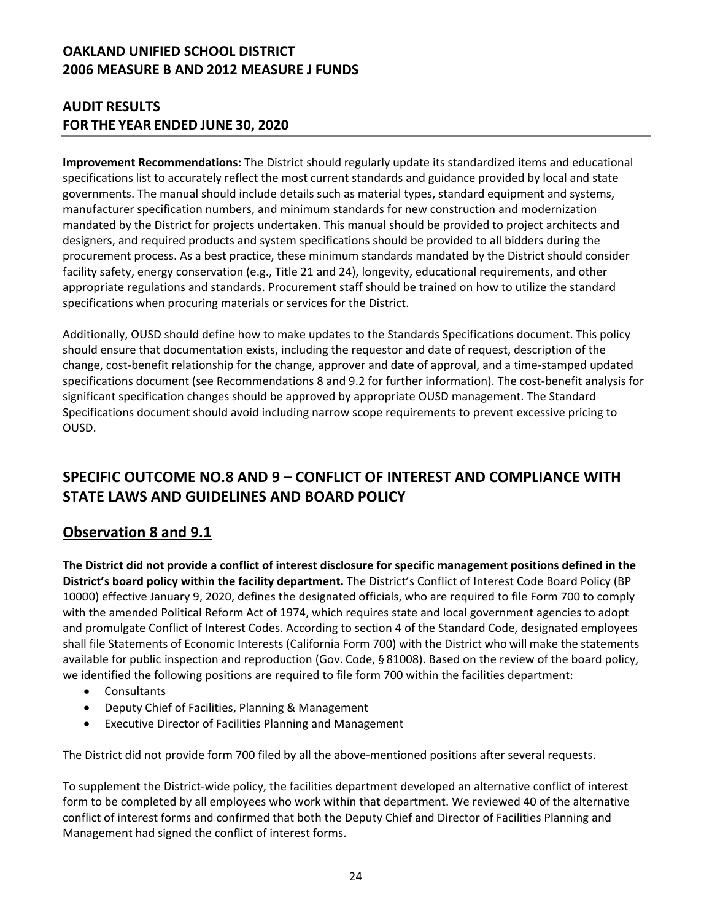**Improvement Recommendations:** The District should regularly update its standardized items and educational specifications list to accurately reflect the most current standards and guidance provided by local and state governments. The manual should include details such as material types, standard equipment and systems, manufacturer specification numbers, and minimum standards for new construction and modernization mandated by the District for projects undertaken. This manual should be provided to project architects and designers, and required products and system specifications should be provided to all bidders during the procurement process. As a best practice, these minimum standards mandated by the District should consider facility safety, energy conservation (e.g., Title 21 and 24), longevity, educational requirements, and other appropriate regulations and standards. Procurement staff should be trained on how to utilize the standard specifications when procuring materials or services for the District.

Additionally, OUSD should define how to make updates to the Standards Specifications document. This policy should ensure that documentation exists, including the requestor and date of request, description of the change, cost-benefit relationship for the change, approver and date of approval, and a time-stamped updated specifications document (see Recommendations 8 and 9.2 for further information). The cost-benefit analysis for significant specification changes should be approved by appropriate OUSD management. The Standard Specifications document should avoid including narrow scope requirements to prevent excessive pricing to OUSD.

## SPECIFIC OUTCOME NO.8 AND 9 – CONFLICT OF INTEREST AND COMPLIANCE WITH STATE LAWS AND GUIDELINES AND BOARD POLICY

### Observation 8 and 9.1

**The District did not provide a conflict of interest disclosure for specific management positions defined in the District's board policy within the facility department.** The District's Conflict of Interest Code Board Policy (BP 10000) effective January 9, 2020, defines the designated officials, who are required to file Form 700 to comply with the amended Political Reform Act of 1974, which requires state and local government agencies to adopt and promulgate Conflict of Interest Codes. According to section 4 of the Standard Code, designated employees shall file Statements of Economic Interests (California Form 700) with the District who will make the statements available for public inspection and reproduction (Gov. Code, § 81008). Based on the review of the board policy, we identified the following positions are required to file form 700 within the facilities department:

- Consultants
- Deputy Chief of Facilities, Planning & Management
- Executive Director of Facilities Planning and Management

The District did not provide form 700 filed by all the above-mentioned positions after several requests.

To supplement the District-wide policy, the facilities department developed an alternative conflict of interest form to be completed by all employees who work within that department. We reviewed 40 of the alternative conflict of interest forms and confirmed that both the Deputy Chief and Director of Facilities Planning and Management had signed the conflict of interest forms.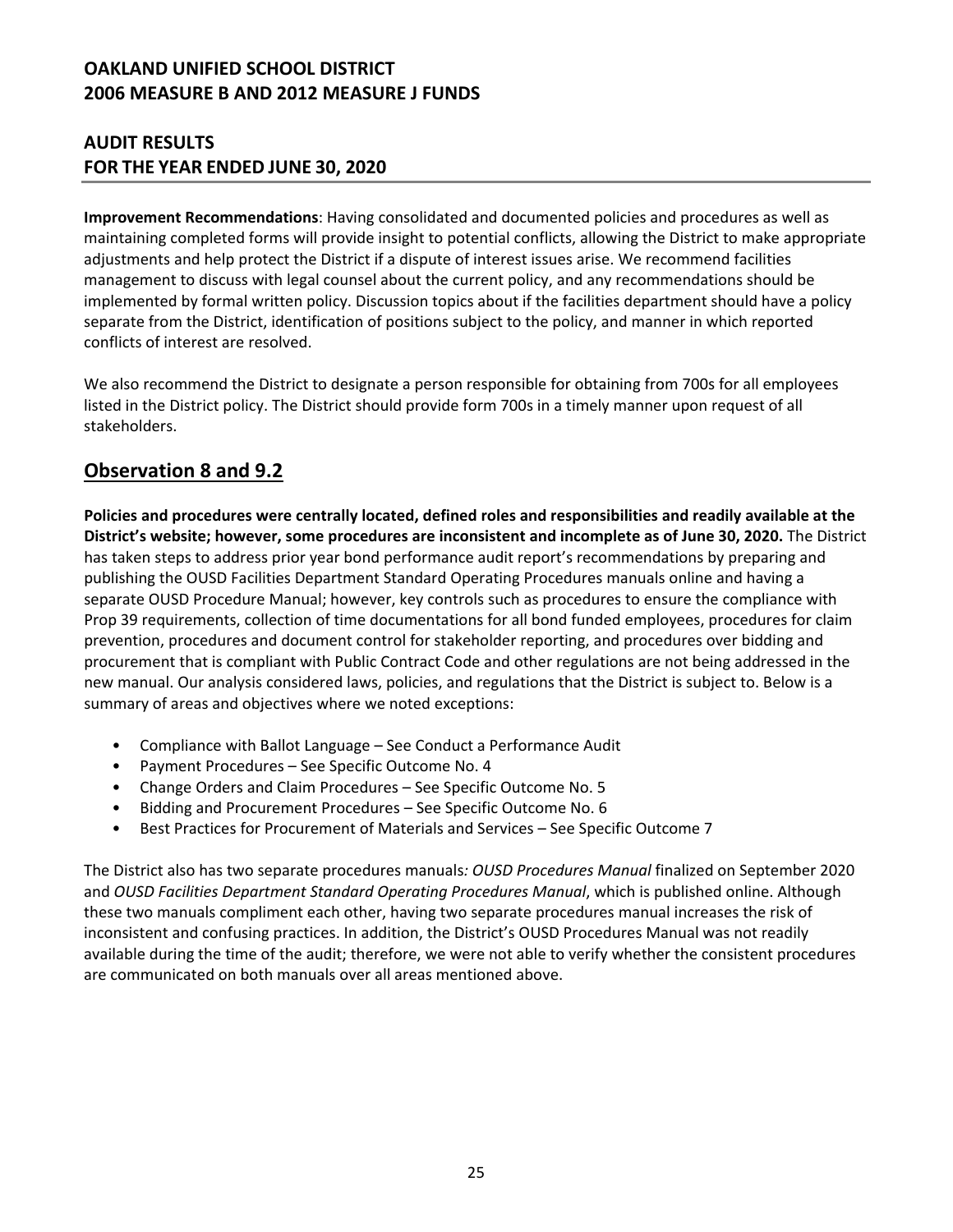**Improvement Recommendations**: Having consolidated and documented policies and procedures as well as maintaining completed forms will provide insight to potential conflicts, allowing the District to make appropriate adjustments and help protect the District if a dispute of interest issues arise. We recommend facilities management to discuss with legal counsel about the current policy, and any recommendations should be implemented by formal written policy. Discussion topics about if the facilities department should have a policy separate from the District, identification of positions subject to the policy, and manner in which reported conflicts of interest are resolved.

We also recommend the District to designate a person responsible for obtaining from 700s for all employees listed in the District policy. The District should provide form 700s in a timely manner upon request of all stakeholders.

## Observation 8 and 9.2

**Policies and procedures were centrally located, defined roles and responsibilities and readily available at the District's website; however, some procedures are inconsistent and incomplete as of June 30, 2020.** The District has taken steps to address prior year bond performance audit report's recommendations by preparing and publishing the OUSD Facilities Department Standard Operating Procedures manuals online and having a separate OUSD Procedure Manual; however, key controls such as procedures to ensure the compliance with Prop 39 requirements, collection of time documentations for all bond funded employees, procedures for claim prevention, procedures and document control for stakeholder reporting, and procedures over bidding and procurement that is compliant with Public Contract Code and other regulations are not being addressed in the new manual. Our analysis considered laws, policies, and regulations that the District is subject to. Below is a summary of areas and objectives where we noted exceptions:

- Compliance with Ballot Language – See Conduct a Performance Audit
- Payment Procedures – See Specific Outcome No. 4
- Change Orders and Claim Procedures – See Specific Outcome No. 5
- Bidding and Procurement Procedures – See Specific Outcome No. 6
- Best Practices for Procurement of Materials and Services – See Specific Outcome 7

The District also has two separate procedures manuals*: OUSD Procedures Manual* finalized on September 2020 and *OUSD Facilities Department Standard Operating Procedures Manual*, which is published online. Although these two manuals compliment each other, having two separate procedures manual increases the risk of inconsistent and confusing practices. In addition, the District's OUSD Procedures Manual was not readily available during the time of the audit; therefore, we were not able to verify whether the consistent procedures are communicated on both manuals over all areas mentioned above.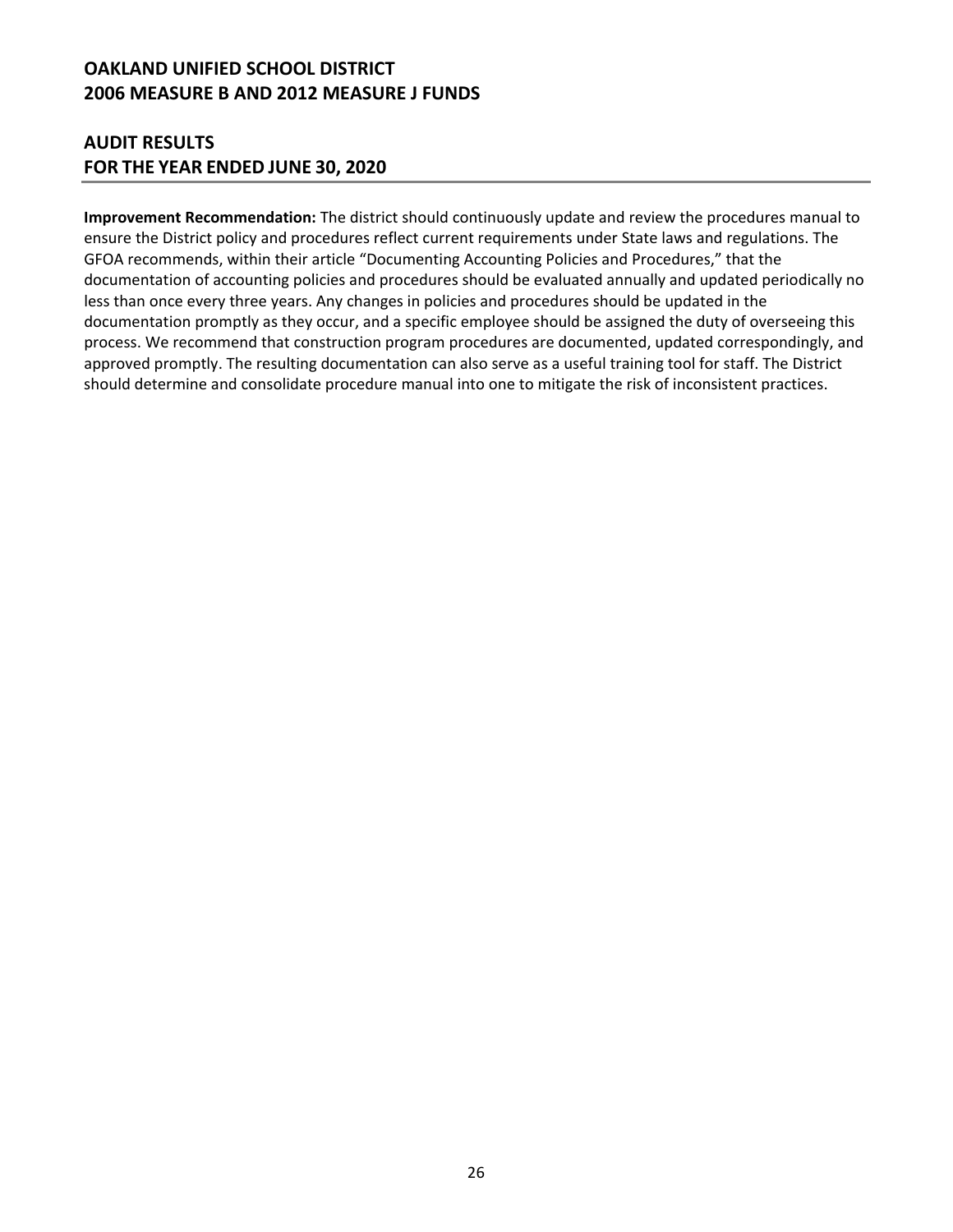**Improvement Recommendation:** The district should continuously update and review the procedures manual to ensure the District policy and procedures reflect current requirements under State laws and regulations. The GFOA recommends, within their article "Documenting Accounting Policies and Procedures," that the documentation of accounting policies and procedures should be evaluated annually and updated periodically no less than once every three years. Any changes in policies and procedures should be updated in the documentation promptly as they occur, and a specific employee should be assigned the duty of overseeing this process. We recommend that construction program procedures are documented, updated correspondingly, and approved promptly. The resulting documentation can also serve as a useful training tool for staff. The District should determine and consolidate procedure manual into one to mitigate the risk of inconsistent practices.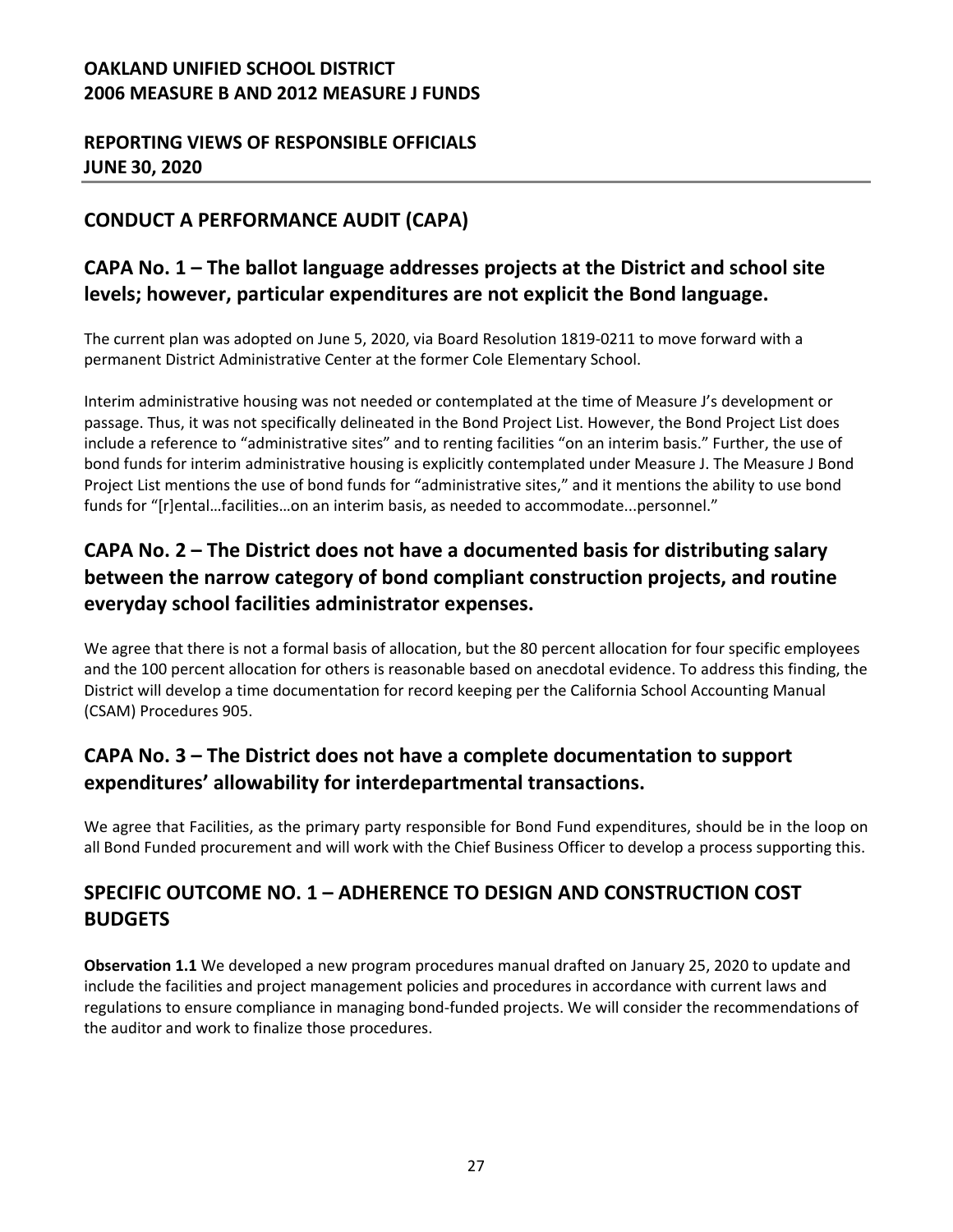# OAKLAND UNIFIED SCHOOL DISTRICT
# 2006 MEASURE B AND 2012 MEASURE J FUNDS

## REPORTING VIEWS OF RESPONSIBLE OFFICIALS
## JUNE 30, 2020

## CONDUCT A PERFORMANCE AUDIT (CAPA)

### CAPA No. 1 – The ballot language addresses projects at the District and school site levels; however, particular expenditures are not explicit the Bond language.

The current plan was adopted on June 5, 2020, via Board Resolution 1819-0211 to move forward with a permanent District Administrative Center at the former Cole Elementary School.

Interim administrative housing was not needed or contemplated at the time of Measure J's development or passage. Thus, it was not specifically delineated in the Bond Project List. However, the Bond Project List does include a reference to "administrative sites" and to renting facilities "on an interim basis." Further, the use of bond funds for interim administrative housing is explicitly contemplated under Measure J. The Measure J Bond Project List mentions the use of bond funds for "administrative sites," and it mentions the ability to use bond funds for "[r]ental…facilities…on an interim basis, as needed to accommodate...personnel."

### CAPA No. 2 – The District does not have a documented basis for distributing salary between the narrow category of bond compliant construction projects, and routine everyday school facilities administrator expenses.

We agree that there is not a formal basis of allocation, but the 80 percent allocation for four specific employees and the 100 percent allocation for others is reasonable based on anecdotal evidence. To address this finding, the District will develop a time documentation for record keeping per the California School Accounting Manual (CSAM) Procedures 905.

### CAPA No. 3 – The District does not have a complete documentation to support expenditures' allowability for interdepartmental transactions.

We agree that Facilities, as the primary party responsible for Bond Fund expenditures, should be in the loop on all Bond Funded procurement and will work with the Chief Business Officer to develop a process supporting this.

## SPECIFIC OUTCOME NO. 1 – ADHERENCE TO DESIGN AND CONSTRUCTION COST BUDGETS

**Observation 1.1** We developed a new program procedures manual drafted on January 25, 2020 to update and include the facilities and project management policies and procedures in accordance with current laws and regulations to ensure compliance in managing bond-funded projects. We will consider the recommendations of the auditor and work to finalize those procedures.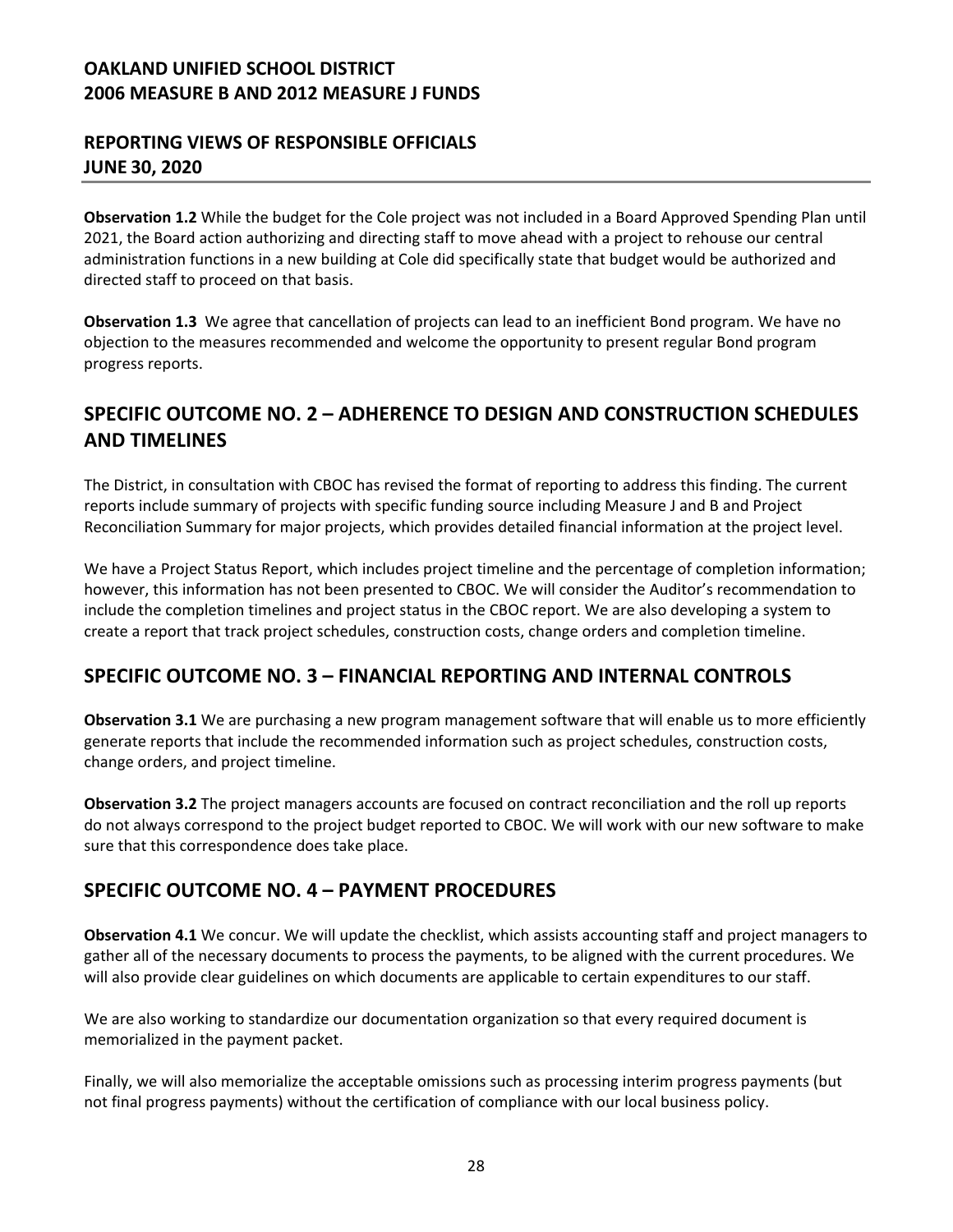**Observation 1.2** While the budget for the Cole project was not included in a Board Approved Spending Plan until 2021, the Board action authorizing and directing staff to move ahead with a project to rehouse our central administration functions in a new building at Cole did specifically state that budget would be authorized and directed staff to proceed on that basis.

**Observation 1.3** We agree that cancellation of projects can lead to an inefficient Bond program. We have no objection to the measures recommended and welcome the opportunity to present regular Bond program progress reports.

## SPECIFIC OUTCOME NO. 2 – ADHERENCE TO DESIGN AND CONSTRUCTION SCHEDULES AND TIMELINES

The District, in consultation with CBOC has revised the format of reporting to address this finding. The current reports include summary of projects with specific funding source including Measure J and B and Project Reconciliation Summary for major projects, which provides detailed financial information at the project level.

We have a Project Status Report, which includes project timeline and the percentage of completion information; however, this information has not been presented to CBOC. We will consider the Auditor's recommendation to include the completion timelines and project status in the CBOC report. We are also developing a system to create a report that track project schedules, construction costs, change orders and completion timeline.

## SPECIFIC OUTCOME NO. 3 – FINANCIAL REPORTING AND INTERNAL CONTROLS

**Observation 3.1** We are purchasing a new program management software that will enable us to more efficiently generate reports that include the recommended information such as project schedules, construction costs, change orders, and project timeline.

**Observation 3.2** The project managers accounts are focused on contract reconciliation and the roll up reports do not always correspond to the project budget reported to CBOC. We will work with our new software to make sure that this correspondence does take place.

## SPECIFIC OUTCOME NO. 4 – PAYMENT PROCEDURES

**Observation 4.1** We concur. We will update the checklist, which assists accounting staff and project managers to gather all of the necessary documents to process the payments, to be aligned with the current procedures. We will also provide clear guidelines on which documents are applicable to certain expenditures to our staff.

We are also working to standardize our documentation organization so that every required document is memorialized in the payment packet.

Finally, we will also memorialize the acceptable omissions such as processing interim progress payments (but not final progress payments) without the certification of compliance with our local business policy.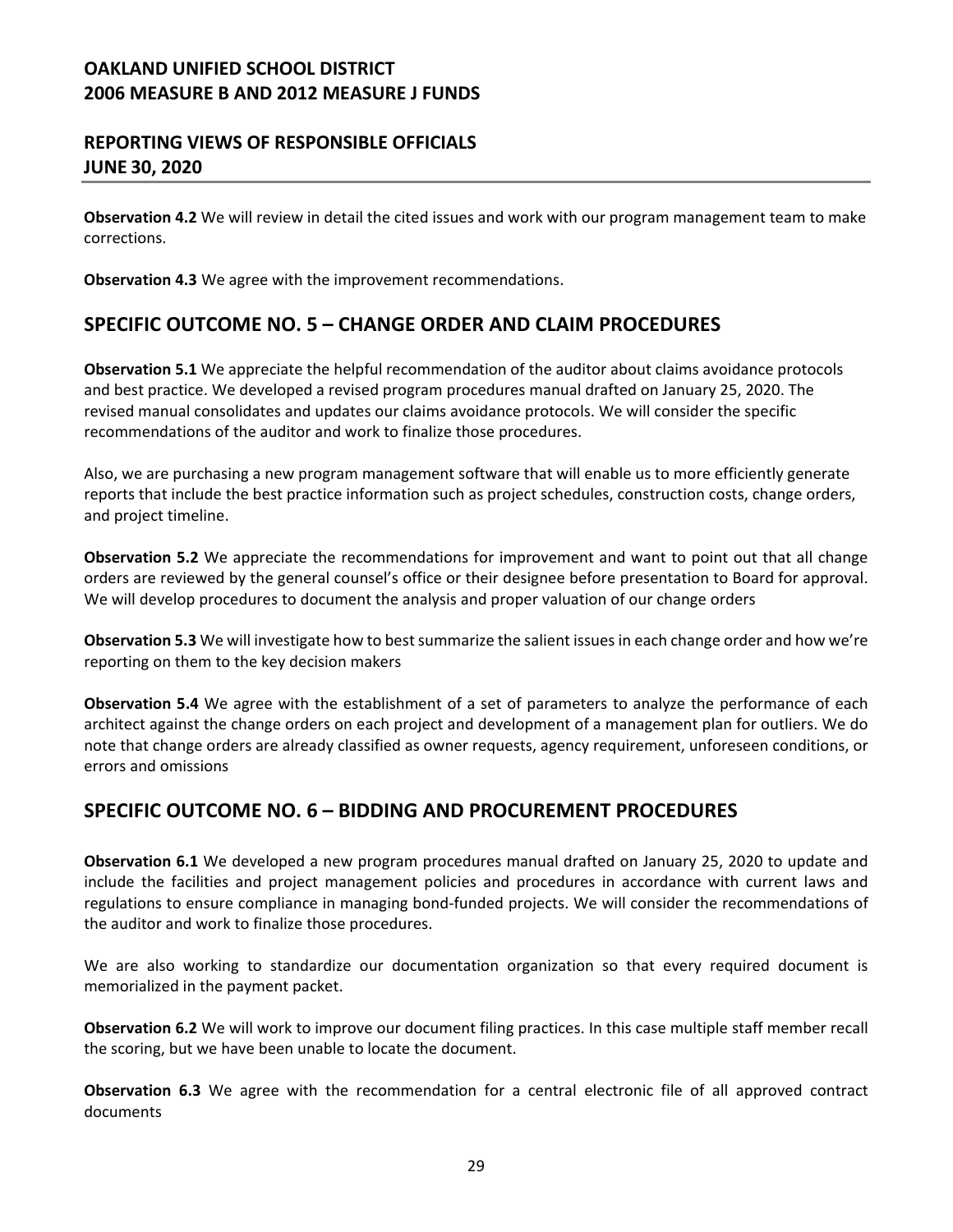**Observation 4.2** We will review in detail the cited issues and work with our program management team to make corrections.

**Observation 4.3** We agree with the improvement recommendations.

## SPECIFIC OUTCOME NO. 5 – CHANGE ORDER AND CLAIM PROCEDURES

**Observation 5.1** We appreciate the helpful recommendation of the auditor about claims avoidance protocols and best practice. We developed a revised program procedures manual drafted on January 25, 2020. The revised manual consolidates and updates our claims avoidance protocols. We will consider the specific recommendations of the auditor and work to finalize those procedures.

Also, we are purchasing a new program management software that will enable us to more efficiently generate reports that include the best practice information such as project schedules, construction costs, change orders, and project timeline.

**Observation 5.2** We appreciate the recommendations for improvement and want to point out that all change orders are reviewed by the general counsel's office or their designee before presentation to Board for approval. We will develop procedures to document the analysis and proper valuation of our change orders

**Observation 5.3** We will investigate how to best summarize the salient issues in each change order and how we're reporting on them to the key decision makers

**Observation 5.4** We agree with the establishment of a set of parameters to analyze the performance of each architect against the change orders on each project and development of a management plan for outliers. We do note that change orders are already classified as owner requests, agency requirement, unforeseen conditions, or errors and omissions

## SPECIFIC OUTCOME NO. 6 – BIDDING AND PROCUREMENT PROCEDURES

**Observation 6.1** We developed a new program procedures manual drafted on January 25, 2020 to update and include the facilities and project management policies and procedures in accordance with current laws and regulations to ensure compliance in managing bond-funded projects. We will consider the recommendations of the auditor and work to finalize those procedures.

We are also working to standardize our documentation organization so that every required document is memorialized in the payment packet.

**Observation 6.2** We will work to improve our document filing practices. In this case multiple staff member recall the scoring, but we have been unable to locate the document.

**Observation 6.3** We agree with the recommendation for a central electronic file of all approved contract documents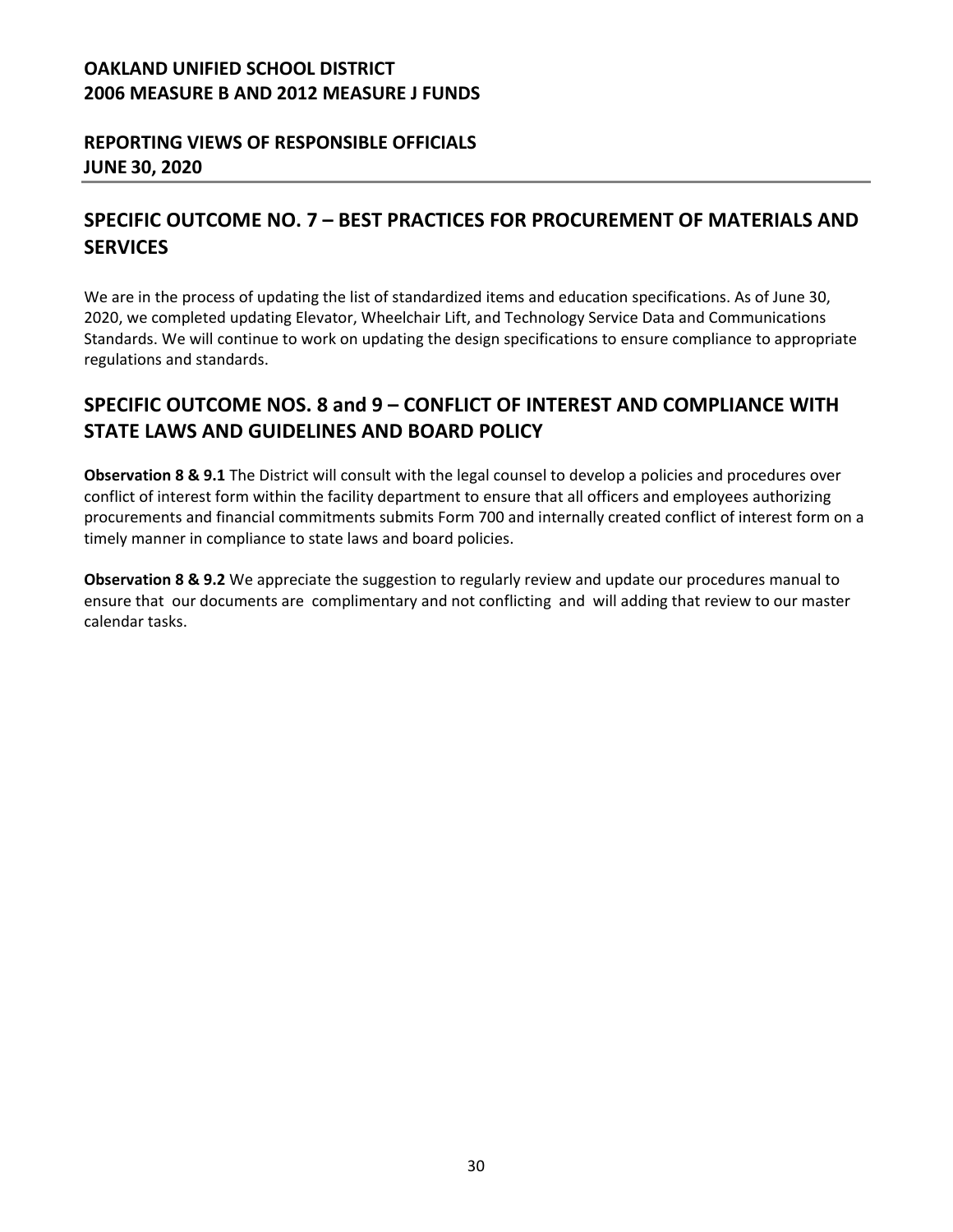**OAKLAND UNIFIED SCHOOL DISTRICT**
**2006 MEASURE B AND 2012 MEASURE J FUNDS**

**REPORTING VIEWS OF RESPONSIBLE OFFICIALS**
**JUNE 30, 2020**

## SPECIFIC OUTCOME NO. 7 – BEST PRACTICES FOR PROCUREMENT OF MATERIALS AND SERVICES

We are in the process of updating the list of standardized items and education specifications. As of June 30, 2020, we completed updating Elevator, Wheelchair Lift, and Technology Service Data and Communications Standards. We will continue to work on updating the design specifications to ensure compliance to appropriate regulations and standards.

## SPECIFIC OUTCOME NOS. 8 and 9 – CONFLICT OF INTEREST AND COMPLIANCE WITH STATE LAWS AND GUIDELINES AND BOARD POLICY

**Observation 8 & 9.1** The District will consult with the legal counsel to develop a policies and procedures over conflict of interest form within the facility department to ensure that all officers and employees authorizing procurements and financial commitments submits Form 700 and internally created conflict of interest form on a timely manner in compliance to state laws and board policies.

**Observation 8 & 9.2** We appreciate the suggestion to regularly review and update our procedures manual to ensure that our documents are complimentary and not conflicting and will adding that review to our master calendar tasks.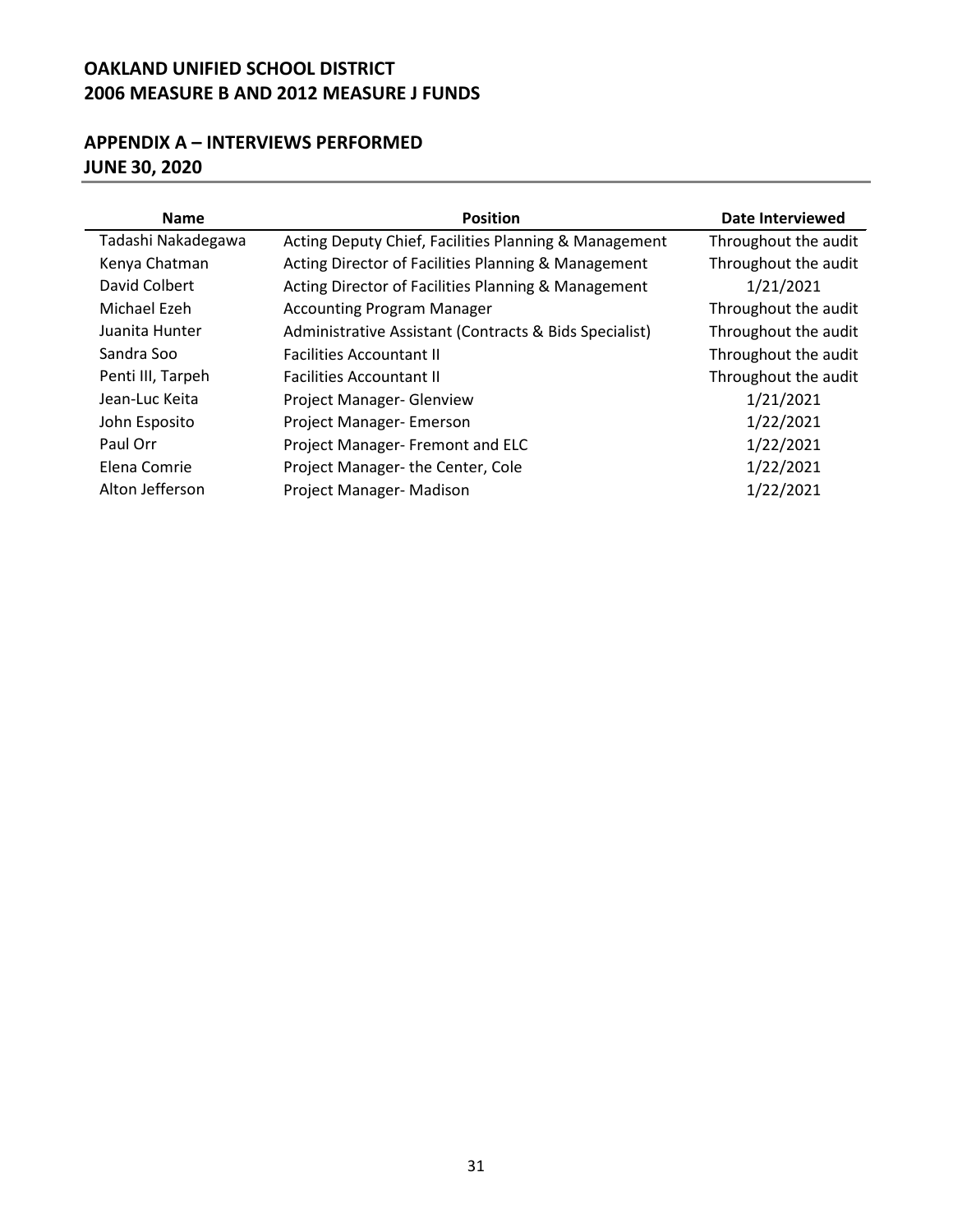# OAKLAND UNIFIED SCHOOL DISTRICT
# 2006 MEASURE B AND 2012 MEASURE J FUNDS

## APPENDIX A – INTERVIEWS PERFORMED
## JUNE 30, 2020

| Name | Position | Date Interviewed |
|---|---|---|
| Tadashi Nakadegawa | Acting Deputy Chief, Facilities Planning & Management | Throughout the audit |
| Kenya Chatman | Acting Director of Facilities Planning & Management | Throughout the audit |
| David Colbert | Acting Director of Facilities Planning & Management | 1/21/2021 |
| Michael Ezeh | Accounting Program Manager | Throughout the audit |
| Juanita Hunter | Administrative Assistant (Contracts & Bids Specialist) | Throughout the audit |
| Sandra Soo | Facilities Accountant II | Throughout the audit |
| Penti III, Tarpeh | Facilities Accountant II | Throughout the audit |
| Jean-Luc Keita | Project Manager- Glenview | 1/21/2021 |
| John Esposito | Project Manager- Emerson | 1/22/2021 |
| Paul Orr | Project Manager- Fremont and ELC | 1/22/2021 |
| Elena Comrie | Project Manager- the Center, Cole | 1/22/2021 |
| Alton Jefferson | Project Manager- Madison | 1/22/2021 |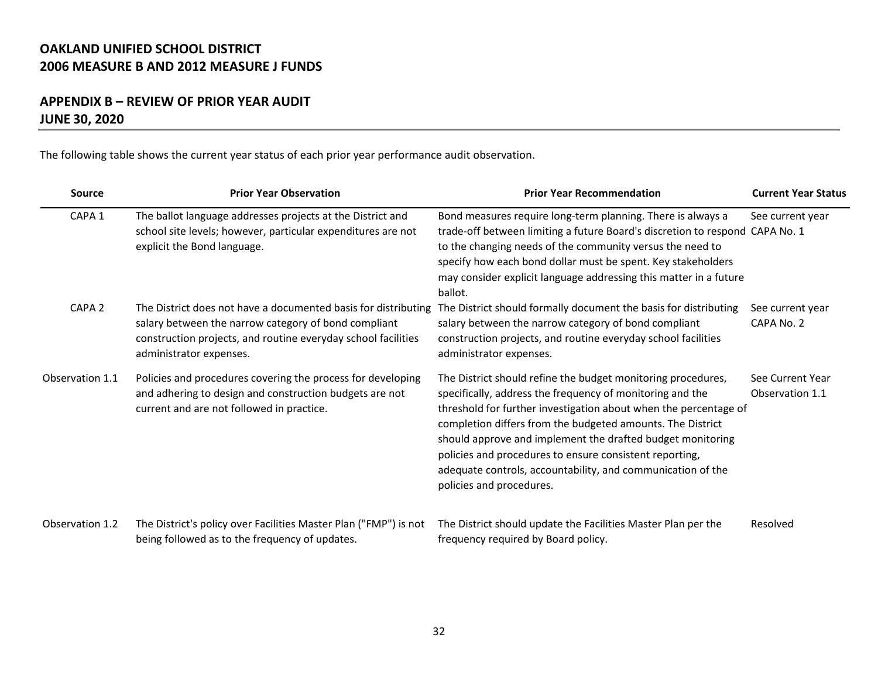# OAKLAND UNIFIED SCHOOL DISTRICT
# 2006 MEASURE B AND 2012 MEASURE J FUNDS

## APPENDIX B – REVIEW OF PRIOR YEAR AUDIT
## JUNE 30, 2020

The following table shows the current year status of each prior year performance audit observation.

| Source | Prior Year Observation | Prior Year Recommendation | Current Year Status |
|---|---|---|---|
| CAPA 1 | The ballot language addresses projects at the District and school site levels; however, particular expenditures are not explicit the Bond language. | Bond measures require long-term planning. There is always a trade-off between limiting a future Board's discretion to respond to the changing needs of the community versus the need to specify how each bond dollar must be spent. Key stakeholders may consider explicit language addressing this matter in a future ballot. | See current year CAPA No. 1 |
| CAPA 2 | The District does not have a documented basis for distributing salary between the narrow category of bond compliant construction projects, and routine everyday school facilities administrator expenses. | The District should formally document the basis for distributing salary between the narrow category of bond compliant construction projects, and routine everyday school facilities administrator expenses. | See current year CAPA No. 2 |
| Observation 1.1 | Policies and procedures covering the process for developing and adhering to design and construction budgets are not current and are not followed in practice. | The District should refine the budget monitoring procedures, specifically, address the frequency of monitoring and the threshold for further investigation about when the percentage of completion differs from the budgeted amounts. The District should approve and implement the drafted budget monitoring policies and procedures to ensure consistent reporting, adequate controls, accountability, and communication of the policies and procedures. | See Current Year Observation 1.1 |
| Observation 1.2 | The District's policy over Facilities Master Plan ("FMP") is not being followed as to the frequency of updates. | The District should update the Facilities Master Plan per the frequency required by Board policy. | Resolved |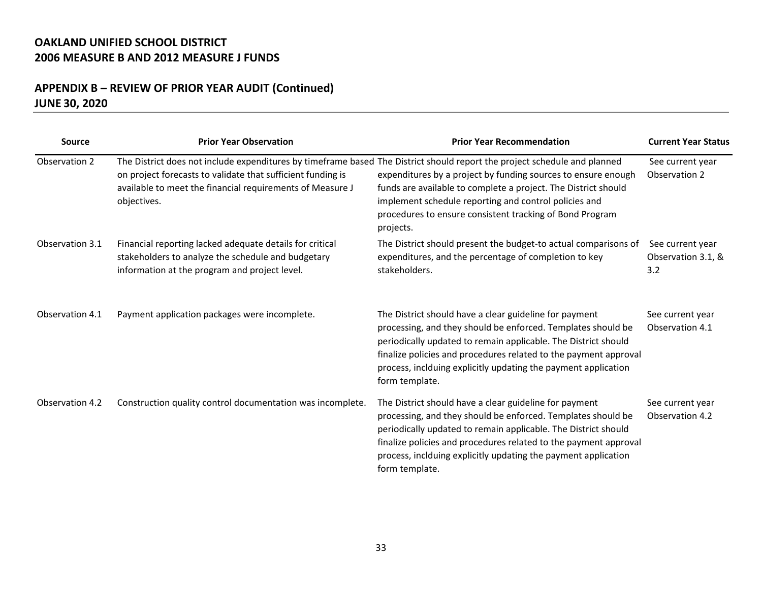# OAKLAND UNIFIED SCHOOL DISTRICT
# 2006 MEASURE B AND 2012 MEASURE J FUNDS

## APPENDIX B – REVIEW OF PRIOR YEAR AUDIT (Continued)
## JUNE 30, 2020

| Source | Prior Year Observation | Prior Year Recommendation | Current Year Status |
|---|---|---|---|
| Observation 2 | The District does not include expenditures by timeframe based on project forecasts to validate that sufficient funding is available to meet the financial requirements of Measure J objectives. | The District should report the project schedule and planned expenditures by a project by funding sources to ensure enough funds are available to complete a project. The District should implement schedule reporting and control policies and procedures to ensure consistent tracking of Bond Program projects. | See current year Observation 2 |
| Observation 3.1 | Financial reporting lacked adequate details for critical stakeholders to analyze the schedule and budgetary information at the program and project level. | The District should present the budget-to actual comparisons of expenditures, and the percentage of completion to key stakeholders. | See current year Observation 3.1, & 3.2 |
| Observation 4.1 | Payment application packages were incomplete. | The District should have a clear guideline for payment processing, and they should be enforced. Templates should be periodically updated to remain applicable. The District should finalize policies and procedures related to the payment approval process, inclduing explicitly updating the payment application form template. | See current year Observation 4.1 |
| Observation 4.2 | Construction quality control documentation was incomplete. | The District should have a clear guideline for payment processing, and they should be enforced. Templates should be periodically updated to remain applicable. The District should finalize policies and procedures related to the payment approval process, inclduing explicitly updating the payment application form template. | See current year Observation 4.2 |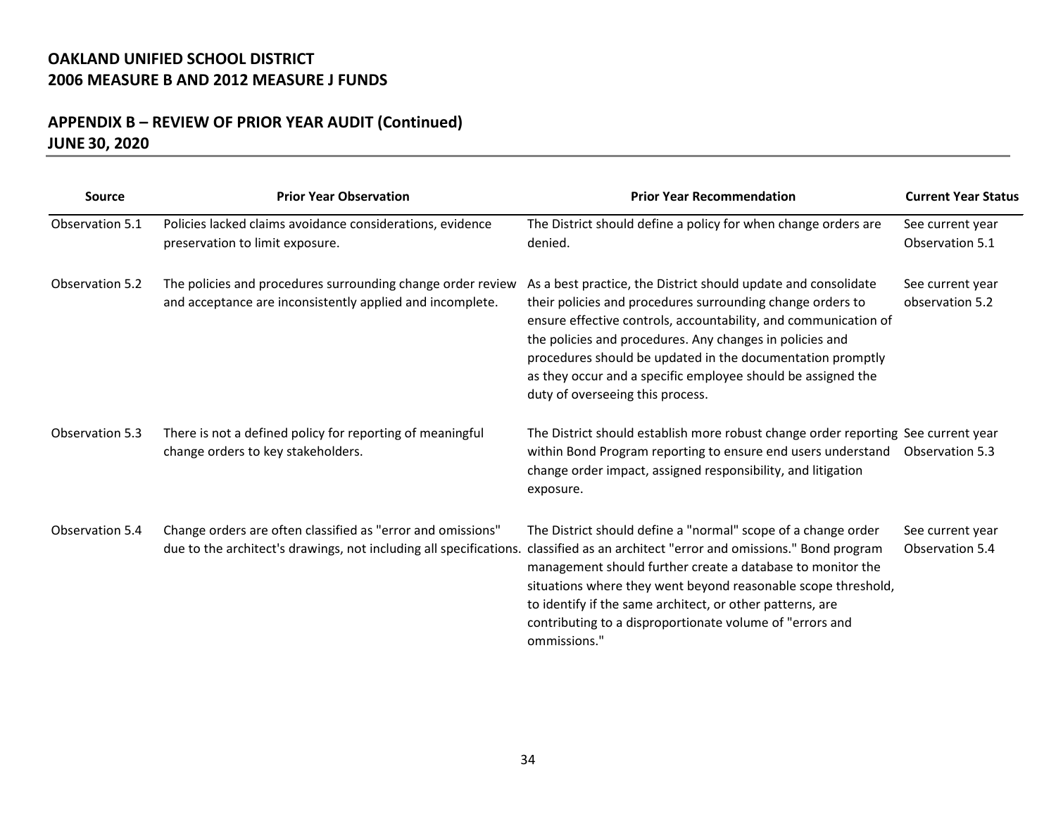## OAKLAND UNIFIED SCHOOL DISTRICT
## 2006 MEASURE B AND 2012 MEASURE J FUNDS

## APPENDIX B – REVIEW OF PRIOR YEAR AUDIT (Continued)
## JUNE 30, 2020

| Source | Prior Year Observation | Prior Year Recommendation | Current Year Status |
|---|---|---|---|
| Observation 5.1 | Policies lacked claims avoidance considerations, evidence preservation to limit exposure. | The District should define a policy for when change orders are denied. | See current year Observation 5.1 |
| Observation 5.2 | The policies and procedures surrounding change order review and acceptance are inconsistently applied and incomplete. | As a best practice, the District should update and consolidate their policies and procedures surrounding change orders to ensure effective controls, accountability, and communication of the policies and procedures. Any changes in policies and procedures should be updated in the documentation promptly as they occur and a specific employee should be assigned the duty of overseeing this process. | See current year observation 5.2 |
| Observation 5.3 | There is not a defined policy for reporting of meaningful change orders to key stakeholders. | The District should establish more robust change order reporting within Bond Program reporting to ensure end users understand change order impact, assigned responsibility, and litigation exposure. | See current year Observation 5.3 |
| Observation 5.4 | Change orders are often classified as "error and omissions" due to the architect's drawings, not including all specifications. | The District should define a "normal" scope of a change order classified as an architect "error and omissions." Bond program management should further create a database to monitor the situations where they went beyond reasonable scope threshold, to identify if the same architect, or other patterns, are contributing to a disproportionate volume of "errors and ommissions." | See current year Observation 5.4 |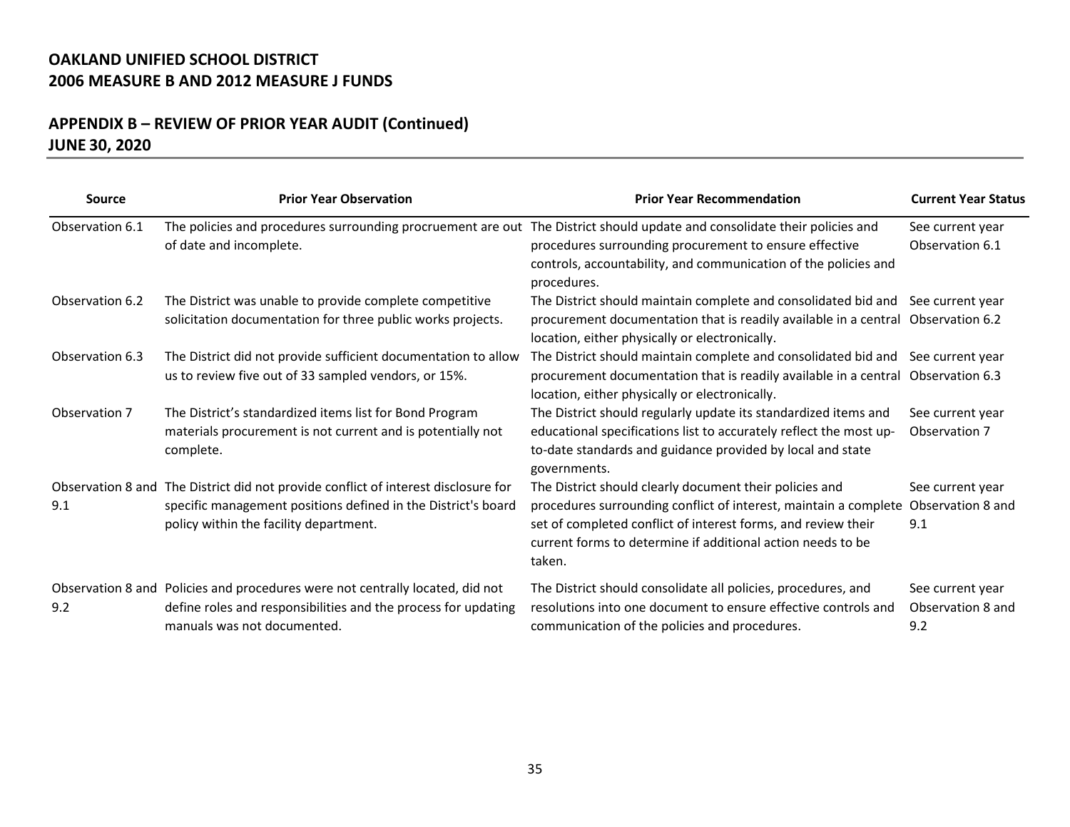**OAKLAND UNIFIED SCHOOL DISTRICT**
**2006 MEASURE B AND 2012 MEASURE J FUNDS**

## APPENDIX B – REVIEW OF PRIOR YEAR AUDIT (Continued)
**JUNE 30, 2020**

| Source | Prior Year Observation | Prior Year Recommendation | Current Year Status |
|---|---|---|---|
| Observation 6.1 | The policies and procedures surrounding procruement are out of date and incomplete. | The District should update and consolidate their policies and procedures surrounding procurement to ensure effective controls, accountability, and communication of the policies and procedures. | See current year Observation 6.1 |
| Observation 6.2 | The District was unable to provide complete competitive solicitation documentation for three public works projects. | The District should maintain complete and consolidated bid and procurement documentation that is readily available in a central location, either physically or electronically. | See current year Observation 6.2 |
| Observation 6.3 | The District did not provide sufficient documentation to allow us to review five out of 33 sampled vendors, or 15%. | The District should maintain complete and consolidated bid and procurement documentation that is readily available in a central location, either physically or electronically. | See current year Observation 6.3 |
| Observation 7 | The District's standardized items list for Bond Program materials procurement is not current and is potentially not complete. | The District should regularly update its standardized items and educational specifications list to accurately reflect the most up-to-date standards and guidance provided by local and state governments. | See current year Observation 7 |
| Observation 8 and 9.1 | The District did not provide conflict of interest disclosure for specific management positions defined in the District's board policy within the facility department. | The District should clearly document their policies and procedures surrounding conflict of interest, maintain a complete set of completed conflict of interest forms, and review their current forms to determine if additional action needs to be taken. | See current year Observation 8 and 9.1 |
| Observation 8 and 9.2 | Policies and procedures were not centrally located, did not define roles and responsibilities and the process for updating manuals was not documented. | The District should consolidate all policies, procedures, and resolutions into one document to ensure effective controls and communication of the policies and procedures. | See current year Observation 8 and 9.2 |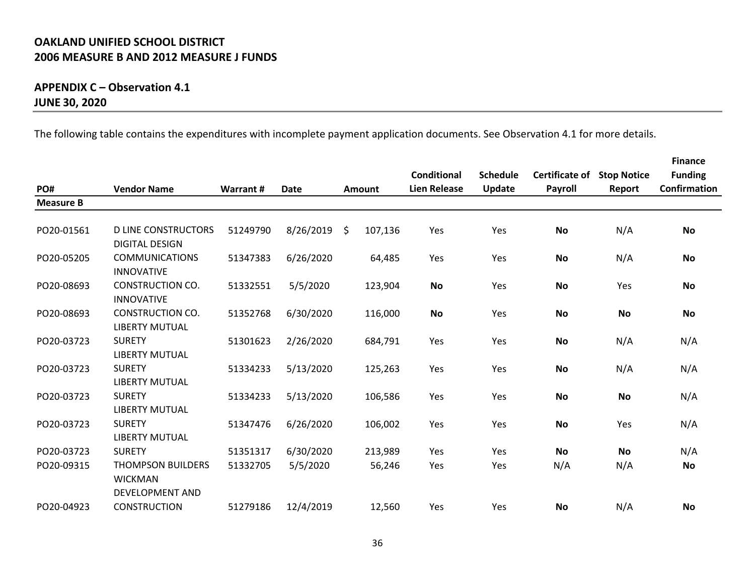**OAKLAND UNIFIED SCHOOL DISTRICT**
**2006 MEASURE B AND 2012 MEASURE J FUNDS**

**APPENDIX C – Observation 4.1**
**JUNE 30, 2020**

The following table contains the expenditures with incomplete payment application documents. See Observation 4.1 for more details.

| PO# | Vendor Name | Warrant # | Date | Amount | Conditional Lien Release | Schedule Update | Certificate of Payroll | Stop Notice Report | Finance Funding Confirmation |
|---|---|---|---|---|---|---|---|---|---|
| **Measure B** | | | | | | | | | |
| PO20-01561 | D LINE CONSTRUCTORS | 51249790 | 8/26/2019 | $ 107,136 | Yes | Yes | **No** | N/A | **No** |
| PO20-05205 | DIGITAL DESIGN COMMUNICATIONS | 51347383 | 6/26/2020 | 64,485 | Yes | Yes | **No** | N/A | **No** |
| PO20-08693 | INNOVATIVE CONSTRUCTION CO. | 51332551 | 5/5/2020 | 123,904 | **No** | Yes | **No** | Yes | **No** |
| PO20-08693 | INNOVATIVE CONSTRUCTION CO. | 51352768 | 6/30/2020 | 116,000 | **No** | Yes | **No** | **No** | **No** |
| PO20-03723 | LIBERTY MUTUAL SURETY | 51301623 | 2/26/2020 | 684,791 | Yes | Yes | **No** | N/A | N/A |
| PO20-03723 | LIBERTY MUTUAL SURETY | 51334233 | 5/13/2020 | 125,263 | Yes | Yes | **No** | N/A | N/A |
| PO20-03723 | LIBERTY MUTUAL SURETY | 51334233 | 5/13/2020 | 106,586 | Yes | Yes | **No** | **No** | N/A |
| PO20-03723 | LIBERTY MUTUAL SURETY | 51347476 | 6/26/2020 | 106,002 | Yes | Yes | **No** | Yes | N/A |
| PO20-03723 | LIBERTY MUTUAL SURETY | 51351317 | 6/30/2020 | 213,989 | Yes | Yes | **No** | **No** | N/A |
| PO20-09315 | THOMPSON BUILDERS | 51332705 | 5/5/2020 | 56,246 | Yes | Yes | N/A | N/A | **No** |
| PO20-04923 | WICKMAN DEVELOPMENT AND CONSTRUCTION | 51279186 | 12/4/2019 | 12,560 | Yes | Yes | **No** | N/A | **No** |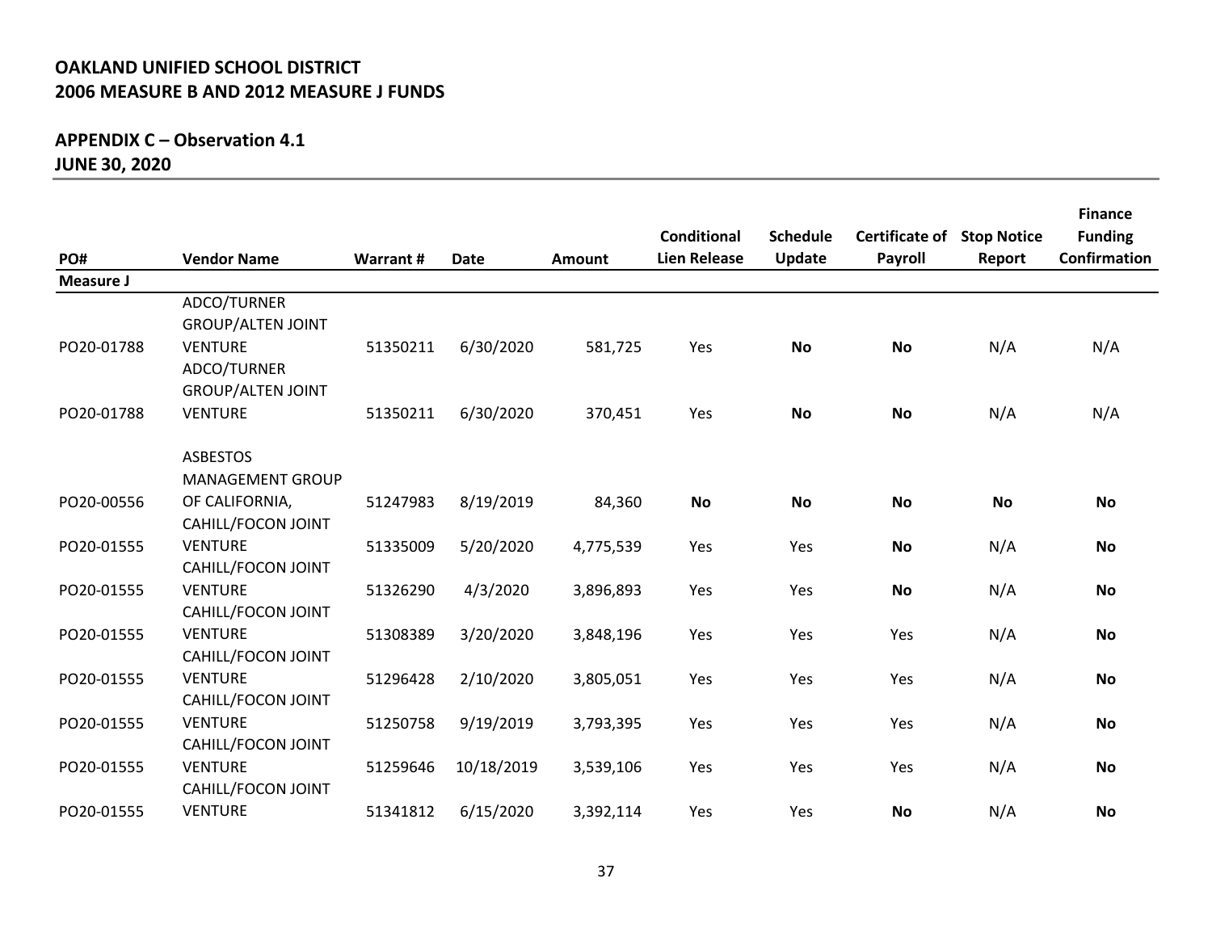**OAKLAND UNIFIED SCHOOL DISTRICT**
**2006 MEASURE B AND 2012 MEASURE J FUNDS**

**APPENDIX C – Observation 4.1**
**JUNE 30, 2020**

| PO# | Vendor Name | Warrant # | Date | Amount | Conditional Lien Release | Schedule Update | Certificate of Payroll | Stop Notice Report | Finance Funding Confirmation |
|---|---|---|---|---|---|---|---|---|---|
| **Measure J** | | | | | | | | | |
| PO20-01788 | ADCO/TURNER GROUP/ALTEN JOINT VENTURE | 51350211 | 6/30/2020 | 581,725 | Yes | **No** | **No** | N/A | N/A |
| PO20-01788 | ADCO/TURNER GROUP/ALTEN JOINT VENTURE | 51350211 | 6/30/2020 | 370,451 | Yes | **No** | **No** | N/A | N/A |
| PO20-00556 | ASBESTOS MANAGEMENT GROUP OF CALIFORNIA, | 51247983 | 8/19/2019 | 84,360 | **No** | **No** | **No** | **No** | **No** |
| PO20-01555 | CAHILL/FOCON JOINT VENTURE | 51335009 | 5/20/2020 | 4,775,539 | Yes | Yes | **No** | N/A | **No** |
| PO20-01555 | CAHILL/FOCON JOINT VENTURE | 51326290 | 4/3/2020 | 3,896,893 | Yes | Yes | **No** | N/A | **No** |
| PO20-01555 | CAHILL/FOCON JOINT VENTURE | 51308389 | 3/20/2020 | 3,848,196 | Yes | Yes | Yes | N/A | **No** |
| PO20-01555 | CAHILL/FOCON JOINT VENTURE | 51296428 | 2/10/2020 | 3,805,051 | Yes | Yes | Yes | N/A | **No** |
| PO20-01555 | CAHILL/FOCON JOINT VENTURE | 51250758 | 9/19/2019 | 3,793,395 | Yes | Yes | Yes | N/A | **No** |
| PO20-01555 | CAHILL/FOCON JOINT VENTURE | 51259646 | 10/18/2019 | 3,539,106 | Yes | Yes | Yes | N/A | **No** |
| PO20-01555 | CAHILL/FOCON JOINT VENTURE | 51341812 | 6/15/2020 | 3,392,114 | Yes | Yes | **No** | N/A | **No** |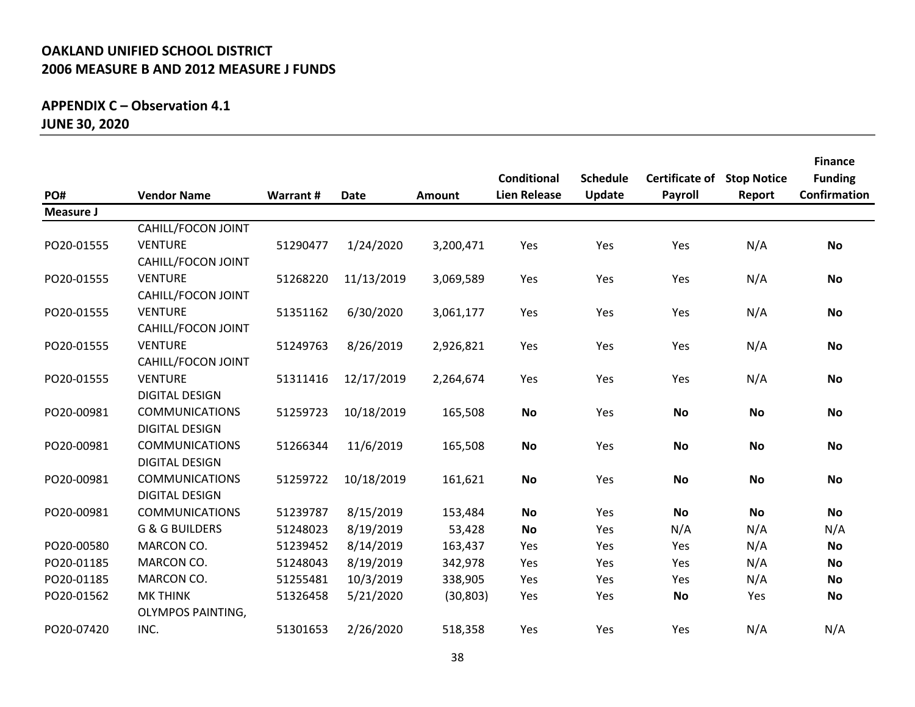**OAKLAND UNIFIED SCHOOL DISTRICT**
**2006 MEASURE B AND 2012 MEASURE J FUNDS**

**APPENDIX C – Observation 4.1**
**JUNE 30, 2020**

| PO# | Vendor Name | Warrant # | Date | Amount | Conditional Lien Release | Schedule Update | Certificate of Payroll | Stop Notice Report | Finance Funding Confirmation |
|---|---|---|---|---|---|---|---|---|---|
| **Measure J** | | | | | | | | | |
| PO20-01555 | CAHILL/FOCON JOINT VENTURE | 51290477 | 1/24/2020 | 3,200,471 | Yes | Yes | Yes | N/A | **No** |
| PO20-01555 | CAHILL/FOCON JOINT VENTURE | 51268220 | 11/13/2019 | 3,069,589 | Yes | Yes | Yes | N/A | **No** |
| PO20-01555 | CAHILL/FOCON JOINT VENTURE | 51351162 | 6/30/2020 | 3,061,177 | Yes | Yes | Yes | N/A | **No** |
| PO20-01555 | CAHILL/FOCON JOINT VENTURE | 51249763 | 8/26/2019 | 2,926,821 | Yes | Yes | Yes | N/A | **No** |
| PO20-01555 | CAHILL/FOCON JOINT VENTURE | 51311416 | 12/17/2019 | 2,264,674 | Yes | Yes | Yes | N/A | **No** |
| PO20-00981 | DIGITAL DESIGN COMMUNICATIONS | 51259723 | 10/18/2019 | 165,508 | **No** | Yes | **No** | **No** | **No** |
| PO20-00981 | DIGITAL DESIGN COMMUNICATIONS | 51266344 | 11/6/2019 | 165,508 | **No** | Yes | **No** | **No** | **No** |
| PO20-00981 | DIGITAL DESIGN COMMUNICATIONS | 51259722 | 10/18/2019 | 161,621 | **No** | Yes | **No** | **No** | **No** |
| PO20-00981 | DIGITAL DESIGN COMMUNICATIONS | 51239787 | 8/15/2019 | 153,484 | **No** | Yes | **No** | **No** | **No** |
| | G & G BUILDERS | 51248023 | 8/19/2019 | 53,428 | **No** | Yes | N/A | N/A | N/A |
| PO20-00580 | MARCON CO. | 51239452 | 8/14/2019 | 163,437 | Yes | Yes | Yes | N/A | **No** |
| PO20-01185 | MARCON CO. | 51248043 | 8/19/2019 | 342,978 | Yes | Yes | Yes | N/A | **No** |
| PO20-01185 | MARCON CO. | 51255481 | 10/3/2019 | 338,905 | Yes | Yes | Yes | N/A | **No** |
| PO20-01562 | MK THINK | 51326458 | 5/21/2020 | (30,803) | Yes | Yes | **No** | Yes | **No** |
| PO20-07420 | OLYMPOS PAINTING, INC. | 51301653 | 2/26/2020 | 518,358 | Yes | Yes | Yes | N/A | N/A |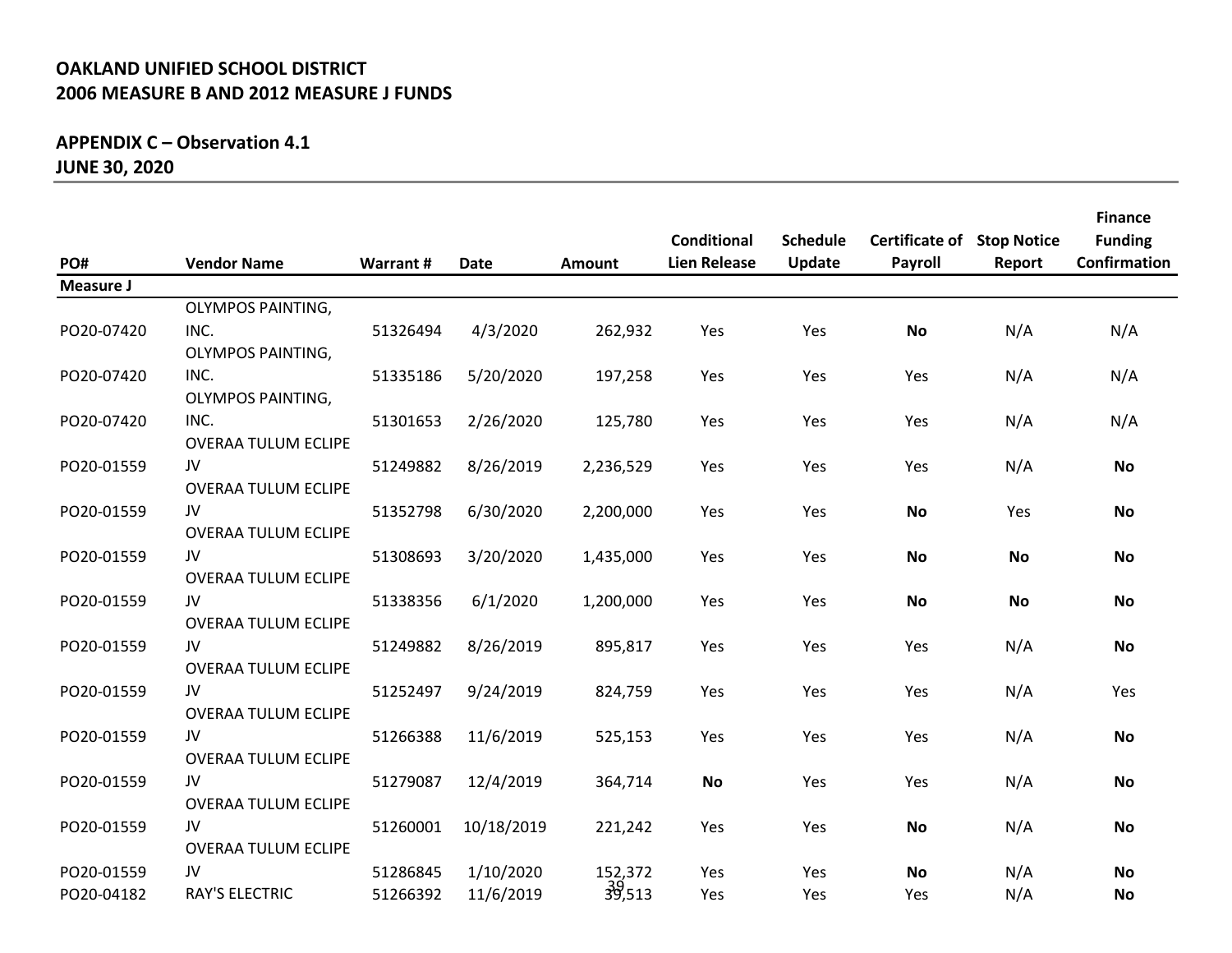**OAKLAND UNIFIED SCHOOL DISTRICT**
**2006 MEASURE B AND 2012 MEASURE J FUNDS**

**APPENDIX C – Observation 4.1**
**JUNE 30, 2020**

| PO# | Vendor Name | Warrant # | Date | Amount | Conditional Lien Release | Schedule Update | Certificate of Payroll | Stop Notice Report | Finance Funding Confirmation |
|---|---|---|---|---|---|---|---|---|---|
| **Measure J** | | | | | | | | | |
| PO20-07420 | OLYMPOS PAINTING, INC. | 51326494 | 4/3/2020 | 262,932 | Yes | Yes | **No** | N/A | N/A |
| PO20-07420 | OLYMPOS PAINTING, INC. | 51335186 | 5/20/2020 | 197,258 | Yes | Yes | Yes | N/A | N/A |
| PO20-07420 | OLYMPOS PAINTING, INC. | 51301653 | 2/26/2020 | 125,780 | Yes | Yes | Yes | N/A | N/A |
| PO20-01559 | OVERAA TULUM ECLIPE JV | 51249882 | 8/26/2019 | 2,236,529 | Yes | Yes | Yes | N/A | **No** |
| PO20-01559 | OVERAA TULUM ECLIPE JV | 51352798 | 6/30/2020 | 2,200,000 | Yes | Yes | **No** | Yes | **No** |
| PO20-01559 | OVERAA TULUM ECLIPE JV | 51308693 | 3/20/2020 | 1,435,000 | Yes | Yes | **No** | **No** | **No** |
| PO20-01559 | OVERAA TULUM ECLIPE JV | 51338356 | 6/1/2020 | 1,200,000 | Yes | Yes | **No** | **No** | **No** |
| PO20-01559 | OVERAA TULUM ECLIPE JV | 51249882 | 8/26/2019 | 895,817 | Yes | Yes | Yes | N/A | **No** |
| PO20-01559 | OVERAA TULUM ECLIPE JV | 51252497 | 9/24/2019 | 824,759 | Yes | Yes | Yes | N/A | Yes |
| PO20-01559 | OVERAA TULUM ECLIPE JV | 51266388 | 11/6/2019 | 525,153 | Yes | Yes | Yes | N/A | **No** |
| PO20-01559 | OVERAA TULUM ECLIPE JV | 51279087 | 12/4/2019 | 364,714 | **No** | Yes | Yes | N/A | **No** |
| PO20-01559 | OVERAA TULUM ECLIPE JV | 51260001 | 10/18/2019 | 221,242 | Yes | Yes | **No** | N/A | **No** |
| PO20-01559 | OVERAA TULUM ECLIPE JV | 51286845 | 1/10/2020 | 152,372 | Yes | Yes | **No** | N/A | **No** |
| PO20-04182 | RAY'S ELECTRIC | 51266392 | 11/6/2019 | 39,513 | Yes | Yes | Yes | N/A | **No** |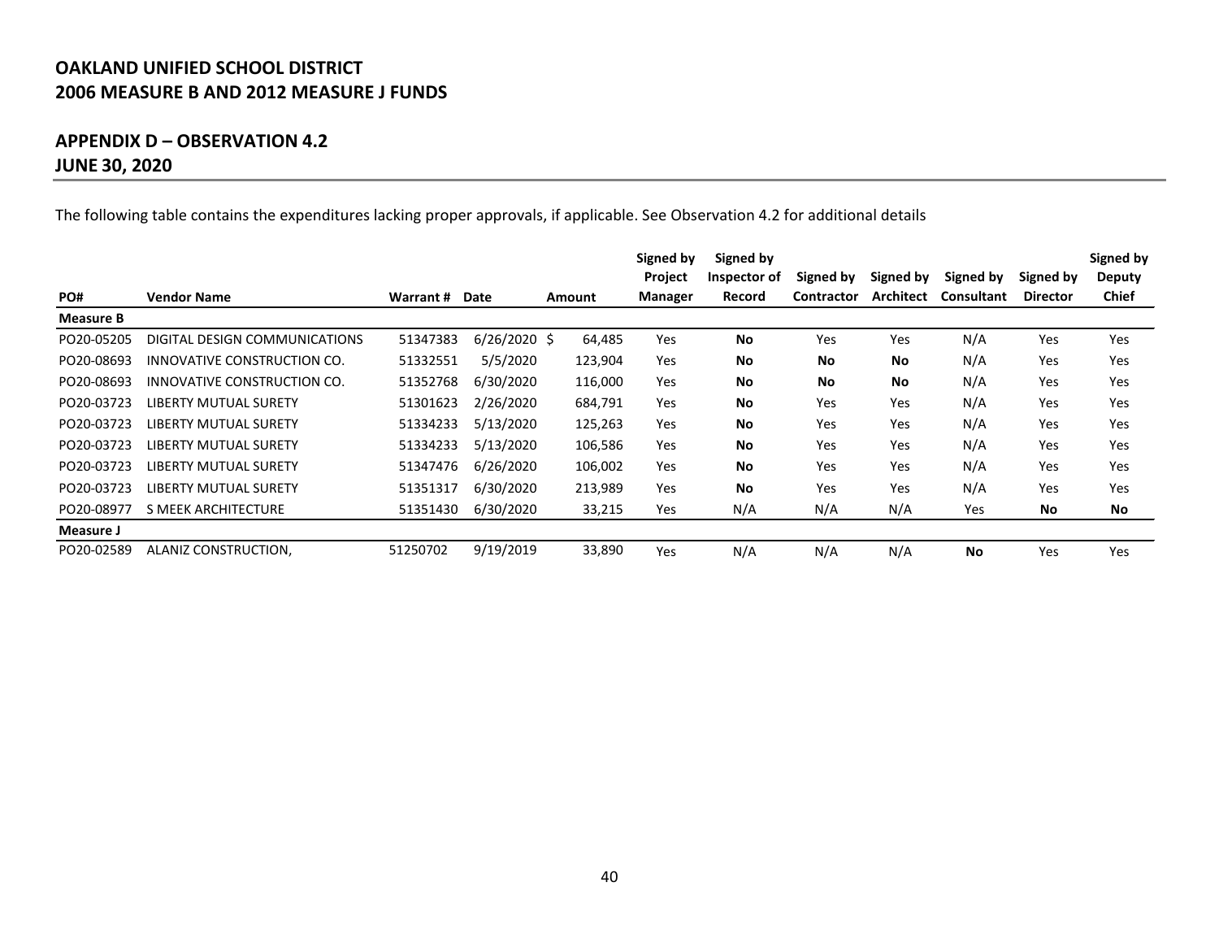# OAKLAND UNIFIED SCHOOL DISTRICT
# 2006 MEASURE B AND 2012 MEASURE J FUNDS

## APPENDIX D – OBSERVATION 4.2
## JUNE 30, 2020

The following table contains the expenditures lacking proper approvals, if applicable. See Observation 4.2 for additional details

| PO# | Vendor Name | Warrant # | Date | Amount | Signed by Project Manager | Signed by Inspector of Record | Signed by Contractor | Signed by Architect | Signed by Consultant | Signed by Director | Signed by Deputy Chief |
|---|---|---|---|---|---|---|---|---|---|---|---|
| **Measure B** | | | | | | | | | | | |
| PO20-05205 | DIGITAL DESIGN COMMUNICATIONS | 51347383 | 6/26/2020 | $ 64,485 | Yes | **No** | Yes | Yes | N/A | Yes | Yes |
| PO20-08693 | INNOVATIVE CONSTRUCTION CO. | 51332551 | 5/5/2020 | 123,904 | Yes | **No** | **No** | **No** | N/A | Yes | Yes |
| PO20-08693 | INNOVATIVE CONSTRUCTION CO. | 51352768 | 6/30/2020 | 116,000 | Yes | **No** | **No** | **No** | N/A | Yes | Yes |
| PO20-03723 | LIBERTY MUTUAL SURETY | 51301623 | 2/26/2020 | 684,791 | Yes | **No** | Yes | Yes | N/A | Yes | Yes |
| PO20-03723 | LIBERTY MUTUAL SURETY | 51334233 | 5/13/2020 | 125,263 | Yes | **No** | Yes | Yes | N/A | Yes | Yes |
| PO20-03723 | LIBERTY MUTUAL SURETY | 51334233 | 5/13/2020 | 106,586 | Yes | **No** | Yes | Yes | N/A | Yes | Yes |
| PO20-03723 | LIBERTY MUTUAL SURETY | 51347476 | 6/26/2020 | 106,002 | Yes | **No** | Yes | Yes | N/A | Yes | Yes |
| PO20-03723 | LIBERTY MUTUAL SURETY | 51351317 | 6/30/2020 | 213,989 | Yes | **No** | Yes | Yes | N/A | Yes | Yes |
| PO20-08977 | S MEEK ARCHITECTURE | 51351430 | 6/30/2020 | 33,215 | Yes | N/A | N/A | N/A | Yes | **No** | **No** |
| **Measure J** | | | | | | | | | | | |
| PO20-02589 | ALANIZ CONSTRUCTION, | 51250702 | 9/19/2019 | 33,890 | Yes | N/A | N/A | N/A | **No** | Yes | Yes |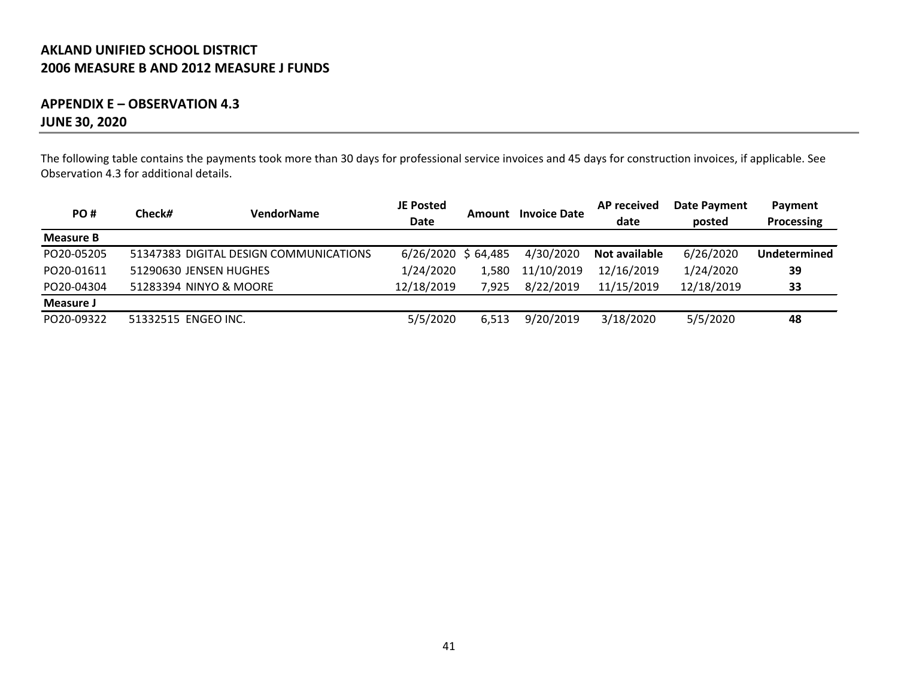**AKLAND UNIFIED SCHOOL DISTRICT**
**2006 MEASURE B AND 2012 MEASURE J FUNDS**

## APPENDIX E – OBSERVATION 4.3
**JUNE 30, 2020**

The following table contains the payments took more than 30 days for professional service invoices and 45 days for construction invoices, if applicable. See Observation 4.3 for additional details.

| PO # | Check# | VendorName | JE Posted Date | Amount | Invoice Date | AP received date | Date Payment posted | Payment Processing |
|---|---|---|---|---|---|---|---|---|
| **Measure B** | | | | | | | | |
| PO20-05205 | 51347383 | DIGITAL DESIGN COMMUNICATIONS | 6/26/2020 | $ 64,485 | 4/30/2020 | **Not available** | 6/26/2020 | **Undetermined** |
| PO20-01611 | 51290630 | JENSEN HUGHES | 1/24/2020 | 1,580 | 11/10/2019 | 12/16/2019 | 1/24/2020 | **39** |
| PO20-04304 | 51283394 | NINYO & MOORE | 12/18/2019 | 7,925 | 8/22/2019 | 11/15/2019 | 12/18/2019 | **33** |
| **Measure J** | | | | | | | | |
| PO20-09322 | 51332515 | ENGEO INC. | 5/5/2020 | 6,513 | 9/20/2019 | 3/18/2020 | 5/5/2020 | **48** |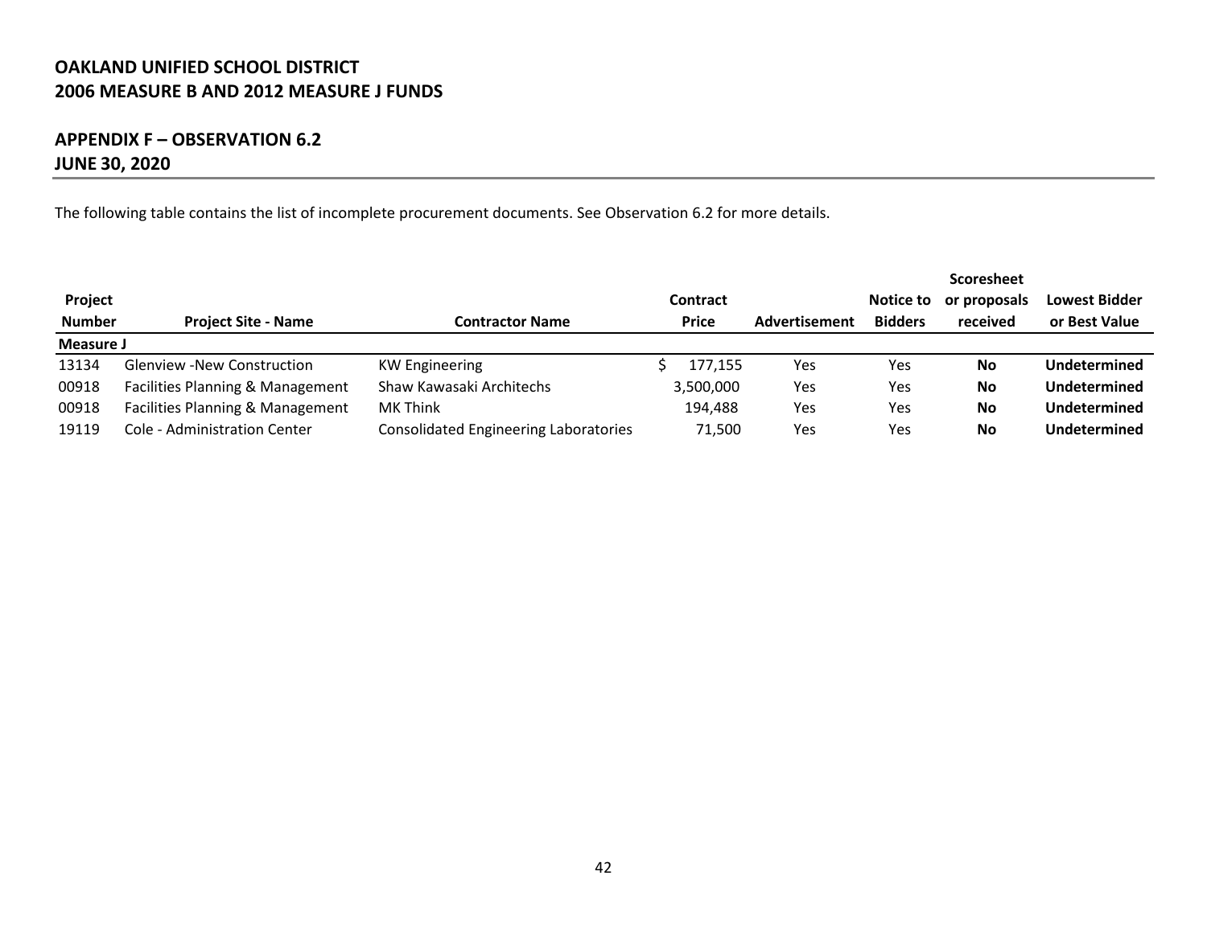# OAKLAND UNIFIED SCHOOL DISTRICT
# 2006 MEASURE B AND 2012 MEASURE J FUNDS

## APPENDIX F – OBSERVATION 6.2
## JUNE 30, 2020

The following table contains the list of incomplete procurement documents. See Observation 6.2 for more details.

| Project Number | Project Site - Name | Contractor Name | Contract Price | Advertisement | Notice to Bidders | Scoresheet or proposals received | Lowest Bidder or Best Value |
|---|---|---|---|---|---|---|---|
| **Measure J** | | | | | | | |
| 13134 | Glenview -New Construction | KW Engineering | $ 177,155 | Yes | Yes | **No** | **Undetermined** |
| 00918 | Facilities Planning & Management | Shaw Kawasaki Architechs | 3,500,000 | Yes | Yes | **No** | **Undetermined** |
| 00918 | Facilities Planning & Management | MK Think | 194,488 | Yes | Yes | **No** | **Undetermined** |
| 19119 | Cole - Administration Center | Consolidated Engineering Laboratories | 71,500 | Yes | Yes | **No** | **Undetermined** |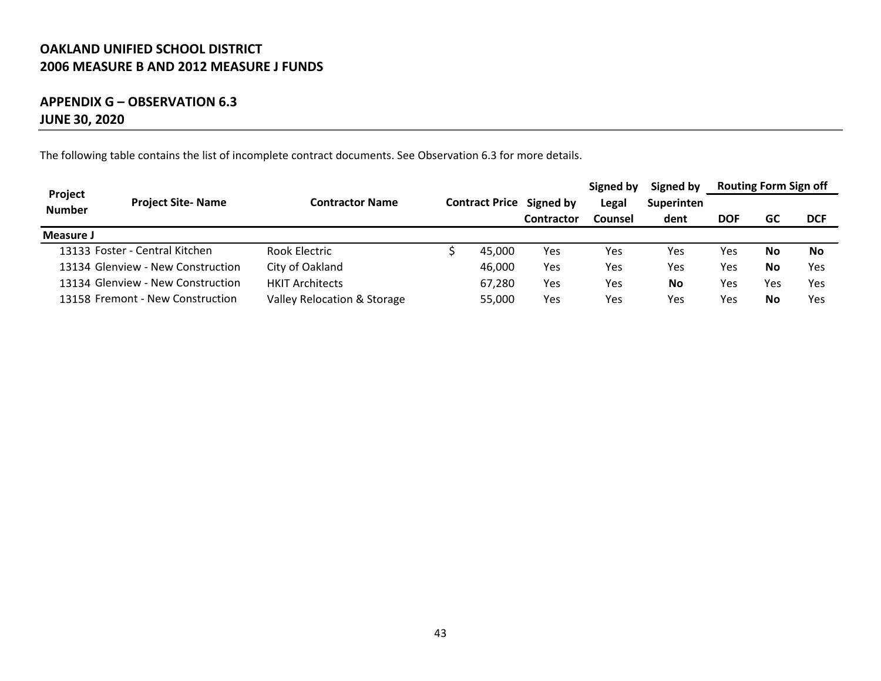**OAKLAND UNIFIED SCHOOL DISTRICT**
**2006 MEASURE B AND 2012 MEASURE J FUNDS**

## APPENDIX G – OBSERVATION 6.3
## JUNE 30, 2020

The following table contains the list of incomplete contract documents. See Observation 6.3 for more details.

| Project Number | Project Site- Name | Contractor Name | Contract Price | Signed by Contractor | Signed by Legal Counsel | Signed by Superintendent | Routing Form Sign off | | |
|---|---|---|---|---|---|---|---|---|---|
| | | | | | | | DOF | GC | DCF |
| **Measure J** | | | | | | | | | |
| 13133 | Foster - Central Kitchen | Rook Electric | $ 45,000 | Yes | Yes | Yes | Yes | **No** | **No** |
| 13134 | Glenview - New Construction | City of Oakland | 46,000 | Yes | Yes | Yes | Yes | **No** | Yes |
| 13134 | Glenview - New Construction | HKIT Architects | 67,280 | Yes | Yes | **No** | Yes | Yes | Yes |
| 13158 | Fremont - New Construction | Valley Relocation & Storage | 55,000 | Yes | Yes | Yes | Yes | **No** | Yes |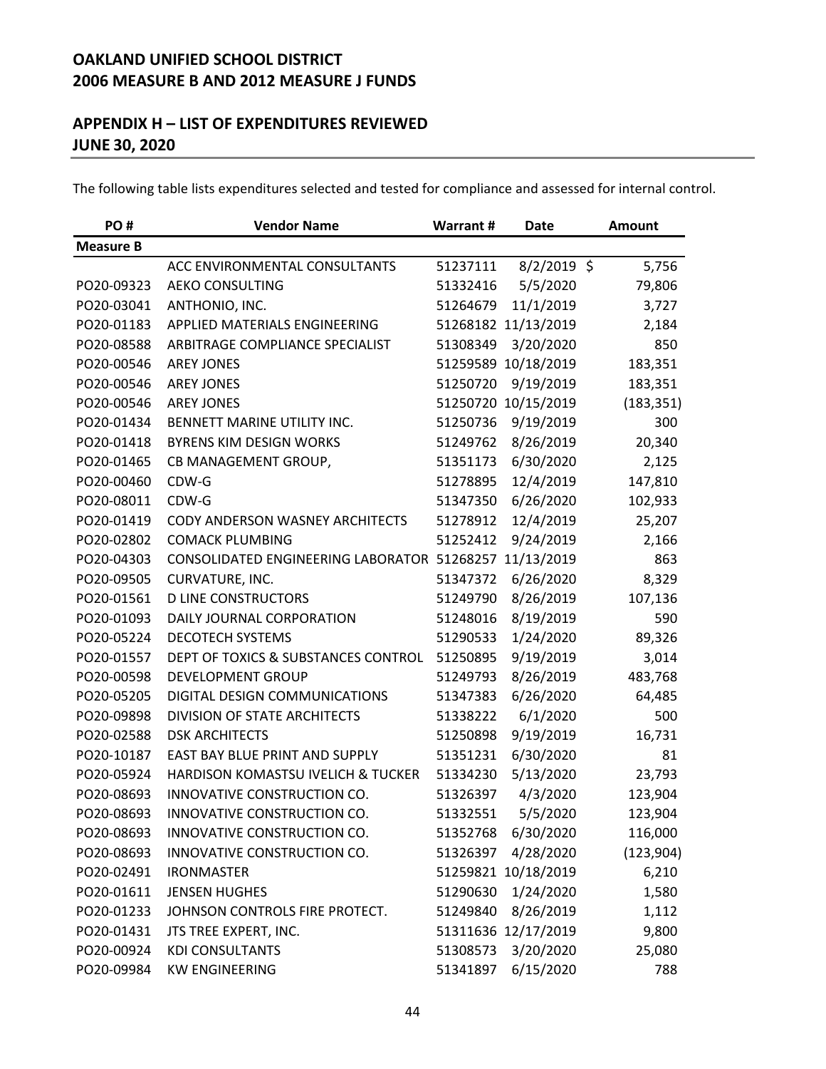# OAKLAND UNIFIED SCHOOL DISTRICT
# 2006 MEASURE B AND 2012 MEASURE J FUNDS

## APPENDIX H – LIST OF EXPENDITURES REVIEWED
## JUNE 30, 2020

The following table lists expenditures selected and tested for compliance and assessed for internal control.

| PO # | Vendor Name | Warrant # | Date | Amount |
|---|---|---|---|---|
| **Measure B** | | | | |
| | ACC ENVIRONMENTAL CONSULTANTS | 51237111 | 8/2/2019 | $ 5,756 |
| PO20-09323 | AEKO CONSULTING | 51332416 | 5/5/2020 | 79,806 |
| PO20-03041 | ANTHONIO, INC. | 51264679 | 11/1/2019 | 3,727 |
| PO20-01183 | APPLIED MATERIALS ENGINEERING | 51268182 | 11/13/2019 | 2,184 |
| PO20-08588 | ARBITRAGE COMPLIANCE SPECIALIST | 51308349 | 3/20/2020 | 850 |
| PO20-00546 | AREY JONES | 51259589 | 10/18/2019 | 183,351 |
| PO20-00546 | AREY JONES | 51250720 | 9/19/2019 | 183,351 |
| PO20-00546 | AREY JONES | 51250720 | 10/15/2019 | (183,351) |
| PO20-01434 | BENNETT MARINE UTILITY INC. | 51250736 | 9/19/2019 | 300 |
| PO20-01418 | BYRENS KIM DESIGN WORKS | 51249762 | 8/26/2019 | 20,340 |
| PO20-01465 | CB MANAGEMENT GROUP, | 51351173 | 6/30/2020 | 2,125 |
| PO20-00460 | CDW-G | 51278895 | 12/4/2019 | 147,810 |
| PO20-08011 | CDW-G | 51347350 | 6/26/2020 | 102,933 |
| PO20-01419 | CODY ANDERSON WASNEY ARCHITECTS | 51278912 | 12/4/2019 | 25,207 |
| PO20-02802 | COMACK PLUMBING | 51252412 | 9/24/2019 | 2,166 |
| PO20-04303 | CONSOLIDATED ENGINEERING LABORATOR | 51268257 | 11/13/2019 | 863 |
| PO20-09505 | CURVATURE, INC. | 51347372 | 6/26/2020 | 8,329 |
| PO20-01561 | D LINE CONSTRUCTORS | 51249790 | 8/26/2019 | 107,136 |
| PO20-01093 | DAILY JOURNAL CORPORATION | 51248016 | 8/19/2019 | 590 |
| PO20-05224 | DECOTECH SYSTEMS | 51290533 | 1/24/2020 | 89,326 |
| PO20-01557 | DEPT OF TOXICS & SUBSTANCES CONTROL | 51250895 | 9/19/2019 | 3,014 |
| PO20-00598 | DEVELOPMENT GROUP | 51249793 | 8/26/2019 | 483,768 |
| PO20-05205 | DIGITAL DESIGN COMMUNICATIONS | 51347383 | 6/26/2020 | 64,485 |
| PO20-09898 | DIVISION OF STATE ARCHITECTS | 51338222 | 6/1/2020 | 500 |
| PO20-02588 | DSK ARCHITECTS | 51250898 | 9/19/2019 | 16,731 |
| PO20-10187 | EAST BAY BLUE PRINT AND SUPPLY | 51351231 | 6/30/2020 | 81 |
| PO20-05924 | HARDISON KOMASTSU IVELICH & TUCKER | 51334230 | 5/13/2020 | 23,793 |
| PO20-08693 | INNOVATIVE CONSTRUCTION CO. | 51326397 | 4/3/2020 | 123,904 |
| PO20-08693 | INNOVATIVE CONSTRUCTION CO. | 51332551 | 5/5/2020 | 123,904 |
| PO20-08693 | INNOVATIVE CONSTRUCTION CO. | 51352768 | 6/30/2020 | 116,000 |
| PO20-08693 | INNOVATIVE CONSTRUCTION CO. | 51326397 | 4/28/2020 | (123,904) |
| PO20-02491 | IRONMASTER | 51259821 | 10/18/2019 | 6,210 |
| PO20-01611 | JENSEN HUGHES | 51290630 | 1/24/2020 | 1,580 |
| PO20-01233 | JOHNSON CONTROLS FIRE PROTECT. | 51249840 | 8/26/2019 | 1,112 |
| PO20-01431 | JTS TREE EXPERT, INC. | 51311636 | 12/17/2019 | 9,800 |
| PO20-00924 | KDI CONSULTANTS | 51308573 | 3/20/2020 | 25,080 |
| PO20-09984 | KW ENGINEERING | 51341897 | 6/15/2020 | 788 |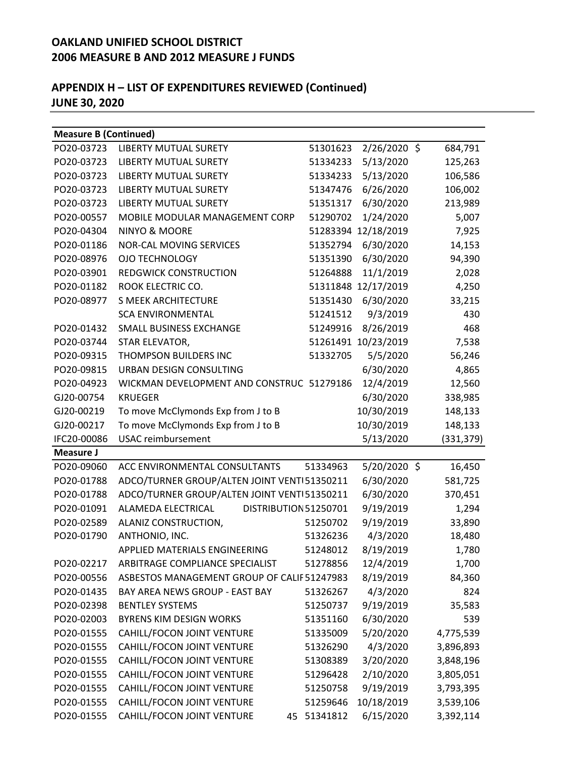# OAKLAND UNIFIED SCHOOL DISTRICT
# 2006 MEASURE B AND 2012 MEASURE J FUNDS

## APPENDIX H – LIST OF EXPENDITURES REVIEWED (Continued)
## JUNE 30, 2020

| Measure B (Continued) | | | | |
|---|---|---|---|---|
| PO20-03723 | LIBERTY MUTUAL SURETY | 51301623 | 2/26/2020 | $ 684,791 |
| PO20-03723 | LIBERTY MUTUAL SURETY | 51334233 | 5/13/2020 | 125,263 |
| PO20-03723 | LIBERTY MUTUAL SURETY | 51334233 | 5/13/2020 | 106,586 |
| PO20-03723 | LIBERTY MUTUAL SURETY | 51347476 | 6/26/2020 | 106,002 |
| PO20-03723 | LIBERTY MUTUAL SURETY | 51351317 | 6/30/2020 | 213,989 |
| PO20-00557 | MOBILE MODULAR MANAGEMENT CORP | 51290702 | 1/24/2020 | 5,007 |
| PO20-04304 | NINYO & MOORE | 51283394 | 12/18/2019 | 7,925 |
| PO20-01186 | NOR-CAL MOVING SERVICES | 51352794 | 6/30/2020 | 14,153 |
| PO20-08976 | OJO TECHNOLOGY | 51351390 | 6/30/2020 | 94,390 |
| PO20-03901 | REDGWICK CONSTRUCTION | 51264888 | 11/1/2019 | 2,028 |
| PO20-01182 | ROOK ELECTRIC CO. | 51311848 | 12/17/2019 | 4,250 |
| PO20-08977 | S MEEK ARCHITECTURE | 51351430 | 6/30/2020 | 33,215 |
| | SCA ENVIRONMENTAL | 51241512 | 9/3/2019 | 430 |
| PO20-01432 | SMALL BUSINESS EXCHANGE | 51249916 | 8/26/2019 | 468 |
| PO20-03744 | STAR ELEVATOR, | 51261491 | 10/23/2019 | 7,538 |
| PO20-09315 | THOMPSON BUILDERS INC | 51332705 | 5/5/2020 | 56,246 |
| PO20-09815 | URBAN DESIGN CONSULTING | | 6/30/2020 | 4,865 |
| PO20-04923 | WICKMAN DEVELOPMENT AND CONSTRUC | 51279186 | 12/4/2019 | 12,560 |
| GJ20-00754 | KRUEGER | | 6/30/2020 | 338,985 |
| GJ20-00219 | To move McClymonds Exp from J to B | | 10/30/2019 | 148,133 |
| GJ20-00217 | To move McClymonds Exp from J to B | | 10/30/2019 | 148,133 |
| IFC20-00086 | USAC reimbursement | | 5/13/2020 | (331,379) |
| **Measure J** | | | | |
| PO20-09060 | ACC ENVIRONMENTAL CONSULTANTS | 51334963 | 5/20/2020 | $ 16,450 |
| PO20-01788 | ADCO/TURNER GROUP/ALTEN JOINT VENT | 51350211 | 6/30/2020 | 581,725 |
| PO20-01788 | ADCO/TURNER GROUP/ALTEN JOINT VENT | 51350211 | 6/30/2020 | 370,451 |
| PO20-01091 | ALAMEDA ELECTRICAL DISTRIBUTION | 51250701 | 9/19/2019 | 1,294 |
| PO20-02589 | ALANIZ CONSTRUCTION, | 51250702 | 9/19/2019 | 33,890 |
| PO20-01790 | ANTHONIO, INC. | 51326236 | 4/3/2020 | 18,480 |
| | APPLIED MATERIALS ENGINEERING | 51248012 | 8/19/2019 | 1,780 |
| PO20-02217 | ARBITRAGE COMPLIANCE SPECIALIST | 51278856 | 12/4/2019 | 1,700 |
| PO20-00556 | ASBESTOS MANAGEMENT GROUP OF CALIF | 51247983 | 8/19/2019 | 84,360 |
| PO20-01435 | BAY AREA NEWS GROUP - EAST BAY | 51326267 | 4/3/2020 | 824 |
| PO20-02398 | BENTLEY SYSTEMS | 51250737 | 9/19/2019 | 35,583 |
| PO20-02003 | BYRENS KIM DESIGN WORKS | 51351160 | 6/30/2020 | 539 |
| PO20-01555 | CAHILL/FOCON JOINT VENTURE | 51335009 | 5/20/2020 | 4,775,539 |
| PO20-01555 | CAHILL/FOCON JOINT VENTURE | 51326290 | 4/3/2020 | 3,896,893 |
| PO20-01555 | CAHILL/FOCON JOINT VENTURE | 51308389 | 3/20/2020 | 3,848,196 |
| PO20-01555 | CAHILL/FOCON JOINT VENTURE | 51296428 | 2/10/2020 | 3,805,051 |
| PO20-01555 | CAHILL/FOCON JOINT VENTURE | 51250758 | 9/19/2019 | 3,793,395 |
| PO20-01555 | CAHILL/FOCON JOINT VENTURE | 51259646 | 10/18/2019 | 3,539,106 |
| PO20-01555 | CAHILL/FOCON JOINT VENTURE | 51341812 | 6/15/2020 | 3,392,114 |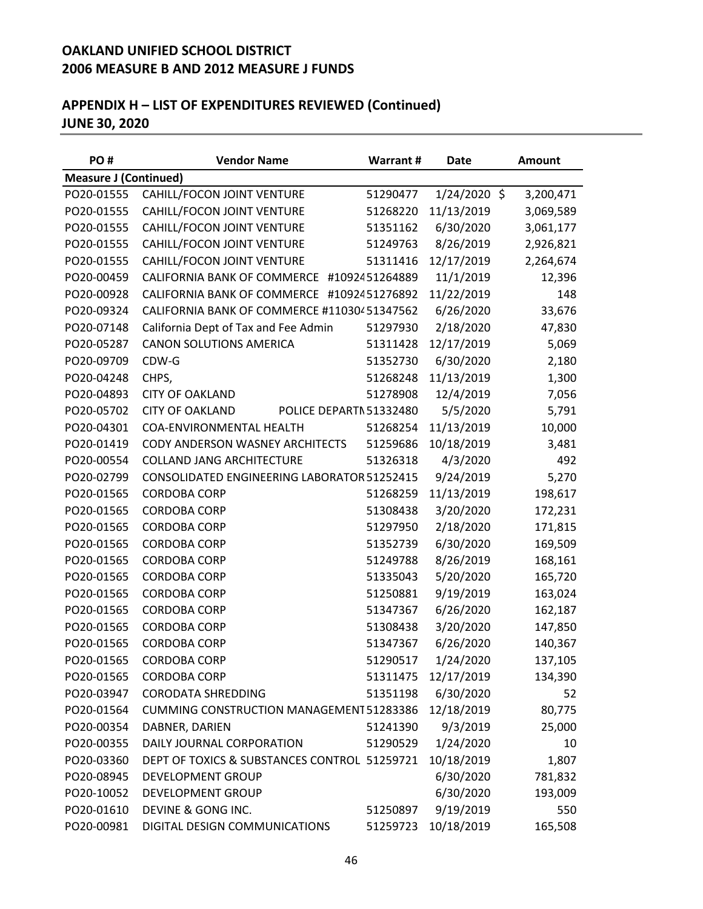## OAKLAND UNIFIED SCHOOL DISTRICT
## 2006 MEASURE B AND 2012 MEASURE J FUNDS

## APPENDIX H – LIST OF EXPENDITURES REVIEWED (Continued)
## JUNE 30, 2020

| PO # | Vendor Name | Warrant # | Date | Amount |
|---|---|---|---|---|
| **Measure J (Continued)** | | | | |
| PO20-01555 | CAHILL/FOCON JOINT VENTURE | 51290477 | 1/24/2020 | $ 3,200,471 |
| PO20-01555 | CAHILL/FOCON JOINT VENTURE | 51268220 | 11/13/2019 | 3,069,589 |
| PO20-01555 | CAHILL/FOCON JOINT VENTURE | 51351162 | 6/30/2020 | 3,061,177 |
| PO20-01555 | CAHILL/FOCON JOINT VENTURE | 51249763 | 8/26/2019 | 2,926,821 |
| PO20-01555 | CAHILL/FOCON JOINT VENTURE | 51311416 | 12/17/2019 | 2,264,674 |
| PO20-00459 | CALIFORNIA BANK OF COMMERCE #10924 | 51264889 | 11/1/2019 | 12,396 |
| PO20-00928 | CALIFORNIA BANK OF COMMERCE #10924 | 51276892 | 11/22/2019 | 148 |
| PO20-09324 | CALIFORNIA BANK OF COMMERCE #11030 | 51347562 | 6/26/2020 | 33,676 |
| PO20-07148 | California Dept of Tax and Fee Admin | 51297930 | 2/18/2020 | 47,830 |
| PO20-05287 | CANON SOLUTIONS AMERICA | 51311428 | 12/17/2019 | 5,069 |
| PO20-09709 | CDW-G | 51352730 | 6/30/2020 | 2,180 |
| PO20-04248 | CHPS, | 51268248 | 11/13/2019 | 1,300 |
| PO20-04893 | CITY OF OAKLAND | 51278908 | 12/4/2019 | 7,056 |
| PO20-05702 | CITY OF OAKLAND POLICE DEPARTN | 51332480 | 5/5/2020 | 5,791 |
| PO20-04301 | COA-ENVIRONMENTAL HEALTH | 51268254 | 11/13/2019 | 10,000 |
| PO20-01419 | CODY ANDERSON WASNEY ARCHITECTS | 51259686 | 10/18/2019 | 3,481 |
| PO20-00554 | COLLAND JANG ARCHITECTURE | 51326318 | 4/3/2020 | 492 |
| PO20-02799 | CONSOLIDATED ENGINEERING LABORATOR | 51252415 | 9/24/2019 | 5,270 |
| PO20-01565 | CORDOBA CORP | 51268259 | 11/13/2019 | 198,617 |
| PO20-01565 | CORDOBA CORP | 51308438 | 3/20/2020 | 172,231 |
| PO20-01565 | CORDOBA CORP | 51297950 | 2/18/2020 | 171,815 |
| PO20-01565 | CORDOBA CORP | 51352739 | 6/30/2020 | 169,509 |
| PO20-01565 | CORDOBA CORP | 51249788 | 8/26/2019 | 168,161 |
| PO20-01565 | CORDOBA CORP | 51335043 | 5/20/2020 | 165,720 |
| PO20-01565 | CORDOBA CORP | 51250881 | 9/19/2019 | 163,024 |
| PO20-01565 | CORDOBA CORP | 51347367 | 6/26/2020 | 162,187 |
| PO20-01565 | CORDOBA CORP | 51308438 | 3/20/2020 | 147,850 |
| PO20-01565 | CORDOBA CORP | 51347367 | 6/26/2020 | 140,367 |
| PO20-01565 | CORDOBA CORP | 51290517 | 1/24/2020 | 137,105 |
| PO20-01565 | CORDOBA CORP | 51311475 | 12/17/2019 | 134,390 |
| PO20-03947 | CORODATA SHREDDING | 51351198 | 6/30/2020 | 52 |
| PO20-01564 | CUMMING CONSTRUCTION MANAGEMENT | 51283386 | 12/18/2019 | 80,775 |
| PO20-00354 | DABNER, DARIEN | 51241390 | 9/3/2019 | 25,000 |
| PO20-00355 | DAILY JOURNAL CORPORATION | 51290529 | 1/24/2020 | 10 |
| PO20-03360 | DEPT OF TOXICS & SUBSTANCES CONTROL | 51259721 | 10/18/2019 | 1,807 |
| PO20-08945 | DEVELOPMENT GROUP | | 6/30/2020 | 781,832 |
| PO20-10052 | DEVELOPMENT GROUP | | 6/30/2020 | 193,009 |
| PO20-01610 | DEVINE & GONG INC. | 51250897 | 9/19/2019 | 550 |
| PO20-00981 | DIGITAL DESIGN COMMUNICATIONS | 51259723 | 10/18/2019 | 165,508 |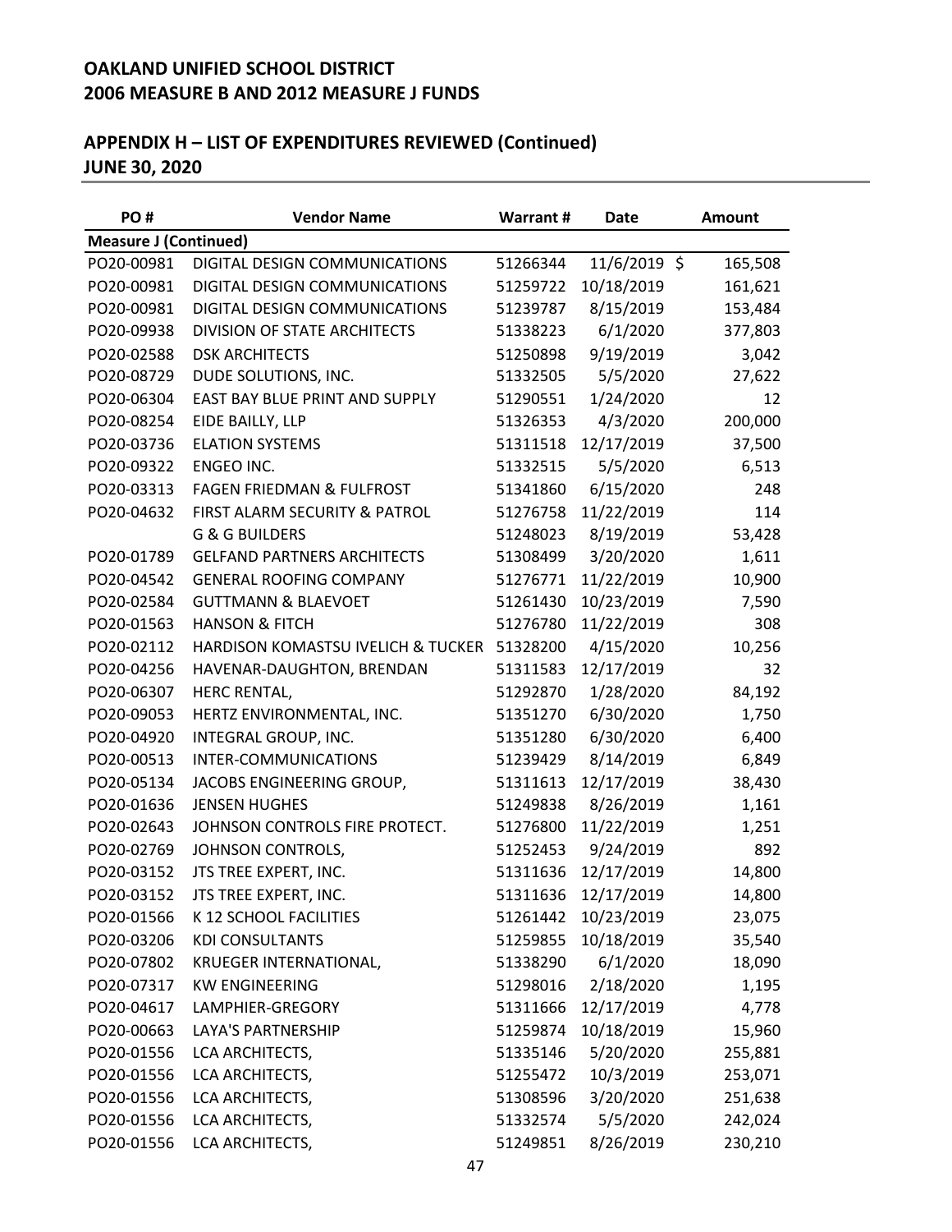## OAKLAND UNIFIED SCHOOL DISTRICT
## 2006 MEASURE B AND 2012 MEASURE J FUNDS

## APPENDIX H – LIST OF EXPENDITURES REVIEWED (Continued)
## JUNE 30, 2020

| PO # | Vendor Name | Warrant # | Date | Amount |
|---|---|---|---|---|
| **Measure J (Continued)** | | | | |
| PO20-00981 | DIGITAL DESIGN COMMUNICATIONS | 51266344 | 11/6/2019 | $ 165,508 |
| PO20-00981 | DIGITAL DESIGN COMMUNICATIONS | 51259722 | 10/18/2019 | 161,621 |
| PO20-00981 | DIGITAL DESIGN COMMUNICATIONS | 51239787 | 8/15/2019 | 153,484 |
| PO20-09938 | DIVISION OF STATE ARCHITECTS | 51338223 | 6/1/2020 | 377,803 |
| PO20-02588 | DSK ARCHITECTS | 51250898 | 9/19/2019 | 3,042 |
| PO20-08729 | DUDE SOLUTIONS, INC. | 51332505 | 5/5/2020 | 27,622 |
| PO20-06304 | EAST BAY BLUE PRINT AND SUPPLY | 51290551 | 1/24/2020 | 12 |
| PO20-08254 | EIDE BAILLY, LLP | 51326353 | 4/3/2020 | 200,000 |
| PO20-03736 | ELATION SYSTEMS | 51311518 | 12/17/2019 | 37,500 |
| PO20-09322 | ENGEO INC. | 51332515 | 5/5/2020 | 6,513 |
| PO20-03313 | FAGEN FRIEDMAN & FULFROST | 51341860 | 6/15/2020 | 248 |
| PO20-04632 | FIRST ALARM SECURITY & PATROL | 51276758 | 11/22/2019 | 114 |
| | G & G BUILDERS | 51248023 | 8/19/2019 | 53,428 |
| PO20-01789 | GELFAND PARTNERS ARCHITECTS | 51308499 | 3/20/2020 | 1,611 |
| PO20-04542 | GENERAL ROOFING COMPANY | 51276771 | 11/22/2019 | 10,900 |
| PO20-02584 | GUTTMANN & BLAEVOET | 51261430 | 10/23/2019 | 7,590 |
| PO20-01563 | HANSON & FITCH | 51276780 | 11/22/2019 | 308 |
| PO20-02112 | HARDISON KOMASTSU IVELICH & TUCKER | 51328200 | 4/15/2020 | 10,256 |
| PO20-04256 | HAVENAR-DAUGHTON, BRENDAN | 51311583 | 12/17/2019 | 32 |
| PO20-06307 | HERC RENTAL, | 51292870 | 1/28/2020 | 84,192 |
| PO20-09053 | HERTZ ENVIRONMENTAL, INC. | 51351270 | 6/30/2020 | 1,750 |
| PO20-04920 | INTEGRAL GROUP, INC. | 51351280 | 6/30/2020 | 6,400 |
| PO20-00513 | INTER-COMMUNICATIONS | 51239429 | 8/14/2019 | 6,849 |
| PO20-05134 | JACOBS ENGINEERING GROUP, | 51311613 | 12/17/2019 | 38,430 |
| PO20-01636 | JENSEN HUGHES | 51249838 | 8/26/2019 | 1,161 |
| PO20-02643 | JOHNSON CONTROLS FIRE PROTECT. | 51276800 | 11/22/2019 | 1,251 |
| PO20-02769 | JOHNSON CONTROLS, | 51252453 | 9/24/2019 | 892 |
| PO20-03152 | JTS TREE EXPERT, INC. | 51311636 | 12/17/2019 | 14,800 |
| PO20-03152 | JTS TREE EXPERT, INC. | 51311636 | 12/17/2019 | 14,800 |
| PO20-01566 | K 12 SCHOOL FACILITIES | 51261442 | 10/23/2019 | 23,075 |
| PO20-03206 | KDI CONSULTANTS | 51259855 | 10/18/2019 | 35,540 |
| PO20-07802 | KRUEGER INTERNATIONAL, | 51338290 | 6/1/2020 | 18,090 |
| PO20-07317 | KW ENGINEERING | 51298016 | 2/18/2020 | 1,195 |
| PO20-04617 | LAMPHIER-GREGORY | 51311666 | 12/17/2019 | 4,778 |
| PO20-00663 | LAYA'S PARTNERSHIP | 51259874 | 10/18/2019 | 15,960 |
| PO20-01556 | LCA ARCHITECTS, | 51335146 | 5/20/2020 | 255,881 |
| PO20-01556 | LCA ARCHITECTS, | 51255472 | 10/3/2019 | 253,071 |
| PO20-01556 | LCA ARCHITECTS, | 51308596 | 3/20/2020 | 251,638 |
| PO20-01556 | LCA ARCHITECTS, | 51332574 | 5/5/2020 | 242,024 |
| PO20-01556 | LCA ARCHITECTS, | 51249851 | 8/26/2019 | 230,210 |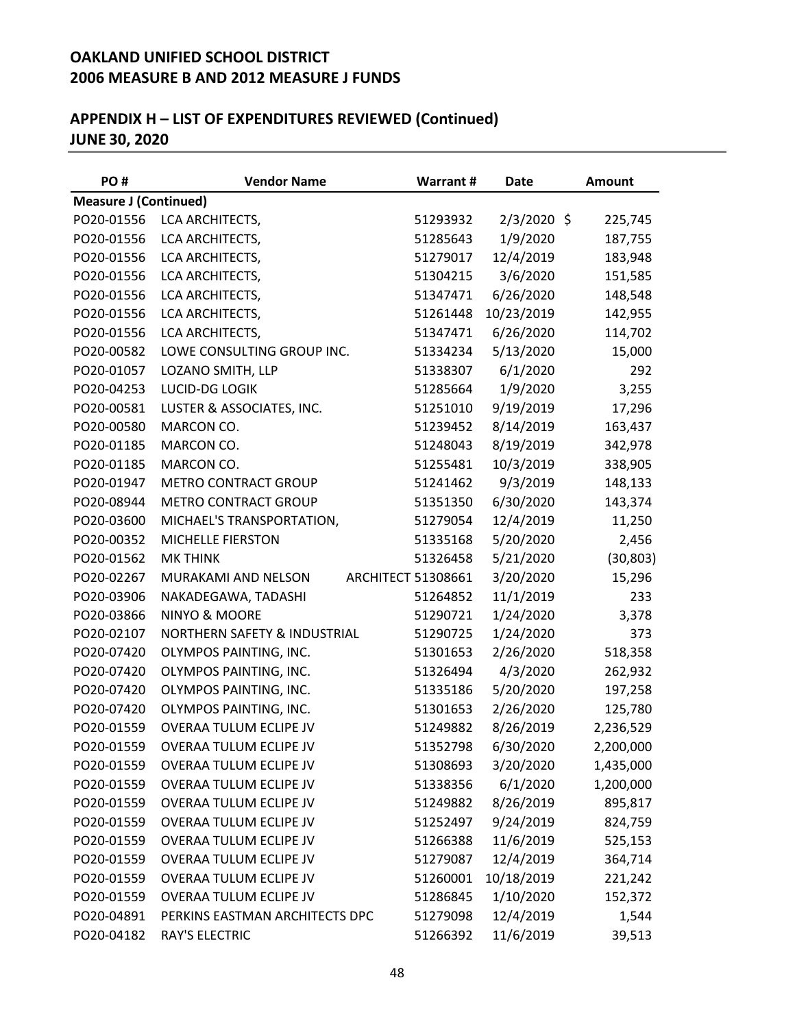**OAKLAND UNIFIED SCHOOL DISTRICT**
**2006 MEASURE B AND 2012 MEASURE J FUNDS**

## APPENDIX H – LIST OF EXPENDITURES REVIEWED (Continued)
## JUNE 30, 2020

| PO # | Vendor Name | Warrant # | Date | Amount |
|---|---|---|---|---|
| **Measure J (Continued)** | | | | |
| PO20-01556 | LCA ARCHITECTS, | 51293932 | 2/3/2020 | $ 225,745 |
| PO20-01556 | LCA ARCHITECTS, | 51285643 | 1/9/2020 | 187,755 |
| PO20-01556 | LCA ARCHITECTS, | 51279017 | 12/4/2019 | 183,948 |
| PO20-01556 | LCA ARCHITECTS, | 51304215 | 3/6/2020 | 151,585 |
| PO20-01556 | LCA ARCHITECTS, | 51347471 | 6/26/2020 | 148,548 |
| PO20-01556 | LCA ARCHITECTS, | 51261448 | 10/23/2019 | 142,955 |
| PO20-01556 | LCA ARCHITECTS, | 51347471 | 6/26/2020 | 114,702 |
| PO20-00582 | LOWE CONSULTING GROUP INC. | 51334234 | 5/13/2020 | 15,000 |
| PO20-01057 | LOZANO SMITH, LLP | 51338307 | 6/1/2020 | 292 |
| PO20-04253 | LUCID-DG LOGIK | 51285664 | 1/9/2020 | 3,255 |
| PO20-00581 | LUSTER & ASSOCIATES, INC. | 51251010 | 9/19/2019 | 17,296 |
| PO20-00580 | MARCON CO. | 51239452 | 8/14/2019 | 163,437 |
| PO20-01185 | MARCON CO. | 51248043 | 8/19/2019 | 342,978 |
| PO20-01185 | MARCON CO. | 51255481 | 10/3/2019 | 338,905 |
| PO20-01947 | METRO CONTRACT GROUP | 51241462 | 9/3/2019 | 148,133 |
| PO20-08944 | METRO CONTRACT GROUP | 51351350 | 6/30/2020 | 143,374 |
| PO20-03600 | MICHAEL'S TRANSPORTATION, | 51279054 | 12/4/2019 | 11,250 |
| PO20-00352 | MICHELLE FIERSTON | 51335168 | 5/20/2020 | 2,456 |
| PO20-01562 | MK THINK | 51326458 | 5/21/2020 | (30,803) |
| PO20-02267 | MURAKAMI AND NELSON ARCHITECT | 51308661 | 3/20/2020 | 15,296 |
| PO20-03906 | NAKADEGAWA, TADASHI | 51264852 | 11/1/2019 | 233 |
| PO20-03866 | NINYO & MOORE | 51290721 | 1/24/2020 | 3,378 |
| PO20-02107 | NORTHERN SAFETY & INDUSTRIAL | 51290725 | 1/24/2020 | 373 |
| PO20-07420 | OLYMPOS PAINTING, INC. | 51301653 | 2/26/2020 | 518,358 |
| PO20-07420 | OLYMPOS PAINTING, INC. | 51326494 | 4/3/2020 | 262,932 |
| PO20-07420 | OLYMPOS PAINTING, INC. | 51335186 | 5/20/2020 | 197,258 |
| PO20-07420 | OLYMPOS PAINTING, INC. | 51301653 | 2/26/2020 | 125,780 |
| PO20-01559 | OVERAA TULUM ECLIPE JV | 51249882 | 8/26/2019 | 2,236,529 |
| PO20-01559 | OVERAA TULUM ECLIPE JV | 51352798 | 6/30/2020 | 2,200,000 |
| PO20-01559 | OVERAA TULUM ECLIPE JV | 51308693 | 3/20/2020 | 1,435,000 |
| PO20-01559 | OVERAA TULUM ECLIPE JV | 51338356 | 6/1/2020 | 1,200,000 |
| PO20-01559 | OVERAA TULUM ECLIPE JV | 51249882 | 8/26/2019 | 895,817 |
| PO20-01559 | OVERAA TULUM ECLIPE JV | 51252497 | 9/24/2019 | 824,759 |
| PO20-01559 | OVERAA TULUM ECLIPE JV | 51266388 | 11/6/2019 | 525,153 |
| PO20-01559 | OVERAA TULUM ECLIPE JV | 51279087 | 12/4/2019 | 364,714 |
| PO20-01559 | OVERAA TULUM ECLIPE JV | 51260001 | 10/18/2019 | 221,242 |
| PO20-01559 | OVERAA TULUM ECLIPE JV | 51286845 | 1/10/2020 | 152,372 |
| PO20-04891 | PERKINS EASTMAN ARCHITECTS DPC | 51279098 | 12/4/2019 | 1,544 |
| PO20-04182 | RAY'S ELECTRIC | 51266392 | 11/6/2019 | 39,513 |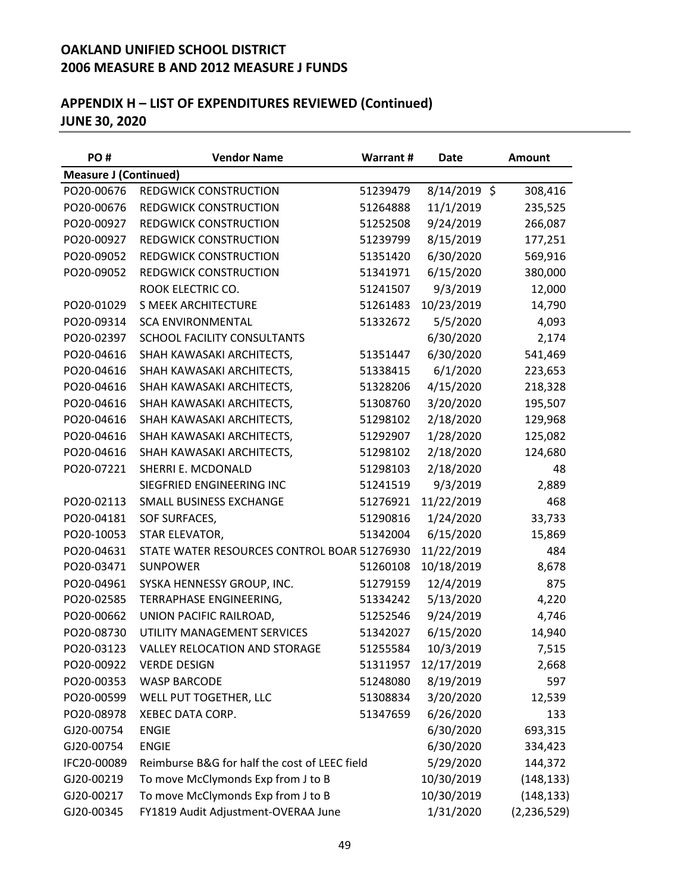## OAKLAND UNIFIED SCHOOL DISTRICT
## 2006 MEASURE B AND 2012 MEASURE J FUNDS

## APPENDIX H – LIST OF EXPENDITURES REVIEWED (Continued)
## JUNE 30, 2020

| PO # | Vendor Name | Warrant # | Date | Amount |
|---|---|---|---|---|
| **Measure J (Continued)** | | | | |
| PO20-00676 | REDGWICK CONSTRUCTION | 51239479 | 8/14/2019 | $ 308,416 |
| PO20-00676 | REDGWICK CONSTRUCTION | 51264888 | 11/1/2019 | 235,525 |
| PO20-00927 | REDGWICK CONSTRUCTION | 51252508 | 9/24/2019 | 266,087 |
| PO20-00927 | REDGWICK CONSTRUCTION | 51239799 | 8/15/2019 | 177,251 |
| PO20-09052 | REDGWICK CONSTRUCTION | 51351420 | 6/30/2020 | 569,916 |
| PO20-09052 | REDGWICK CONSTRUCTION | 51341971 | 6/15/2020 | 380,000 |
| | ROOK ELECTRIC CO. | 51241507 | 9/3/2019 | 12,000 |
| PO20-01029 | S MEEK ARCHITECTURE | 51261483 | 10/23/2019 | 14,790 |
| PO20-09314 | SCA ENVIRONMENTAL | 51332672 | 5/5/2020 | 4,093 |
| PO20-02397 | SCHOOL FACILITY CONSULTANTS | | 6/30/2020 | 2,174 |
| PO20-04616 | SHAH KAWASAKI ARCHITECTS, | 51351447 | 6/30/2020 | 541,469 |
| PO20-04616 | SHAH KAWASAKI ARCHITECTS, | 51338415 | 6/1/2020 | 223,653 |
| PO20-04616 | SHAH KAWASAKI ARCHITECTS, | 51328206 | 4/15/2020 | 218,328 |
| PO20-04616 | SHAH KAWASAKI ARCHITECTS, | 51308760 | 3/20/2020 | 195,507 |
| PO20-04616 | SHAH KAWASAKI ARCHITECTS, | 51298102 | 2/18/2020 | 129,968 |
| PO20-04616 | SHAH KAWASAKI ARCHITECTS, | 51292907 | 1/28/2020 | 125,082 |
| PO20-04616 | SHAH KAWASAKI ARCHITECTS, | 51298102 | 2/18/2020 | 124,680 |
| PO20-07221 | SHERRI E. MCDONALD | 51298103 | 2/18/2020 | 48 |
| | SIEGFRIED ENGINEERING INC | 51241519 | 9/3/2019 | 2,889 |
| PO20-02113 | SMALL BUSINESS EXCHANGE | 51276921 | 11/22/2019 | 468 |
| PO20-04181 | SOF SURFACES, | 51290816 | 1/24/2020 | 33,733 |
| PO20-10053 | STAR ELEVATOR, | 51342004 | 6/15/2020 | 15,869 |
| PO20-04631 | STATE WATER RESOURCES CONTROL BOAR | 51276930 | 11/22/2019 | 484 |
| PO20-03471 | SUNPOWER | 51260108 | 10/18/2019 | 8,678 |
| PO20-04961 | SYSKA HENNESSY GROUP, INC. | 51279159 | 12/4/2019 | 875 |
| PO20-02585 | TERRAPHASE ENGINEERING, | 51334242 | 5/13/2020 | 4,220 |
| PO20-00662 | UNION PACIFIC RAILROAD, | 51252546 | 9/24/2019 | 4,746 |
| PO20-08730 | UTILITY MANAGEMENT SERVICES | 51342027 | 6/15/2020 | 14,940 |
| PO20-03123 | VALLEY RELOCATION AND STORAGE | 51255584 | 10/3/2019 | 7,515 |
| PO20-00922 | VERDE DESIGN | 51311957 | 12/17/2019 | 2,668 |
| PO20-00353 | WASP BARCODE | 51248080 | 8/19/2019 | 597 |
| PO20-00599 | WELL PUT TOGETHER, LLC | 51308834 | 3/20/2020 | 12,539 |
| PO20-08978 | XEBEC DATA CORP. | 51347659 | 6/26/2020 | 133 |
| GJ20-00754 | ENGIE | | 6/30/2020 | 693,315 |
| GJ20-00754 | ENGIE | | 6/30/2020 | 334,423 |
| IFC20-00089 | Reimburse B&G for half the cost of LEEC field | | 5/29/2020 | 144,372 |
| GJ20-00219 | To move McClymonds Exp from J to B | | 10/30/2019 | (148,133) |
| GJ20-00217 | To move McClymonds Exp from J to B | | 10/30/2019 | (148,133) |
| GJ20-00345 | FY1819 Audit Adjustment-OVERAA June | | 1/31/2020 | (2,236,529) |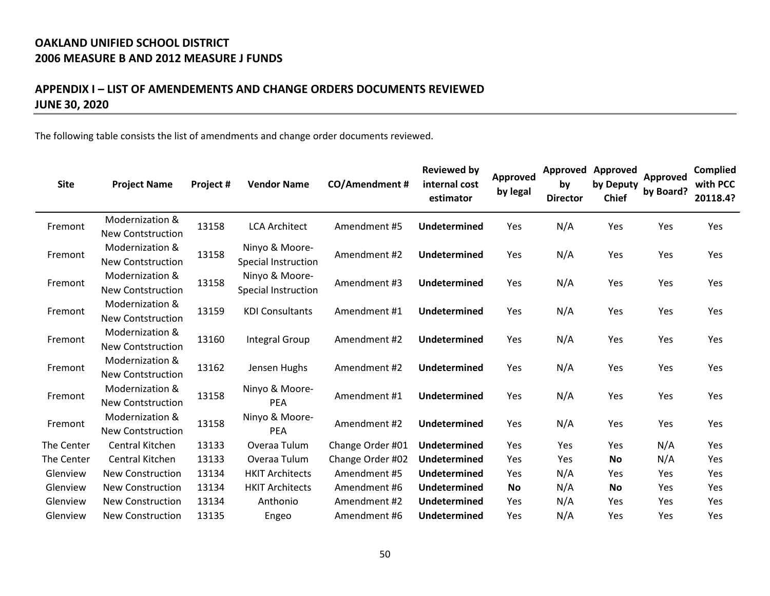**OAKLAND UNIFIED SCHOOL DISTRICT**
**2006 MEASURE B AND 2012 MEASURE J FUNDS**

## APPENDIX I – LIST OF AMENDEMENTS AND CHANGE ORDERS DOCUMENTS REVIEWED
**JUNE 30, 2020**

The following table consists the list of amendments and change order documents reviewed.

| Site | Project Name | Project # | Vendor Name | CO/Amendment # | Reviewed by internal cost estimator | Approved by legal | Approved by Director | Approved by Deputy Chief | Approved by Board? | Complied with PCC 20118.4? |
|---|---|---|---|---|---|---|---|---|---|---|
| Fremont | Modernization & New Contstruction | 13158 | LCA Architect | Amendment #5 | **Undetermined** | Yes | N/A | Yes | Yes | Yes |
| Fremont | Modernization & New Contstruction | 13158 | Ninyo & Moore-Special Instruction | Amendment #2 | **Undetermined** | Yes | N/A | Yes | Yes | Yes |
| Fremont | Modernization & New Contstruction | 13158 | Ninyo & Moore-Special Instruction | Amendment #3 | **Undetermined** | Yes | N/A | Yes | Yes | Yes |
| Fremont | Modernization & New Contstruction | 13159 | KDI Consultants | Amendment #1 | **Undetermined** | Yes | N/A | Yes | Yes | Yes |
| Fremont | Modernization & New Contstruction | 13160 | Integral Group | Amendment #2 | **Undetermined** | Yes | N/A | Yes | Yes | Yes |
| Fremont | Modernization & New Contstruction | 13162 | Jensen Hughs | Amendment #2 | **Undetermined** | Yes | N/A | Yes | Yes | Yes |
| Fremont | Modernization & New Contstruction | 13158 | Ninyo & Moore-PEA | Amendment #1 | **Undetermined** | Yes | N/A | Yes | Yes | Yes |
| Fremont | Modernization & New Contstruction | 13158 | Ninyo & Moore-PEA | Amendment #2 | **Undetermined** | Yes | N/A | Yes | Yes | Yes |
| The Center | Central Kitchen | 13133 | Overaa Tulum | Change Order #01 | **Undetermined** | Yes | Yes | Yes | N/A | Yes |
| The Center | Central Kitchen | 13133 | Overaa Tulum | Change Order #02 | **Undetermined** | Yes | Yes | **No** | N/A | Yes |
| Glenview | New Construction | 13134 | HKIT Architects | Amendment #5 | **Undetermined** | Yes | N/A | Yes | Yes | Yes |
| Glenview | New Construction | 13134 | HKIT Architects | Amendment #6 | **Undetermined** | **No** | N/A | **No** | Yes | Yes |
| Glenview | New Construction | 13134 | Anthonio | Amendment #2 | **Undetermined** | Yes | N/A | Yes | Yes | Yes |
| Glenview | New Construction | 13135 | Engeo | Amendment #6 | **Undetermined** | Yes | N/A | Yes | Yes | Yes |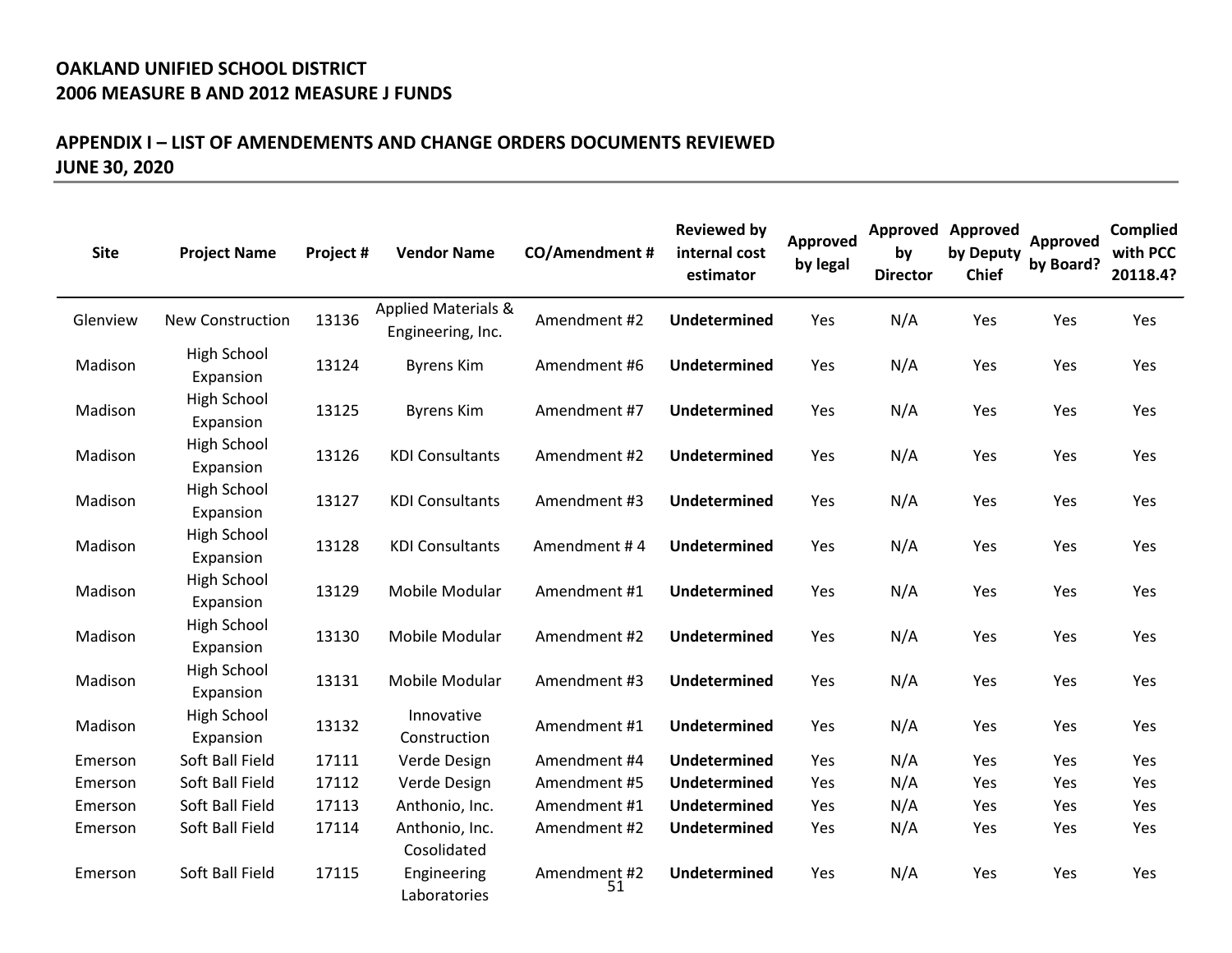**OAKLAND UNIFIED SCHOOL DISTRICT**
**2006 MEASURE B AND 2012 MEASURE J FUNDS**

**APPENDIX I – LIST OF AMENDEMENTS AND CHANGE ORDERS DOCUMENTS REVIEWED**
**JUNE 30, 2020**

| Site | Project Name | Project # | Vendor Name | CO/Amendment # | Reviewed by internal cost estimator | Approved by legal | Approved by Director | Approved by Deputy Chief | Approved by Board? | Complied with PCC 20118.4? |
|---|---|---|---|---|---|---|---|---|---|---|
| Glenview | New Construction | 13136 | Applied Materials & Engineering, Inc. | Amendment #2 | **Undetermined** | Yes | N/A | Yes | Yes | Yes |
| Madison | High School Expansion | 13124 | Byrens Kim | Amendment #6 | **Undetermined** | Yes | N/A | Yes | Yes | Yes |
| Madison | High School Expansion | 13125 | Byrens Kim | Amendment #7 | **Undetermined** | Yes | N/A | Yes | Yes | Yes |
| Madison | High School Expansion | 13126 | KDI Consultants | Amendment #2 | **Undetermined** | Yes | N/A | Yes | Yes | Yes |
| Madison | High School Expansion | 13127 | KDI Consultants | Amendment #3 | **Undetermined** | Yes | N/A | Yes | Yes | Yes |
| Madison | High School Expansion | 13128 | KDI Consultants | Amendment # 4 | **Undetermined** | Yes | N/A | Yes | Yes | Yes |
| Madison | High School Expansion | 13129 | Mobile Modular | Amendment #1 | **Undetermined** | Yes | N/A | Yes | Yes | Yes |
| Madison | High School Expansion | 13130 | Mobile Modular | Amendment #2 | **Undetermined** | Yes | N/A | Yes | Yes | Yes |
| Madison | High School Expansion | 13131 | Mobile Modular | Amendment #3 | **Undetermined** | Yes | N/A | Yes | Yes | Yes |
| Madison | High School Expansion | 13132 | Innovative Construction | Amendment #1 | **Undetermined** | Yes | N/A | Yes | Yes | Yes |
| Emerson | Soft Ball Field | 17111 | Verde Design | Amendment #4 | **Undetermined** | Yes | N/A | Yes | Yes | Yes |
| Emerson | Soft Ball Field | 17112 | Verde Design | Amendment #5 | **Undetermined** | Yes | N/A | Yes | Yes | Yes |
| Emerson | Soft Ball Field | 17113 | Anthonio, Inc. | Amendment #1 | **Undetermined** | Yes | N/A | Yes | Yes | Yes |
| Emerson | Soft Ball Field | 17114 | Anthonio, Inc. | Amendment #2 | **Undetermined** | Yes | N/A | Yes | Yes | Yes |
| Emerson | Soft Ball Field | 17115 | Cosolidated Engineering Laboratories | Amendment #2 | **Undetermined** | Yes | N/A | Yes | Yes | Yes |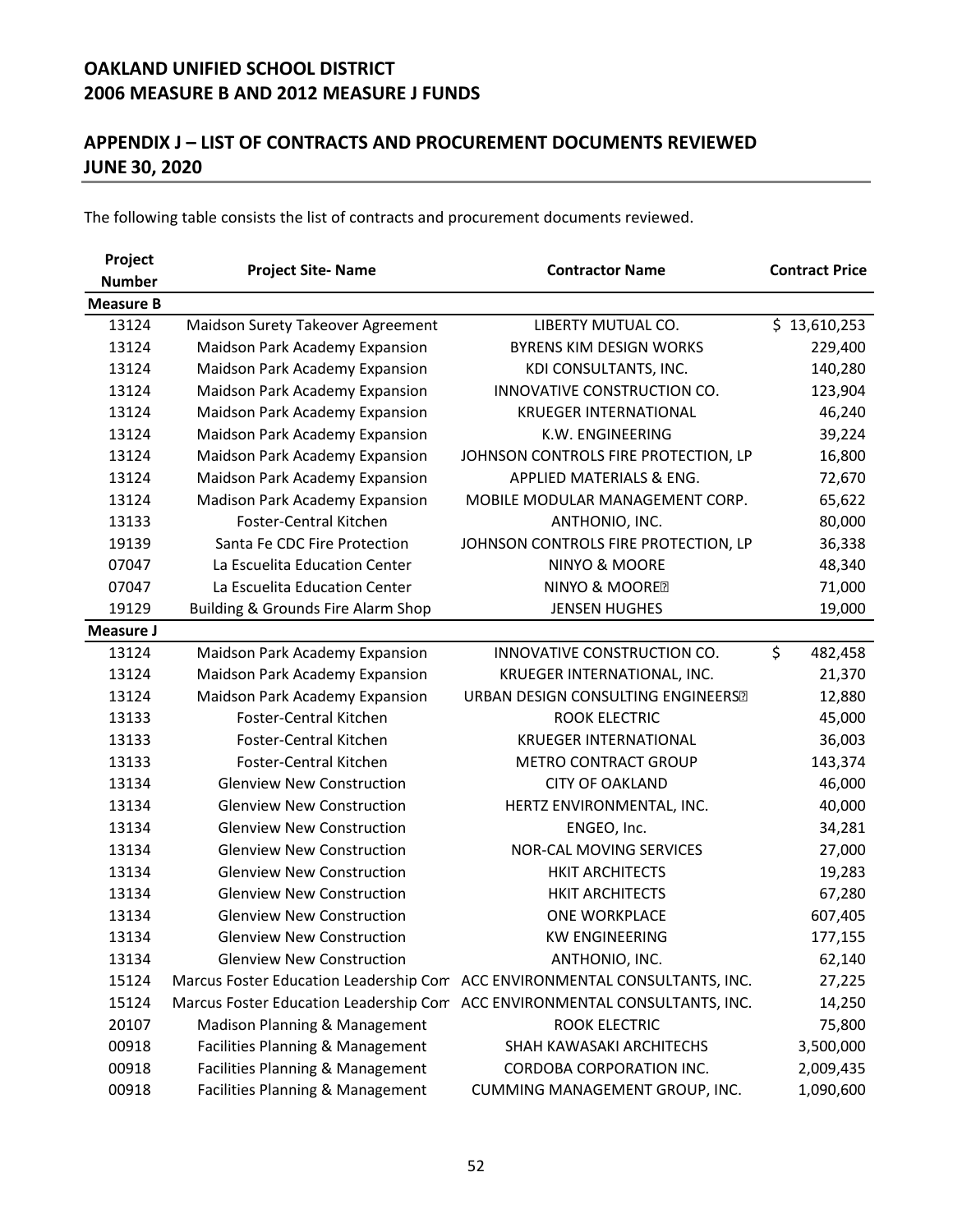## OAKLAND UNIFIED SCHOOL DISTRICT
## 2006 MEASURE B AND 2012 MEASURE J FUNDS

## APPENDIX J – LIST OF CONTRACTS AND PROCUREMENT DOCUMENTS REVIEWED
## JUNE 30, 2020

The following table consists the list of contracts and procurement documents reviewed.

| Project Number | Project Site- Name | Contractor Name | Contract Price |
|---|---|---|---|
| **Measure B** | | | |
| 13124 | Maidson Surety Takeover Agreement | LIBERTY MUTUAL CO. | $ 13,610,253 |
| 13124 | Maidson Park Academy Expansion | BYRENS KIM DESIGN WORKS | 229,400 |
| 13124 | Maidson Park Academy Expansion | KDI CONSULTANTS, INC. | 140,280 |
| 13124 | Maidson Park Academy Expansion | INNOVATIVE CONSTRUCTION CO. | 123,904 |
| 13124 | Maidson Park Academy Expansion | KRUEGER INTERNATIONAL | 46,240 |
| 13124 | Maidson Park Academy Expansion | K.W. ENGINEERING | 39,224 |
| 13124 | Maidson Park Academy Expansion | JOHNSON CONTROLS FIRE PROTECTION, LP | 16,800 |
| 13124 | Maidson Park Academy Expansion | APPLIED MATERIALS & ENG. | 72,670 |
| 13124 | Madison Park Academy Expansion | MOBILE MODULAR MANAGEMENT CORP. | 65,622 |
| 13133 | Foster-Central Kitchen | ANTHONIO, INC. | 80,000 |
| 19139 | Santa Fe CDC Fire Protection | JOHNSON CONTROLS FIRE PROTECTION, LP | 36,338 |
| 07047 | La Escuelita Education Center | NINYO & MOORE | 48,340 |
| 07047 | La Escuelita Education Center | NINYO & MOORE | 71,000 |
| 19129 | Building & Grounds Fire Alarm Shop | JENSEN HUGHES | 19,000 |
| **Measure J** | | | |
| 13124 | Maidson Park Academy Expansion | INNOVATIVE CONSTRUCTION CO. | $ 482,458 |
| 13124 | Maidson Park Academy Expansion | KRUEGER INTERNATIONAL, INC. | 21,370 |
| 13124 | Maidson Park Academy Expansion | URBAN DESIGN CONSULTING ENGINEERS | 12,880 |
| 13133 | Foster-Central Kitchen | ROOK ELECTRIC | 45,000 |
| 13133 | Foster-Central Kitchen | KRUEGER INTERNATIONAL | 36,003 |
| 13133 | Foster-Central Kitchen | METRO CONTRACT GROUP | 143,374 |
| 13134 | Glenview New Construction | CITY OF OAKLAND | 46,000 |
| 13134 | Glenview New Construction | HERTZ ENVIRONMENTAL, INC. | 40,000 |
| 13134 | Glenview New Construction | ENGEO, Inc. | 34,281 |
| 13134 | Glenview New Construction | NOR-CAL MOVING SERVICES | 27,000 |
| 13134 | Glenview New Construction | HKIT ARCHITECTS | 19,283 |
| 13134 | Glenview New Construction | HKIT ARCHITECTS | 67,280 |
| 13134 | Glenview New Construction | ONE WORKPLACE | 607,405 |
| 13134 | Glenview New Construction | KW ENGINEERING | 177,155 |
| 13134 | Glenview New Construction | ANTHONIO, INC. | 62,140 |
| 15124 | Marcus Foster Education Leadership Com | ACC ENVIRONMENTAL CONSULTANTS, INC. | 27,225 |
| 15124 | Marcus Foster Education Leadership Com | ACC ENVIRONMENTAL CONSULTANTS, INC. | 14,250 |
| 20107 | Madison Planning & Management | ROOK ELECTRIC | 75,800 |
| 00918 | Facilities Planning & Management | SHAH KAWASAKI ARCHITECHS | 3,500,000 |
| 00918 | Facilities Planning & Management | CORDOBA CORPORATION INC. | 2,009,435 |
| 00918 | Facilities Planning & Management | CUMMING MANAGEMENT GROUP, INC. | 1,090,600 |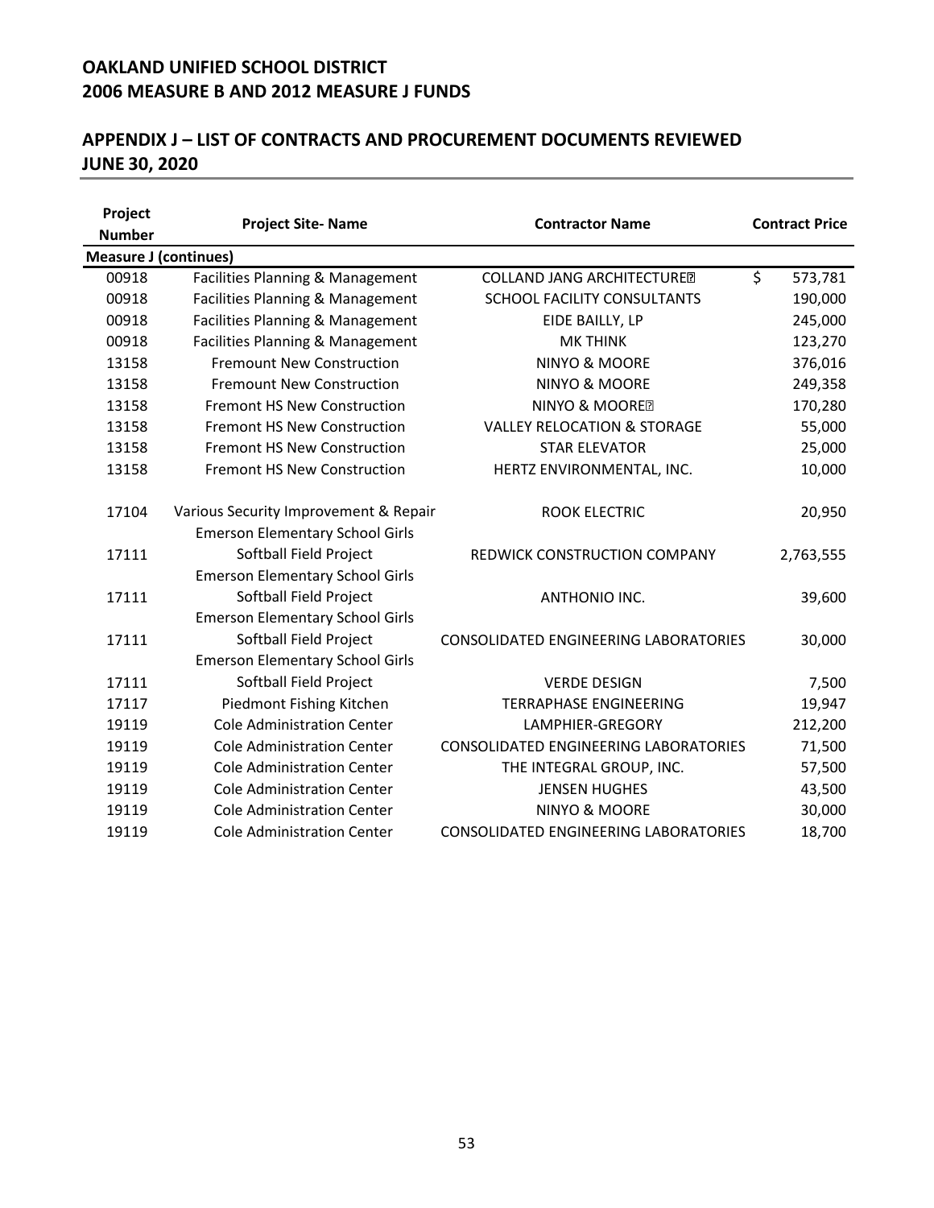## OAKLAND UNIFIED SCHOOL DISTRICT
## 2006 MEASURE B AND 2012 MEASURE J FUNDS

## APPENDIX J – LIST OF CONTRACTS AND PROCUREMENT DOCUMENTS REVIEWED
## JUNE 30, 2020

| Project Number | Project Site- Name | Contractor Name | Contract Price |
|---|---|---|---|
| **Measure J (continues)** | | | |
| 00918 | Facilities Planning & Management | COLLAND JANG ARCHITECTURE | $ 573,781 |
| 00918 | Facilities Planning & Management | SCHOOL FACILITY CONSULTANTS | 190,000 |
| 00918 | Facilities Planning & Management | EIDE BAILLY, LP | 245,000 |
| 00918 | Facilities Planning & Management | MK THINK | 123,270 |
| 13158 | Fremount New Construction | NINYO & MOORE | 376,016 |
| 13158 | Fremount New Construction | NINYO & MOORE | 249,358 |
| 13158 | Fremont HS New Construction | NINYO & MOORE | 170,280 |
| 13158 | Fremont HS New Construction | VALLEY RELOCATION & STORAGE | 55,000 |
| 13158 | Fremont HS New Construction | STAR ELEVATOR | 25,000 |
| 13158 | Fremont HS New Construction | HERTZ ENVIRONMENTAL, INC. | 10,000 |
| 17104 | Various Security Improvement & Repair | ROOK ELECTRIC | 20,950 |
| 17111 | Emerson Elementary School Girls Softball Field Project | REDWICK CONSTRUCTION COMPANY | 2,763,555 |
| 17111 | Emerson Elementary School Girls Softball Field Project | ANTHONIO INC. | 39,600 |
| 17111 | Emerson Elementary School Girls Softball Field Project | CONSOLIDATED ENGINEERING LABORATORIES | 30,000 |
| 17111 | Emerson Elementary School Girls Softball Field Project | VERDE DESIGN | 7,500 |
| 17117 | Piedmont Fishing Kitchen | TERRAPHASE ENGINEERING | 19,947 |
| 19119 | Cole Administration Center | LAMPHIER-GREGORY | 212,200 |
| 19119 | Cole Administration Center | CONSOLIDATED ENGINEERING LABORATORIES | 71,500 |
| 19119 | Cole Administration Center | THE INTEGRAL GROUP, INC. | 57,500 |
| 19119 | Cole Administration Center | JENSEN HUGHES | 43,500 |
| 19119 | Cole Administration Center | NINYO & MOORE | 30,000 |
| 19119 | Cole Administration Center | CONSOLIDATED ENGINEERING LABORATORIES | 18,700 |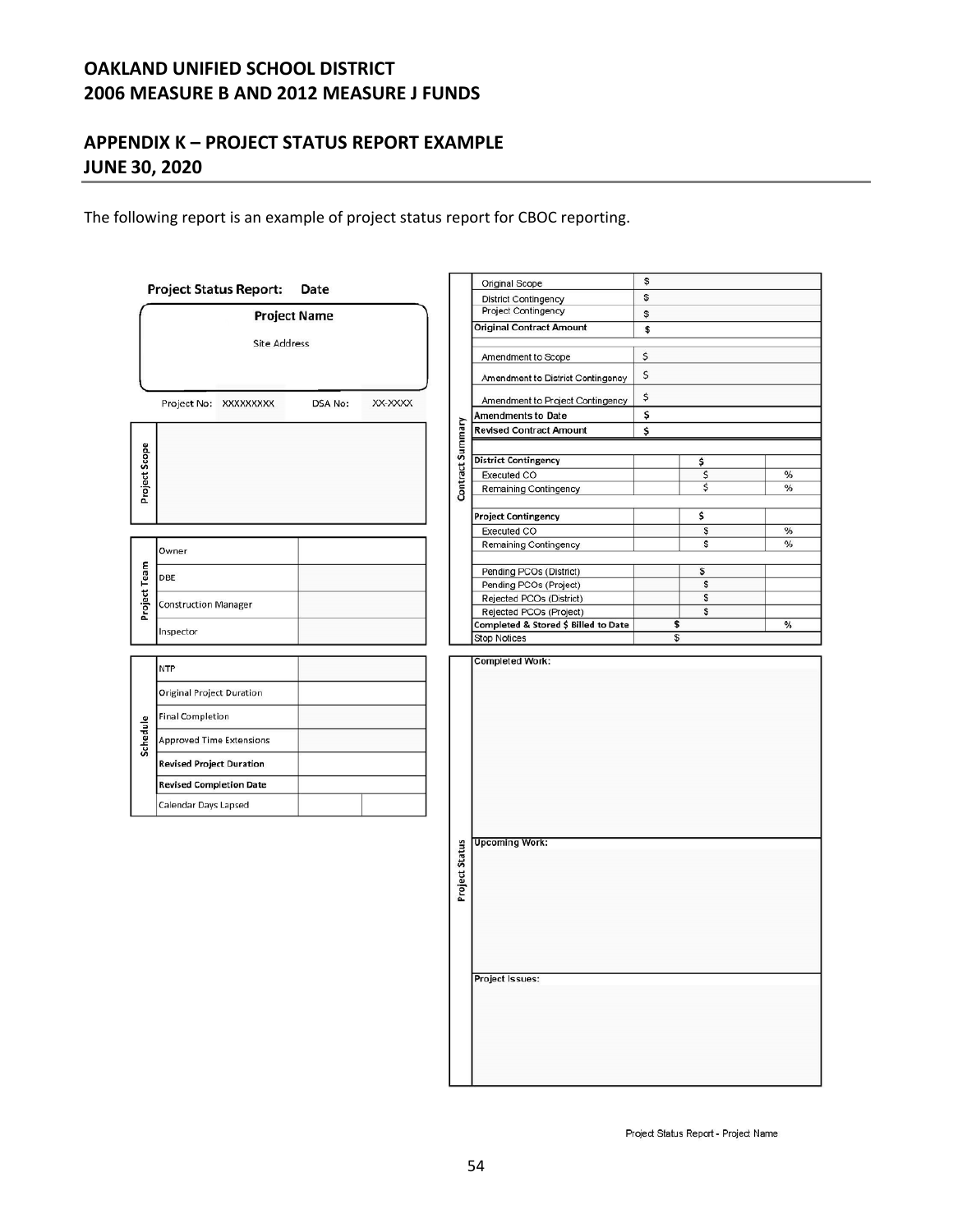## OAKLAND UNIFIED SCHOOL DISTRICT
## 2006 MEASURE B AND 2012 MEASURE J FUNDS

## APPENDIX K – PROJECT STATUS REPORT EXAMPLE
## JUNE 30, 2020

The following report is an example of project status report for CBOC reporting.

**Project Status Report: Date**

**Project Name**

Site Address

Project No: XXXXXXXXX DSA No: XX-XXXX

| | |
|---|---|
| Project Scope | |

| | | |
|---|---|---|
| Project Team | Owner | |
| | DBE | |
| | Construction Manager | |
| | Inspector | |

| | | | |
|---|---|---|---|
| Schedule | NTP | | |
| | Original Project Duration | | |
| | Final Completion | | |
| | Approved Time Extensions | | |
| | **Revised Project Duration** | | |
| | **Revised Completion Date** | | |
| | Calendar Days Lapsed | | |

| | | | | |
|---|---|---|---|---|
| Contract Summary | Original Scope | $ | | |
| | District Contingency | $ | | |
| | Project Contingency | $ | | |
| | **Original Contract Amount** | **$** | | |
| | Amendment to Scope | $ | | |
| | Amendment to District Contingency | $ | | |
| | Amendment to Project Contingency | $ | | |
| | **Amendments to Date** | **$** | | |
| | **Revised Contract Amount** | **$** | | |
| | **District Contingency** | | **$** | |
| | Executed CO | | $ | % |
| | Remaining Contingency | | $ | % |
| | **Project Contingency** | | **$** | |
| | Executed CO | | $ | % |
| | Remaining Contingency | | $ | % |
| | Pending PCOs (District) | | $ | |
| | Pending PCOs (Project) | | $ | |
| | Rejected PCOs (District) | | $ | |
| | Rejected PCOs (Project) | | $ | |
| | **Completed & Stored $ Billed to Date** | **$** | | **%** |
| | Stop Notices | $ | | |

| | |
|---|---|
| Project Status | **Completed Work:** |
| | **Upcoming Work:** |
| | **Project Issues:** |

Project Status Report - Project Name